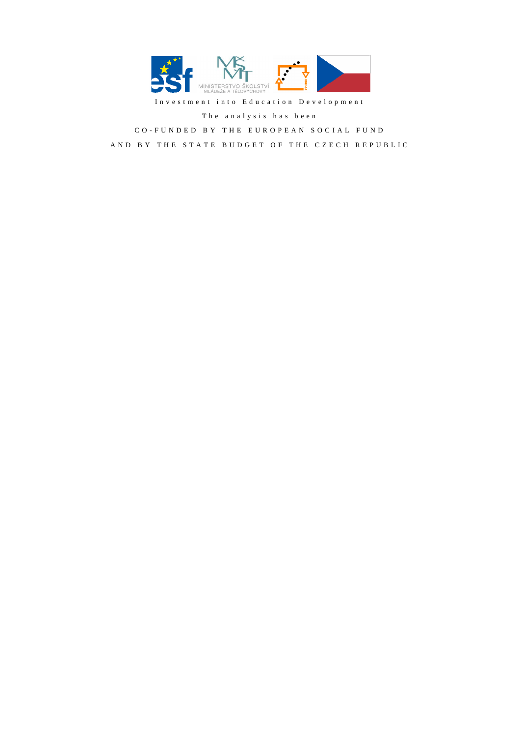Investment into Education Development

The analysis has been

CO-FUNDED BY THE EUROPEAN SOCIAL FUND

AND BY THE STATE BUDGET OF THE CZECH REPUBLIC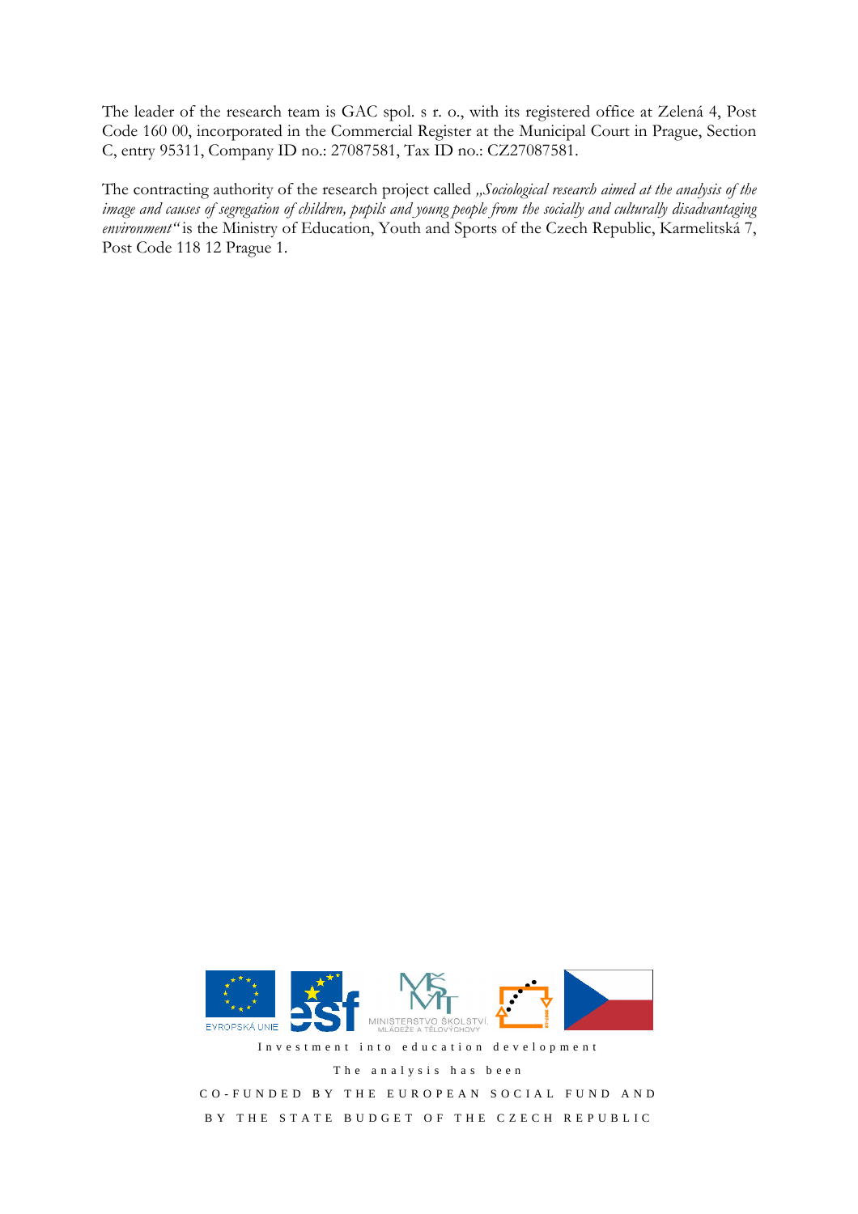The leader of the research team is GAC spol. s r. o., with its registered office at Zelená 4, Post Code 160 00, incorporated in the Commercial Register at the Municipal Court in Prague, Section C, entry 95311, Company ID no.: 27087581, Tax ID no.: CZ27087581.

The contracting authority of the research project called *„Sociological research aimed at the analysis of the image and causes of segregation of children, pupils and young people from the socially and culturally disadvantaging environment"* is the Ministry of Education, Youth and Sports of the Czech Republic, Karmelitská 7, Post Code 118 12 Prague 1.

EVROPSKÁ UNIE

MINISTERSTVO ŠKOLSTVÍ, MLÁDEŽE A TĚLOVÝCHOVY

Investment into education development

The analysis has been

CO-FUNDED BY THE EUROPEAN SOCIAL FUND AND

BY THE STATE BUDGET OF THE CZECH REPUBLIC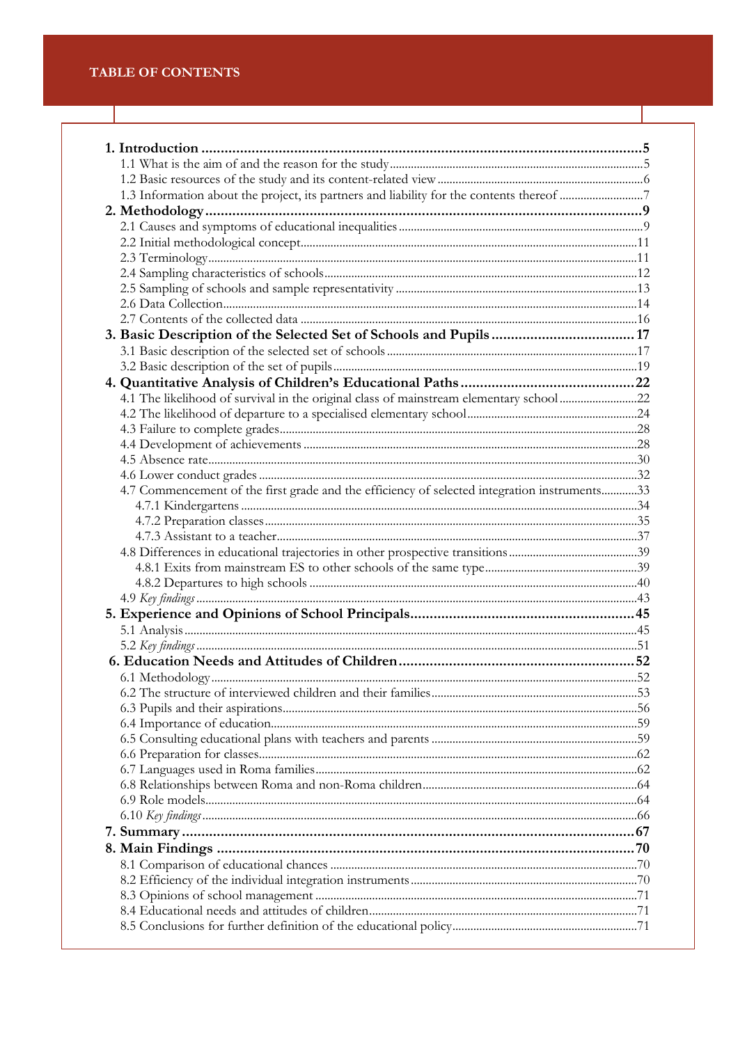# TABLE OF CONTENTS

**1. Introduction** .......... **5**
- 1.1 What is the aim of and the reason for the study .......... 5
- 1.2 Basic resources of the study and its content-related view .......... 6
- 1.3 Information about the project, its partners and liability for the contents thereof .......... 7

**2. Methodology** .......... **9**
- 2.1 Causes and symptoms of educational inequalities .......... 9
- 2.2 Initial methodological concept .......... 11
- 2.3 Terminology .......... 11
- 2.4 Sampling characteristics of schools .......... 12
- 2.5 Sampling of schools and sample representativity .......... 13
- 2.6 Data Collection .......... 14
- 2.7 Contents of the collected data .......... 16

**3. Basic Description of the Selected Set of Schools and Pupils** .......... **17**
- 3.1 Basic description of the selected set of schools .......... 17
- 3.2 Basic description of the set of pupils .......... 19

**4. Quantitative Analysis of Children's Educational Paths** .......... **22**
- 4.1 The likelihood of survival in the original class of mainstream elementary school .......... 22
- 4.2 The likelihood of departure to a specialised elementary school .......... 24
- 4.3 Failure to complete grades .......... 28
- 4.4 Development of achievements .......... 28
- 4.5 Absence rate .......... 30
- 4.6 Lower conduct grades .......... 32
- 4.7 Commencement of the first grade and the efficiency of selected integration instruments .......... 33
  - 4.7.1 Kindergartens .......... 34
  - 4.7.2 Preparation classes .......... 35
  - 4.7.3 Assistant to a teacher .......... 37
- 4.8 Differences in educational trajectories in other prospective transitions .......... 39
  - 4.8.1 Exits from mainstream ES to other schools of the same type .......... 39
  - 4.8.2 Departures to high schools .......... 40
- 4.9 *Key findings* .......... 43

**5. Experience and Opinions of School Principals** .......... **45**
- 5.1 Analysis .......... 45
- 5.2 *Key findings* .......... 51

**6. Education Needs and Attitudes of Children** .......... **52**
- 6.1 Methodology .......... 52
- 6.2 The structure of interviewed children and their families .......... 53
- 6.3 Pupils and their aspirations .......... 56
- 6.4 Importance of education .......... 59
- 6.5 Consulting educational plans with teachers and parents .......... 59
- 6.6 Preparation for classes .......... 62
- 6.7 Languages used in Roma families .......... 62
- 6.8 Relationships between Roma and non-Roma children .......... 64
- 6.9 Role models .......... 64
- 6.10 *Key findings* .......... 66

**7. Summary** .......... **67**

**8. Main Findings** .......... **70**
- 8.1 Comparison of educational chances .......... 70
- 8.2 Efficiency of the individual integration instruments .......... 70
- 8.3 Opinions of school management .......... 71
- 8.4 Educational needs and attitudes of children .......... 71
- 8.5 Conclusions for further definition of the educational policy .......... 71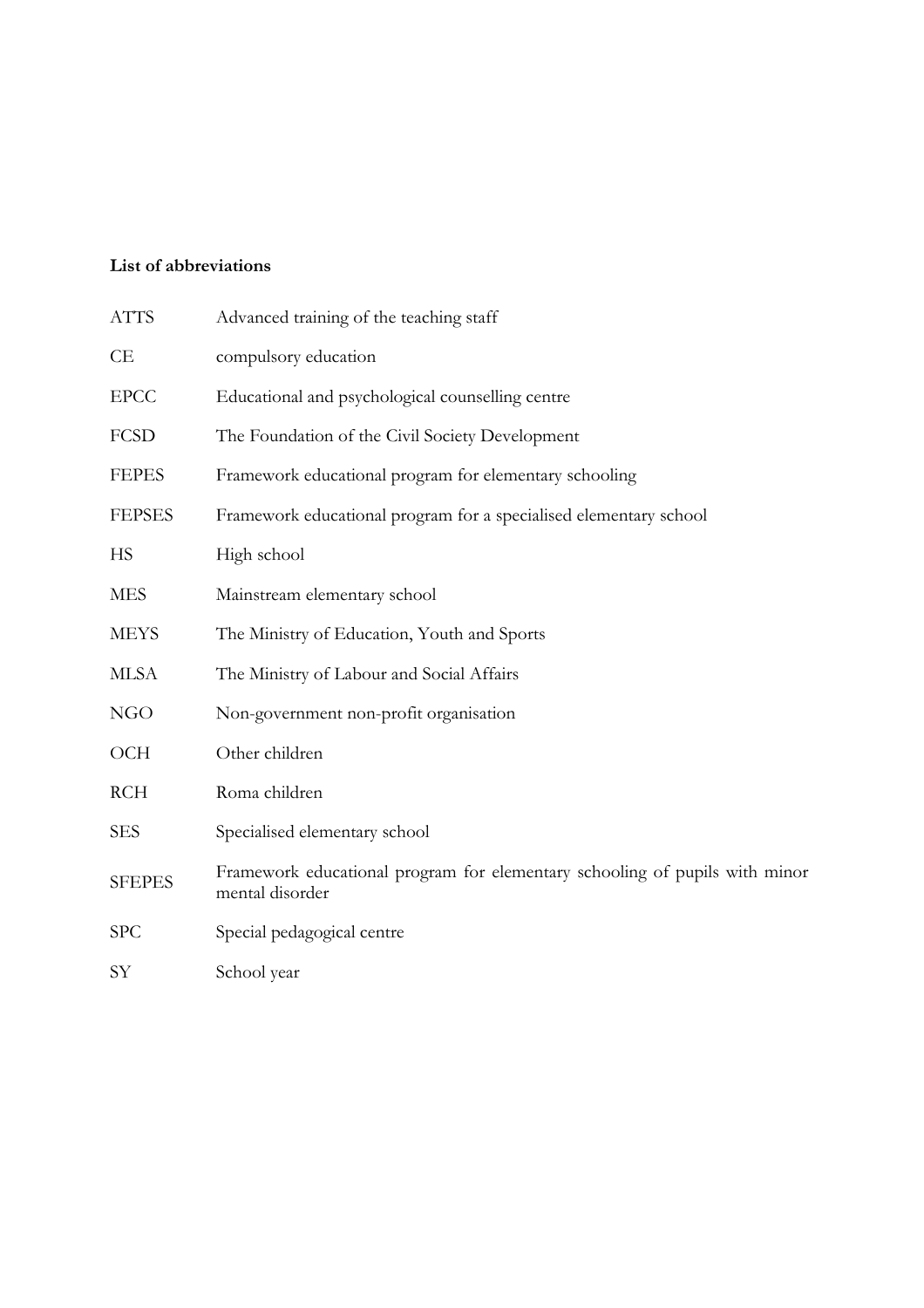**List of abbreviations**

| | |
|---|---|
| ATTS | Advanced training of the teaching staff |
| CE | compulsory education |
| EPCC | Educational and psychological counselling centre |
| FCSD | The Foundation of the Civil Society Development |
| FEPES | Framework educational program for elementary schooling |
| FEPSES | Framework educational program for a specialised elementary school |
| HS | High school |
| MES | Mainstream elementary school |
| MEYS | The Ministry of Education, Youth and Sports |
| MLSA | The Ministry of Labour and Social Affairs |
| NGO | Non-government non-profit organisation |
| OCH | Other children |
| RCH | Roma children |
| SES | Specialised elementary school |
| SFEPES | Framework educational program for elementary schooling of pupils with minor mental disorder |
| SPC | Special pedagogical centre |
| SY | School year |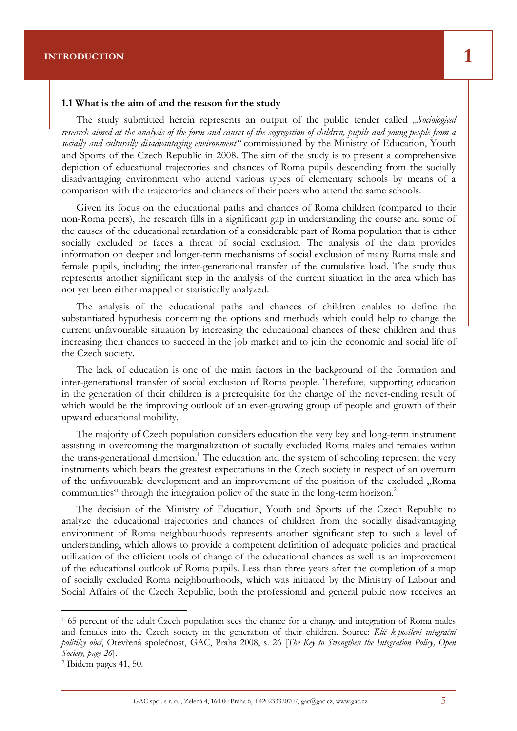# INTRODUCTION

## 1

### 1.1 What is the aim of and the reason for the study

The study submitted herein represents an output of the public tender called *„Sociological research aimed at the analysis of the form and causes of the segregation of children, pupils and young people from a socially and culturally disadvantaging environment"* commissioned by the Ministry of Education, Youth and Sports of the Czech Republic in 2008. The aim of the study is to present a comprehensive depiction of educational trajectories and chances of Roma pupils descending from the socially disadvantaging environment who attend various types of elementary schools by means of a comparison with the trajectories and chances of their peers who attend the same schools.

Given its focus on the educational paths and chances of Roma children (compared to their non-Roma peers), the research fills in a significant gap in understanding the course and some of the causes of the educational retardation of a considerable part of Roma population that is either socially excluded or faces a threat of social exclusion. The analysis of the data provides information on deeper and longer-term mechanisms of social exclusion of many Roma male and female pupils, including the inter-generational transfer of the cumulative load. The study thus represents another significant step in the analysis of the current situation in the area which has not yet been either mapped or statistically analyzed.

The analysis of the educational paths and chances of children enables to define the substantiated hypothesis concerning the options and methods which could help to change the current unfavourable situation by increasing the educational chances of these children and thus increasing their chances to succeed in the job market and to join the economic and social life of the Czech society.

The lack of education is one of the main factors in the background of the formation and inter-generational transfer of social exclusion of Roma people. Therefore, supporting education in the generation of their children is a prerequisite for the change of the never-ending result of which would be the improving outlook of an ever-growing group of people and growth of their upward educational mobility.

The majority of Czech population considers education the very key and long-term instrument assisting in overcoming the marginalization of socially excluded Roma males and females within the trans-generational dimension.[1] The education and the system of schooling represent the very instruments which bears the greatest expectations in the Czech society in respect of an overturn of the unfavourable development and an improvement of the position of the excluded „Roma communities" through the integration policy of the state in the long-term horizon.[2]

The decision of the Ministry of Education, Youth and Sports of the Czech Republic to analyze the educational trajectories and chances of children from the socially disadvantaging environment of Roma neighbourhoods represents another significant step to such a level of understanding, which allows to provide a competent definition of adequate policies and practical utilization of the efficient tools of change of the educational chances as well as an improvement of the educational outlook of Roma pupils. Less than three years after the completion of a map of socially excluded Roma neighbourhoods, which was initiated by the Ministry of Labour and Social Affairs of the Czech Republic, both the professional and general public now receives an

---

[1] 65 percent of the adult Czech population sees the chance for a change and integration of Roma males and females into the Czech society in the generation of their children. Source: *Klíč k posílení integrační politiky obcí*, Otevřená společnost, GAC, Praha 2008, s. 26 [*The Key to Strengthen the Integration Policy, Open Society, page 26*].

[2] Ibidem pages 41, 50.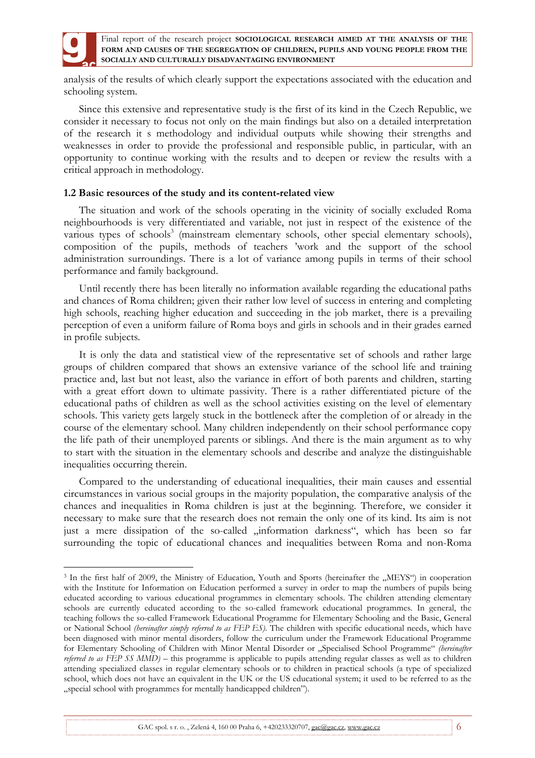analysis of the results of which clearly support the expectations associated with the education and schooling system.

Since this extensive and representative study is the first of its kind in the Czech Republic, we consider it necessary to focus not only on the main findings but also on a detailed interpretation of the research it s methodology and individual outputs while showing their strengths and weaknesses in order to provide the professional and responsible public, in particular, with an opportunity to continue working with the results and to deepen or review the results with a critical approach in methodology.

### 1.2 Basic resources of the study and its content-related view

The situation and work of the schools operating in the vicinity of socially excluded Roma neighbourhoods is very differentiated and variable, not just in respect of the existence of the various types of schools[3] (mainstream elementary schools, other special elementary schools), composition of the pupils, methods of teachers 'work and the support of the school administration surroundings. There is a lot of variance among pupils in terms of their school performance and family background.

Until recently there has been literally no information available regarding the educational paths and chances of Roma children; given their rather low level of success in entering and completing high schools, reaching higher education and succeeding in the job market, there is a prevailing perception of even a uniform failure of Roma boys and girls in schools and in their grades earned in profile subjects.

It is only the data and statistical view of the representative set of schools and rather large groups of children compared that shows an extensive variance of the school life and training practice and, last but not least, also the variance in effort of both parents and children, starting with a great effort down to ultimate passivity. There is a rather differentiated picture of the educational paths of children as well as the school activities existing on the level of elementary schools. This variety gets largely stuck in the bottleneck after the completion of or already in the course of the elementary school. Many children independently on their school performance copy the life path of their unemployed parents or siblings. And there is the main argument as to why to start with the situation in the elementary schools and describe and analyze the distinguishable inequalities occurring therein.

Compared to the understanding of educational inequalities, their main causes and essential circumstances in various social groups in the majority population, the comparative analysis of the chances and inequalities in Roma children is just at the beginning. Therefore, we consider it necessary to make sure that the research does not remain the only one of its kind. Its aim is not just a mere dissipation of the so-called „information darkness", which has been so far surrounding the topic of educational chances and inequalities between Roma and non-Roma

---

[3] In the first half of 2009, the Ministry of Education, Youth and Sports (hereinafter the „MEYS") in cooperation with the Institute for Information on Education performed a survey in order to map the numbers of pupils being educated according to various educational programmes in elementary schools. The children attending elementary schools are currently educated according to the so-called framework educational programmes. In general, the teaching follows the so-called Framework Educational Programme for Elementary Schooling and the Basic, General or National School *(hereinafter simply referred to as FEP ES)*. The children with specific educational needs, which have been diagnosed with minor mental disorders, follow the curriculum under the Framework Educational Programme for Elementary Schooling of Children with Minor Mental Disorder or „Specialised School Programme" *(hereinafter referred to as FEP SS MMD)* – this programme is applicable to pupils attending regular classes as well as to children attending specialized classes in regular elementary schools or to children in practical schools (a type of specialized school, which does not have an equivalent in the UK or the US educational system; it used to be referred to as the „special school with programmes for mentally handicapped children").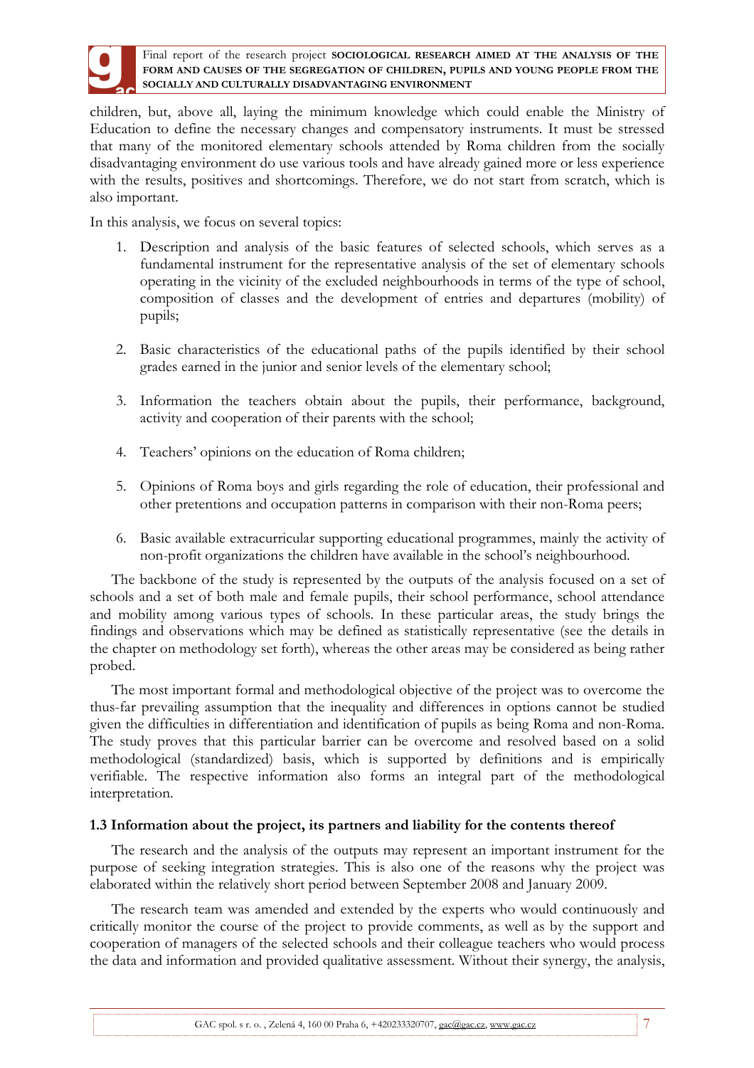children, but, above all, laying the minimum knowledge which could enable the Ministry of Education to define the necessary changes and compensatory instruments. It must be stressed that many of the monitored elementary schools attended by Roma children from the socially disadvantaging environment do use various tools and have already gained more or less experience with the results, positives and shortcomings. Therefore, we do not start from scratch, which is also important.

In this analysis, we focus on several topics:

1. Description and analysis of the basic features of selected schools, which serves as a fundamental instrument for the representative analysis of the set of elementary schools operating in the vicinity of the excluded neighbourhoods in terms of the type of school, composition of classes and the development of entries and departures (mobility) of pupils;

2. Basic characteristics of the educational paths of the pupils identified by their school grades earned in the junior and senior levels of the elementary school;

3. Information the teachers obtain about the pupils, their performance, background, activity and cooperation of their parents with the school;

4. Teachers' opinions on the education of Roma children;

5. Opinions of Roma boys and girls regarding the role of education, their professional and other pretentions and occupation patterns in comparison with their non-Roma peers;

6. Basic available extracurricular supporting educational programmes, mainly the activity of non-profit organizations the children have available in the school's neighbourhood.

The backbone of the study is represented by the outputs of the analysis focused on a set of schools and a set of both male and female pupils, their school performance, school attendance and mobility among various types of schools. In these particular areas, the study brings the findings and observations which may be defined as statistically representative (see the details in the chapter on methodology set forth), whereas the other areas may be considered as being rather probed.

The most important formal and methodological objective of the project was to overcome the thus-far prevailing assumption that the inequality and differences in options cannot be studied given the difficulties in differentiation and identification of pupils as being Roma and non-Roma. The study proves that this particular barrier can be overcome and resolved based on a solid methodological (standardized) basis, which is supported by definitions and is empirically verifiable. The respective information also forms an integral part of the methodological interpretation.

### 1.3 Information about the project, its partners and liability for the contents thereof

The research and the analysis of the outputs may represent an important instrument for the purpose of seeking integration strategies. This is also one of the reasons why the project was elaborated within the relatively short period between September 2008 and January 2009.

The research team was amended and extended by the experts who would continuously and critically monitor the course of the project to provide comments, as well as by the support and cooperation of managers of the selected schools and their colleague teachers who would process the data and information and provided qualitative assessment. Without their synergy, the analysis,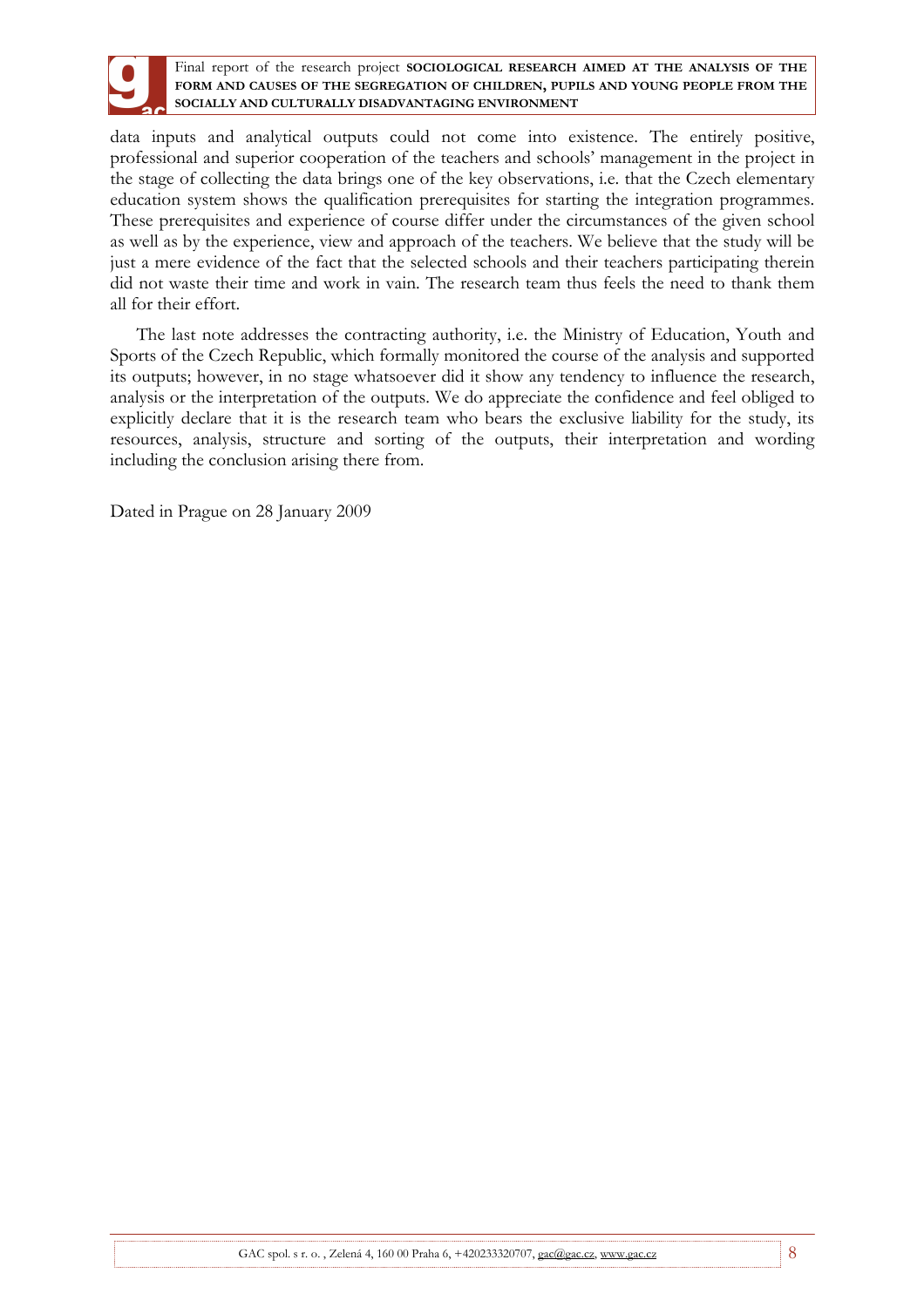data inputs and analytical outputs could not come into existence. The entirely positive, professional and superior cooperation of the teachers and schools' management in the project in the stage of collecting the data brings one of the key observations, i.e. that the Czech elementary education system shows the qualification prerequisites for starting the integration programmes. These prerequisites and experience of course differ under the circumstances of the given school as well as by the experience, view and approach of the teachers. We believe that the study will be just a mere evidence of the fact that the selected schools and their teachers participating therein did not waste their time and work in vain. The research team thus feels the need to thank them all for their effort.

The last note addresses the contracting authority, i.e. the Ministry of Education, Youth and Sports of the Czech Republic, which formally monitored the course of the analysis and supported its outputs; however, in no stage whatsoever did it show any tendency to influence the research, analysis or the interpretation of the outputs. We do appreciate the confidence and feel obliged to explicitly declare that it is the research team who bears the exclusive liability for the study, its resources, analysis, structure and sorting of the outputs, their interpretation and wording including the conclusion arising there from.

Dated in Prague on 28 January 2009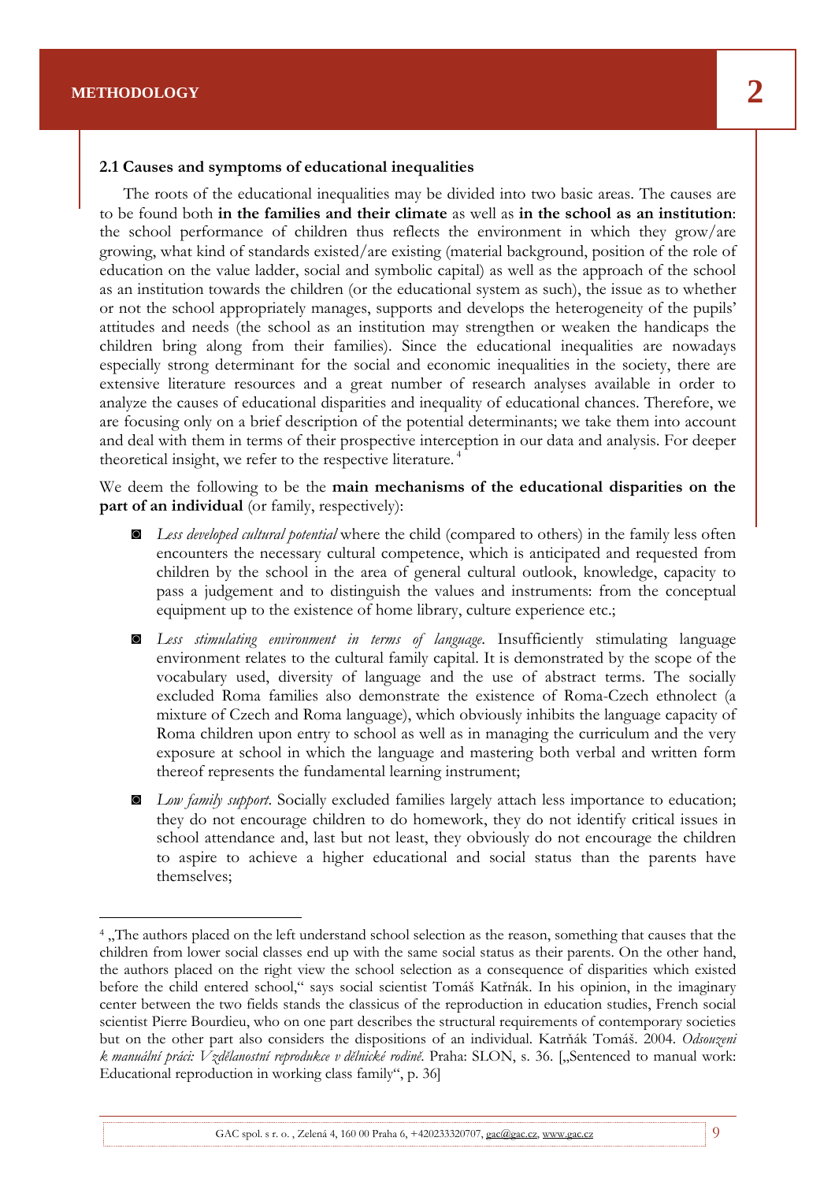# METHODOLOGY

## 2.1 Causes and symptoms of educational inequalities

The roots of the educational inequalities may be divided into two basic areas. The causes are to be found both **in the families and their climate** as well as **in the school as an institution**: the school performance of children thus reflects the environment in which they grow/are growing, what kind of standards existed/are existing (material background, position of the role of education on the value ladder, social and symbolic capital) as well as the approach of the school as an institution towards the children (or the educational system as such), the issue as to whether or not the school appropriately manages, supports and develops the heterogeneity of the pupils' attitudes and needs (the school as an institution may strengthen or weaken the handicaps the children bring along from their families). Since the educational inequalities are nowadays especially strong determinant for the social and economic inequalities in the society, there are extensive literature resources and a great number of research analyses available in order to analyze the causes of educational disparities and inequality of educational chances. Therefore, we are focusing only on a brief description of the potential determinants; we take them into account and deal with them in terms of their prospective interception in our data and analysis. For deeper theoretical insight, we refer to the respective literature. [4]

We deem the following to be the **main mechanisms of the educational disparities on the part of an individual** (or family, respectively):

- *Less developed cultural potential* where the child (compared to others) in the family less often encounters the necessary cultural competence, which is anticipated and requested from children by the school in the area of general cultural outlook, knowledge, capacity to pass a judgement and to distinguish the values and instruments: from the conceptual equipment up to the existence of home library, culture experience etc.;
- *Less stimulating environment in terms of language*. Insufficiently stimulating language environment relates to the cultural family capital. It is demonstrated by the scope of the vocabulary used, diversity of language and the use of abstract terms. The socially excluded Roma families also demonstrate the existence of Roma-Czech ethnolect (a mixture of Czech and Roma language), which obviously inhibits the language capacity of Roma children upon entry to school as well as in managing the curriculum and the very exposure at school in which the language and mastering both verbal and written form thereof represents the fundamental learning instrument;
- *Low family support*. Socially excluded families largely attach less importance to education; they do not encourage children to do homework, they do not identify critical issues in school attendance and, last but not least, they obviously do not encourage the children to aspire to achieve a higher educational and social status than the parents have themselves;

---

[4] „The authors placed on the left understand school selection as the reason, something that causes that the children from lower social classes end up with the same social status as their parents. On the other hand, the authors placed on the right view the school selection as a consequence of disparities which existed before the child entered school," says social scientist Tomáš Katrňák. In his opinion, in the imaginary center between the two fields stands the classicus of the reproduction in education studies, French social scientist Pierre Bourdieu, who on one part describes the structural requirements of contemporary societies but on the other part also considers the dispositions of an individual. Katrňák Tomáš. 2004. *Odsouzeni k manuální práci: Vzdělanostní reprodukce v dělnické rodině*. Praha: SLON, s. 36. [„Sentenced to manual work: Educational reproduction in working class family", p. 36]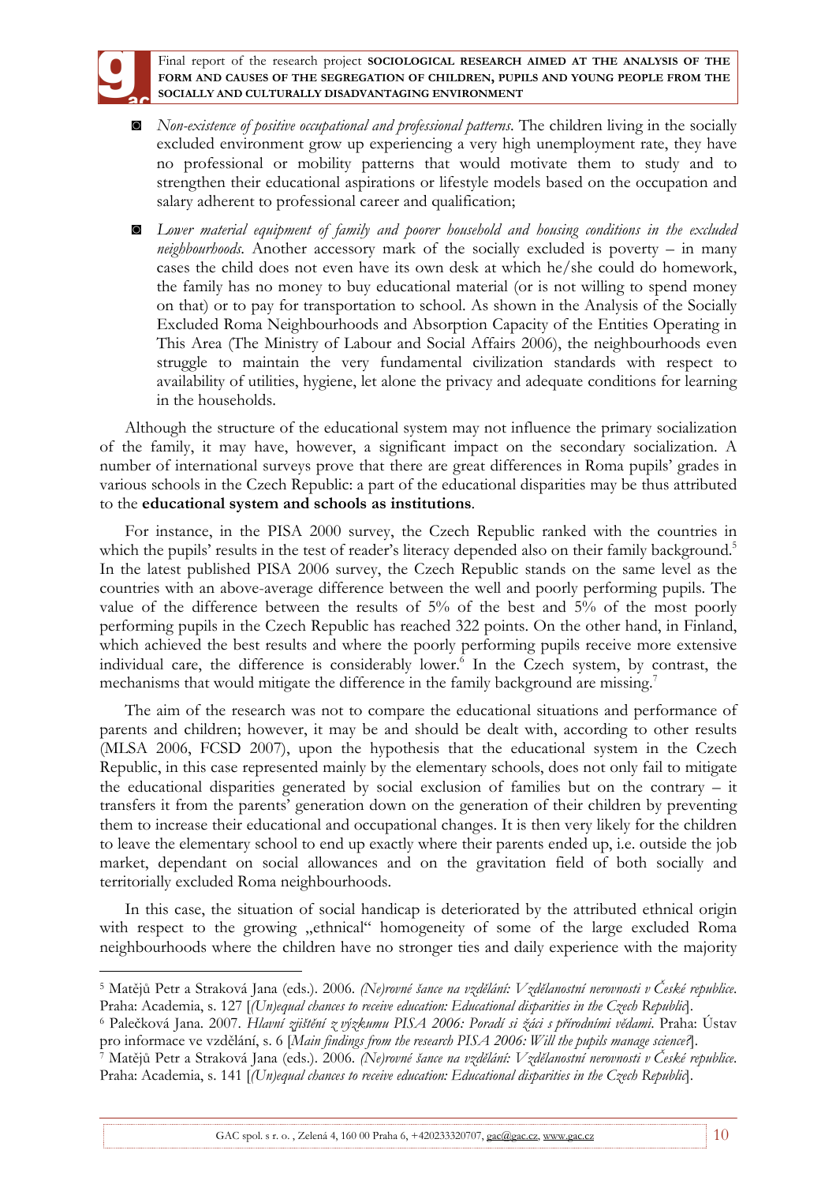- *Non-existence of positive occupational and professional patterns.* The children living in the socially excluded environment grow up experiencing a very high unemployment rate, they have no professional or mobility patterns that would motivate them to study and to strengthen their educational aspirations or lifestyle models based on the occupation and salary adherent to professional career and qualification;

- *Lower material equipment of family and poorer household and housing conditions in the excluded neighbourhoods.* Another accessory mark of the socially excluded is poverty – in many cases the child does not even have its own desk at which he/she could do homework, the family has no money to buy educational material (or is not willing to spend money on that) or to pay for transportation to school. As shown in the Analysis of the Socially Excluded Roma Neighbourhoods and Absorption Capacity of the Entities Operating in This Area (The Ministry of Labour and Social Affairs 2006), the neighbourhoods even struggle to maintain the very fundamental civilization standards with respect to availability of utilities, hygiene, let alone the privacy and adequate conditions for learning in the households.

Although the structure of the educational system may not influence the primary socialization of the family, it may have, however, a significant impact on the secondary socialization. A number of international surveys prove that there are great differences in Roma pupils' grades in various schools in the Czech Republic: a part of the educational disparities may be thus attributed to the **educational system and schools as institutions**.

For instance, in the PISA 2000 survey, the Czech Republic ranked with the countries in which the pupils' results in the test of reader's literacy depended also on their family background.[5] In the latest published PISA 2006 survey, the Czech Republic stands on the same level as the countries with an above-average difference between the well and poorly performing pupils. The value of the difference between the results of 5% of the best and 5% of the most poorly performing pupils in the Czech Republic has reached 322 points. On the other hand, in Finland, which achieved the best results and where the poorly performing pupils receive more extensive individual care, the difference is considerably lower.[6] In the Czech system, by contrast, the mechanisms that would mitigate the difference in the family background are missing.[7]

The aim of the research was not to compare the educational situations and performance of parents and children; however, it may be and should be dealt with, according to other results (MLSA 2006, FCSD 2007), upon the hypothesis that the educational system in the Czech Republic, in this case represented mainly by the elementary schools, does not only fail to mitigate the educational disparities generated by social exclusion of families but on the contrary – it transfers it from the parents' generation down on the generation of their children by preventing them to increase their educational and occupational changes. It is then very likely for the children to leave the elementary school to end up exactly where their parents ended up, i.e. outside the job market, dependant on social allowances and on the gravitation field of both socially and territorially excluded Roma neighbourhoods.

In this case, the situation of social handicap is deteriorated by the attributed ethnical origin with respect to the growing „ethnical" homogeneity of some of the large excluded Roma neighbourhoods where the children have no stronger ties and daily experience with the majority

---

[5] Matějů Petr a Straková Jana (eds.). 2006. *(Ne)rovné šance na vzdělání: Vzdělanostní nerovnosti v České republice.* Praha: Academia, s. 127 [*(Un)equal chances to receive education: Educational disparities in the Czech Republic*].

[6] Palečková Jana. 2007. *Hlavní zjištění z výzkumu PISA 2006: Poradí si žáci s přírodními vědami.* Praha: Ústav pro informace ve vzdělání, s. 6 [*Main findings from the research PISA 2006: Will the pupils manage science?*].

[7] Matějů Petr a Straková Jana (eds.). 2006. *(Ne)rovné šance na vzdělání: Vzdělanostní nerovnosti v České republice.* Praha: Academia, s. 141 [*(Un)equal chances to receive education: Educational disparities in the Czech Republic*].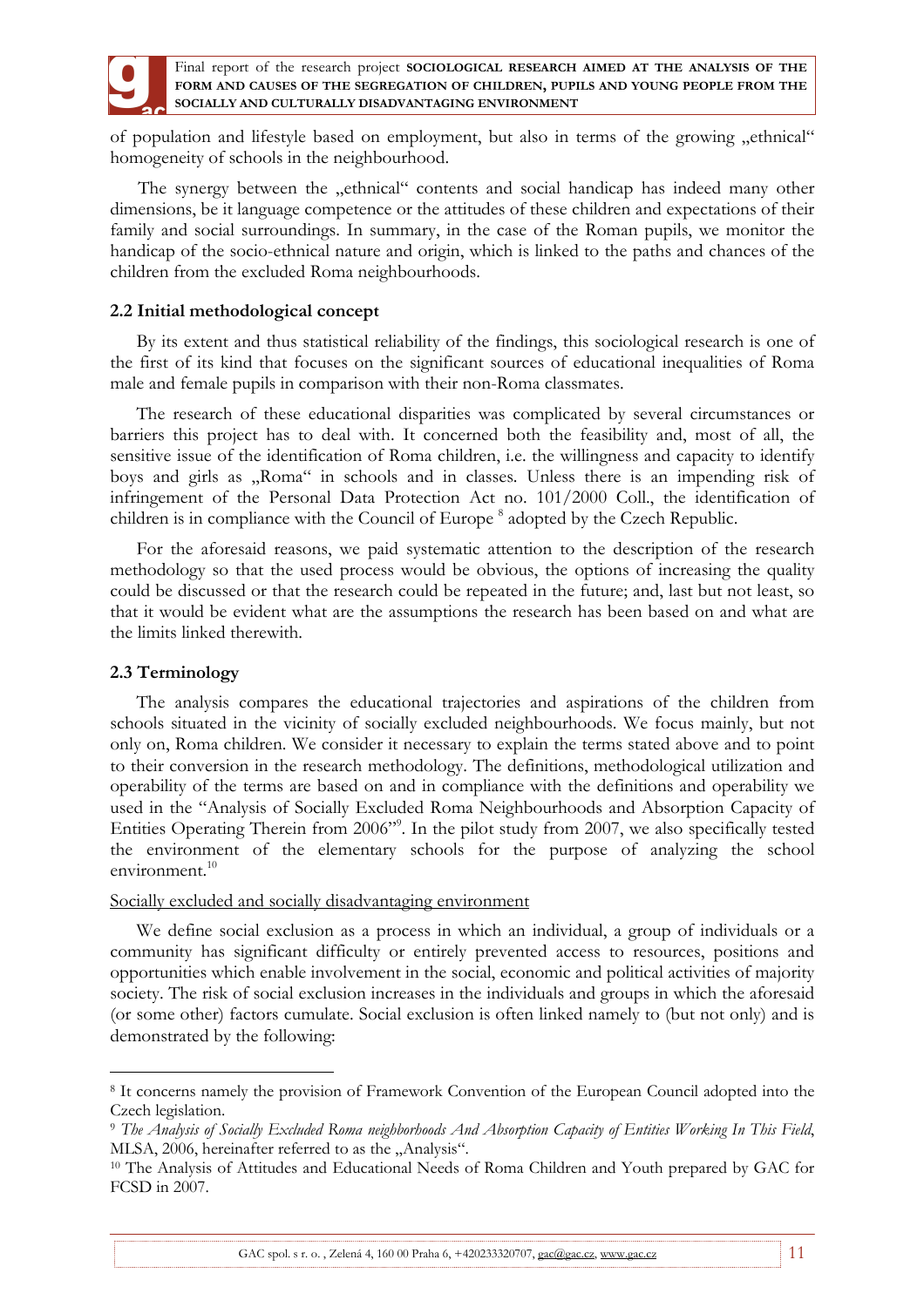of population and lifestyle based on employment, but also in terms of the growing „ethnical" homogeneity of schools in the neighbourhood.

The synergy between the „ethnical" contents and social handicap has indeed many other dimensions, be it language competence or the attitudes of these children and expectations of their family and social surroundings. In summary, in the case of the Roman pupils, we monitor the handicap of the socio-ethnical nature and origin, which is linked to the paths and chances of the children from the excluded Roma neighbourhoods.

### 2.2 Initial methodological concept

By its extent and thus statistical reliability of the findings, this sociological research is one of the first of its kind that focuses on the significant sources of educational inequalities of Roma male and female pupils in comparison with their non-Roma classmates.

The research of these educational disparities was complicated by several circumstances or barriers this project has to deal with. It concerned both the feasibility and, most of all, the sensitive issue of the identification of Roma children, i.e. the willingness and capacity to identify boys and girls as „Roma" in schools and in classes. Unless there is an impending risk of infringement of the Personal Data Protection Act no. 101/2000 Coll., the identification of children is in compliance with the Council of Europe [8] adopted by the Czech Republic.

For the aforesaid reasons, we paid systematic attention to the description of the research methodology so that the used process would be obvious, the options of increasing the quality could be discussed or that the research could be repeated in the future; and, last but not least, so that it would be evident what are the assumptions the research has been based on and what are the limits linked therewith.

### 2.3 Terminology

The analysis compares the educational trajectories and aspirations of the children from schools situated in the vicinity of socially excluded neighbourhoods. We focus mainly, but not only on, Roma children. We consider it necessary to explain the terms stated above and to point to their conversion in the research methodology. The definitions, methodological utilization and operability of the terms are based on and in compliance with the definitions and operability we used in the "Analysis of Socially Excluded Roma Neighbourhoods and Absorption Capacity of Entities Operating Therein from 2006"[9]. In the pilot study from 2007, we also specifically tested the environment of the elementary schools for the purpose of analyzing the school environment.[10]

<u>Socially excluded and socially disadvantaging environment</u>

We define social exclusion as a process in which an individual, a group of individuals or a community has significant difficulty or entirely prevented access to resources, positions and opportunities which enable involvement in the social, economic and political activities of majority society. The risk of social exclusion increases in the individuals and groups in which the aforesaid (or some other) factors cumulate. Social exclusion is often linked namely to (but not only) and is demonstrated by the following:

---

[8] It concerns namely the provision of Framework Convention of the European Council adopted into the Czech legislation.

[9] *The Analysis of Socially Excluded Roma neighborhoods And Absorption Capacity of Entities Working In This Field*, MLSA, 2006, hereinafter referred to as the „Analysis".

[10] The Analysis of Attitudes and Educational Needs of Roma Children and Youth prepared by GAC for FCSD in 2007.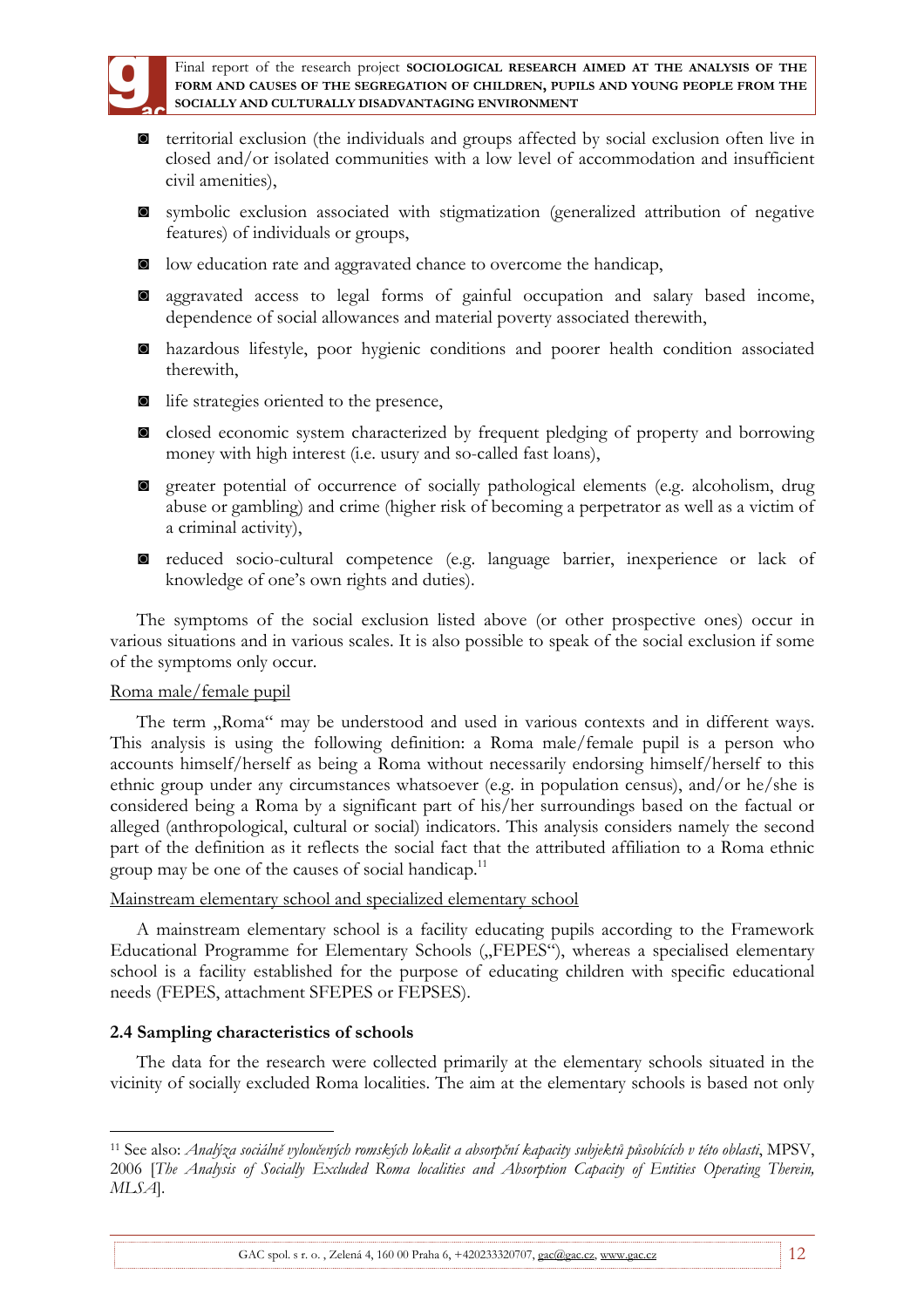- territorial exclusion (the individuals and groups affected by social exclusion often live in closed and/or isolated communities with a low level of accommodation and insufficient civil amenities),
- symbolic exclusion associated with stigmatization (generalized attribution of negative features) of individuals or groups,
- low education rate and aggravated chance to overcome the handicap,
- aggravated access to legal forms of gainful occupation and salary based income, dependence of social allowances and material poverty associated therewith,
- hazardous lifestyle, poor hygienic conditions and poorer health condition associated therewith,
- life strategies oriented to the presence,
- closed economic system characterized by frequent pledging of property and borrowing money with high interest (i.e. usury and so-called fast loans),
- greater potential of occurrence of socially pathological elements (e.g. alcoholism, drug abuse or gambling) and crime (higher risk of becoming a perpetrator as well as a victim of a criminal activity),
- reduced socio-cultural competence (e.g. language barrier, inexperience or lack of knowledge of one's own rights and duties).

The symptoms of the social exclusion listed above (or other prospective ones) occur in various situations and in various scales. It is also possible to speak of the social exclusion if some of the symptoms only occur.

<u>Roma male/female pupil</u>

The term „Roma" may be understood and used in various contexts and in different ways. This analysis is using the following definition: a Roma male/female pupil is a person who accounts himself/herself as being a Roma without necessarily endorsing himself/herself to this ethnic group under any circumstances whatsoever (e.g. in population census), and/or he/she is considered being a Roma by a significant part of his/her surroundings based on the factual or alleged (anthropological, cultural or social) indicators. This analysis considers namely the second part of the definition as it reflects the social fact that the attributed affiliation to a Roma ethnic group may be one of the causes of social handicap.[11]

<u>Mainstream elementary school and specialized elementary school</u>

A mainstream elementary school is a facility educating pupils according to the Framework Educational Programme for Elementary Schools („FEPES"), whereas a specialised elementary school is a facility established for the purpose of educating children with specific educational needs (FEPES, attachment SFEPES or FEPSES).

### 2.4 Sampling characteristics of schools

The data for the research were collected primarily at the elementary schools situated in the vicinity of socially excluded Roma localities. The aim at the elementary schools is based not only

---

[11] See also: *Analýza sociálně vyloučených romských lokalit a absorpční kapacity subjektů působících v této oblasti*, MPSV, 2006 [*The Analysis of Socially Excluded Roma localities and Absorption Capacity of Entities Operating Therein, MLSA*].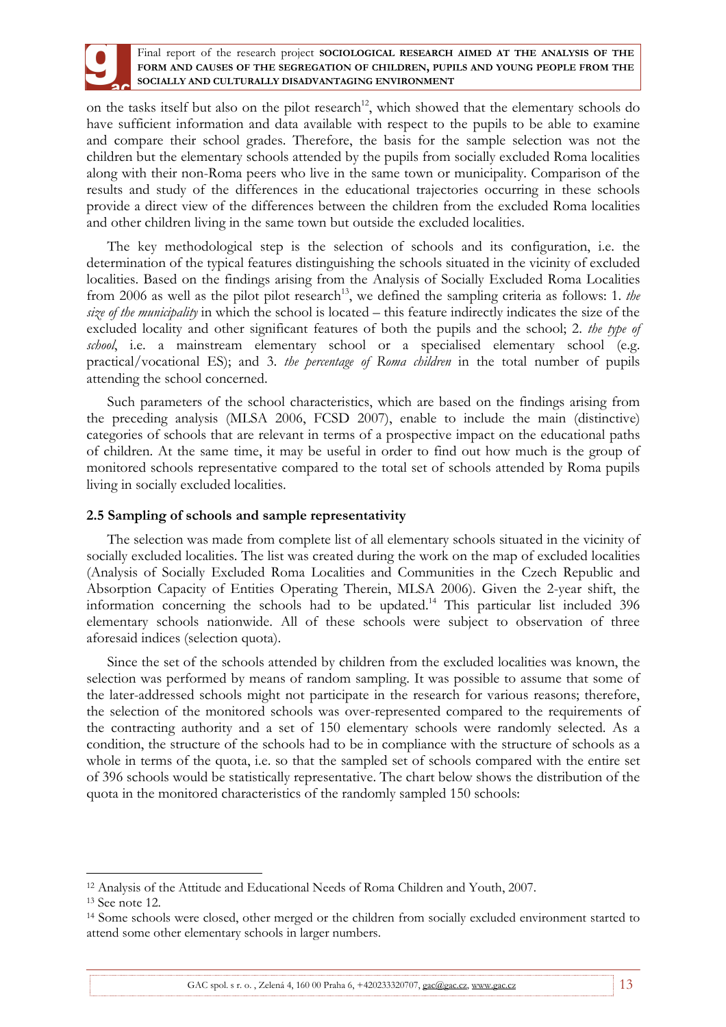on the tasks itself but also on the pilot research[12], which showed that the elementary schools do have sufficient information and data available with respect to the pupils to be able to examine and compare their school grades. Therefore, the basis for the sample selection was not the children but the elementary schools attended by the pupils from socially excluded Roma localities along with their non-Roma peers who live in the same town or municipality. Comparison of the results and study of the differences in the educational trajectories occurring in these schools provide a direct view of the differences between the children from the excluded Roma localities and other children living in the same town but outside the excluded localities.

The key methodological step is the selection of schools and its configuration, i.e. the determination of the typical features distinguishing the schools situated in the vicinity of excluded localities. Based on the findings arising from the Analysis of Socially Excluded Roma Localities from 2006 as well as the pilot pilot research[13], we defined the sampling criteria as follows: 1. *the size of the municipality* in which the school is located – this feature indirectly indicates the size of the excluded locality and other significant features of both the pupils and the school; 2. *the type of school*, i.e. a mainstream elementary school or a specialised elementary school (e.g. practical/vocational ES); and 3. *the percentage of Roma children* in the total number of pupils attending the school concerned.

Such parameters of the school characteristics, which are based on the findings arising from the preceding analysis (MLSA 2006, FCSD 2007), enable to include the main (distinctive) categories of schools that are relevant in terms of a prospective impact on the educational paths of children. At the same time, it may be useful in order to find out how much is the group of monitored schools representative compared to the total set of schools attended by Roma pupils living in socially excluded localities.

### 2.5 Sampling of schools and sample representativity

The selection was made from complete list of all elementary schools situated in the vicinity of socially excluded localities. The list was created during the work on the map of excluded localities (Analysis of Socially Excluded Roma Localities and Communities in the Czech Republic and Absorption Capacity of Entities Operating Therein, MLSA 2006). Given the 2-year shift, the information concerning the schools had to be updated.[14] This particular list included 396 elementary schools nationwide. All of these schools were subject to observation of three aforesaid indices (selection quota).

Since the set of the schools attended by children from the excluded localities was known, the selection was performed by means of random sampling. It was possible to assume that some of the later-addressed schools might not participate in the research for various reasons; therefore, the selection of the monitored schools was over-represented compared to the requirements of the contracting authority and a set of 150 elementary schools were randomly selected. As a condition, the structure of the schools had to be in compliance with the structure of schools as a whole in terms of the quota, i.e. so that the sampled set of schools compared with the entire set of 396 schools would be statistically representative. The chart below shows the distribution of the quota in the monitored characteristics of the randomly sampled 150 schools:

---

[12] Analysis of the Attitude and Educational Needs of Roma Children and Youth, 2007.

[13] See note 12.

[14] Some schools were closed, other merged or the children from socially excluded environment started to attend some other elementary schools in larger numbers.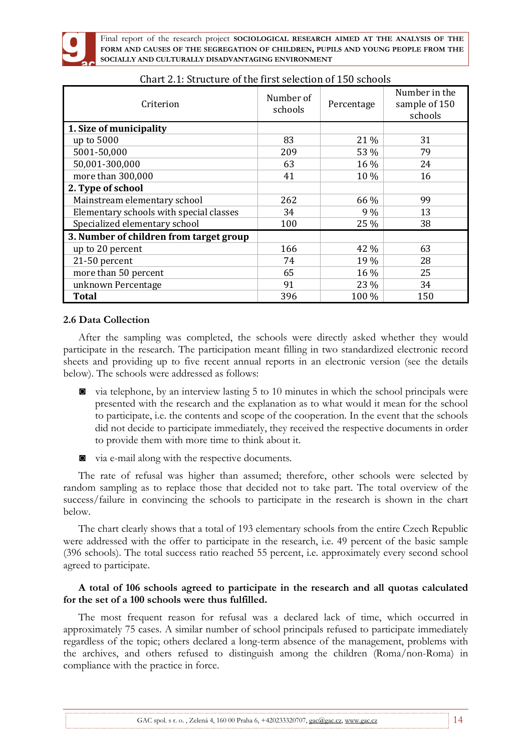Chart 2.1: Structure of the first selection of 150 schools

| Criterion | Number of schools | Percentage | Number in the sample of 150 schools |
|---|---|---|---|
| **1. Size of municipality** | | | |
| up to 5000 | 83 | 21 % | 31 |
| 5001-50,000 | 209 | 53 % | 79 |
| 50,001-300,000 | 63 | 16 % | 24 |
| more than 300,000 | 41 | 10 % | 16 |
| **2. Type of school** | | | |
| Mainstream elementary school | 262 | 66 % | 99 |
| Elementary schools with special classes | 34 | 9 % | 13 |
| Specialized elementary school | 100 | 25 % | 38 |
| **3. Number of children from target group** | | | |
| up to 20 percent | 166 | 42 % | 63 |
| 21-50 percent | 74 | 19 % | 28 |
| more than 50 percent | 65 | 16 % | 25 |
| unknown Percentage | 91 | 23 % | 34 |
| **Total** | 396 | 100 % | 150 |

### 2.6 Data Collection

After the sampling was completed, the schools were directly asked whether they would participate in the research. The participation meant filling in two standardized electronic record sheets and providing up to five recent annual reports in an electronic version (see the details below). The schools were addressed as follows:

- via telephone, by an interview lasting 5 to 10 minutes in which the school principals were presented with the research and the explanation as to what would it mean for the school to participate, i.e. the contents and scope of the cooperation. In the event that the schools did not decide to participate immediately, they received the respective documents in order to provide them with more time to think about it.
- via e-mail along with the respective documents.

The rate of refusal was higher than assumed; therefore, other schools were selected by random sampling as to replace those that decided not to take part. The total overview of the success/failure in convincing the schools to participate in the research is shown in the chart below.

The chart clearly shows that a total of 193 elementary schools from the entire Czech Republic were addressed with the offer to participate in the research, i.e. 49 percent of the basic sample (396 schools). The total success ratio reached 55 percent, i.e. approximately every second school agreed to participate.

**A total of 106 schools agreed to participate in the research and all quotas calculated for the set of a 100 schools were thus fulfilled.**

The most frequent reason for refusal was a declared lack of time, which occurred in approximately 75 cases. A similar number of school principals refused to participate immediately regardless of the topic; others declared a long-term absence of the management, problems with the archives, and others refused to distinguish among the children (Roma/non-Roma) in compliance with the practice in force.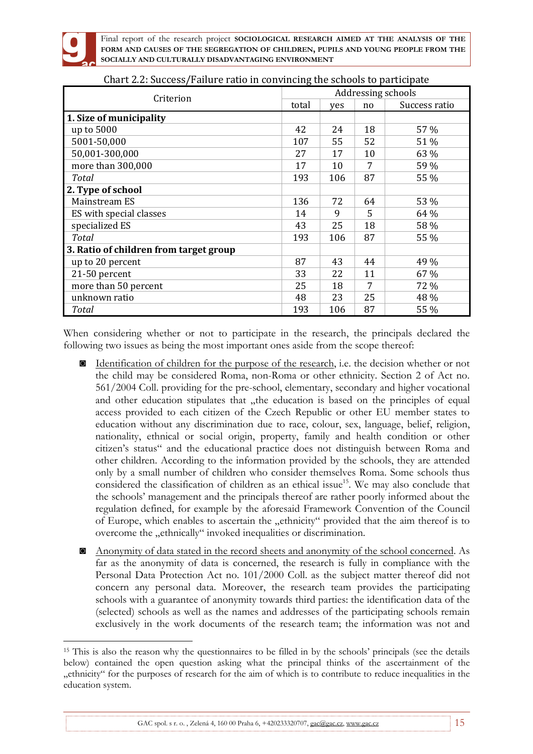Chart 2.2: Success/Failure ratio in convincing the schools to participate

| Criterion | Addressing schools | | | |
|---|---|---|---|---|
| | total | yes | no | Success ratio |
| **1. Size of municipality** | | | | |
| up to 5000 | 42 | 24 | 18 | 57 % |
| 5001-50,000 | 107 | 55 | 52 | 51 % |
| 50,001-300,000 | 27 | 17 | 10 | 63 % |
| more than 300,000 | 17 | 10 | 7 | 59 % |
| *Total* | 193 | 106 | 87 | 55 % |
| **2. Type of school** | | | | |
| Mainstream ES | 136 | 72 | 64 | 53 % |
| ES with special classes | 14 | 9 | 5 | 64 % |
| specialized ES | 43 | 25 | 18 | 58 % |
| *Total* | 193 | 106 | 87 | 55 % |
| **3. Ratio of children from target group** | | | | |
| up to 20 percent | 87 | 43 | 44 | 49 % |
| 21-50 percent | 33 | 22 | 11 | 67 % |
| more than 50 percent | 25 | 18 | 7 | 72 % |
| unknown ratio | 48 | 23 | 25 | 48 % |
| *Total* | 193 | 106 | 87 | 55 % |

When considering whether or not to participate in the research, the principals declared the following two issues as being the most important ones aside from the scope thereof:

- Identification of children for the purpose of the research, i.e. the decision whether or not the child may be considered Roma, non-Roma or other ethnicity. Section 2 of Act no. 561/2004 Coll. providing for the pre-school, elementary, secondary and higher vocational and other education stipulates that „the education is based on the principles of equal access provided to each citizen of the Czech Republic or other EU member states to education without any discrimination due to race, colour, sex, language, belief, religion, nationality, ethnical or social origin, property, family and health condition or other citizen's status" and the educational practice does not distinguish between Roma and other children. According to the information provided by the schools, they are attended only by a small number of children who consider themselves Roma. Some schools thus considered the classification of children as an ethical issue[15]. We may also conclude that the schools' management and the principals thereof are rather poorly informed about the regulation defined, for example by the aforesaid Framework Convention of the Council of Europe, which enables to ascertain the „ethnicity" provided that the aim thereof is to overcome the „ethnically" invoked inequalities or discrimination.

- Anonymity of data stated in the record sheets and anonymity of the school concerned. As far as the anonymity of data is concerned, the research is fully in compliance with the Personal Data Protection Act no. 101/2000 Coll. as the subject matter thereof did not concern any personal data. Moreover, the research team provides the participating schools with a guarantee of anonymity towards third parties: the identification data of the (selected) schools as well as the names and addresses of the participating schools remain exclusively in the work documents of the research team; the information was not and

[15] This is also the reason why the questionnaires to be filled in by the schools' principals (see the details below) contained the open question asking what the principal thinks of the ascertainment of the „ethnicity" for the purposes of research for the aim of which is to contribute to reduce inequalities in the education system.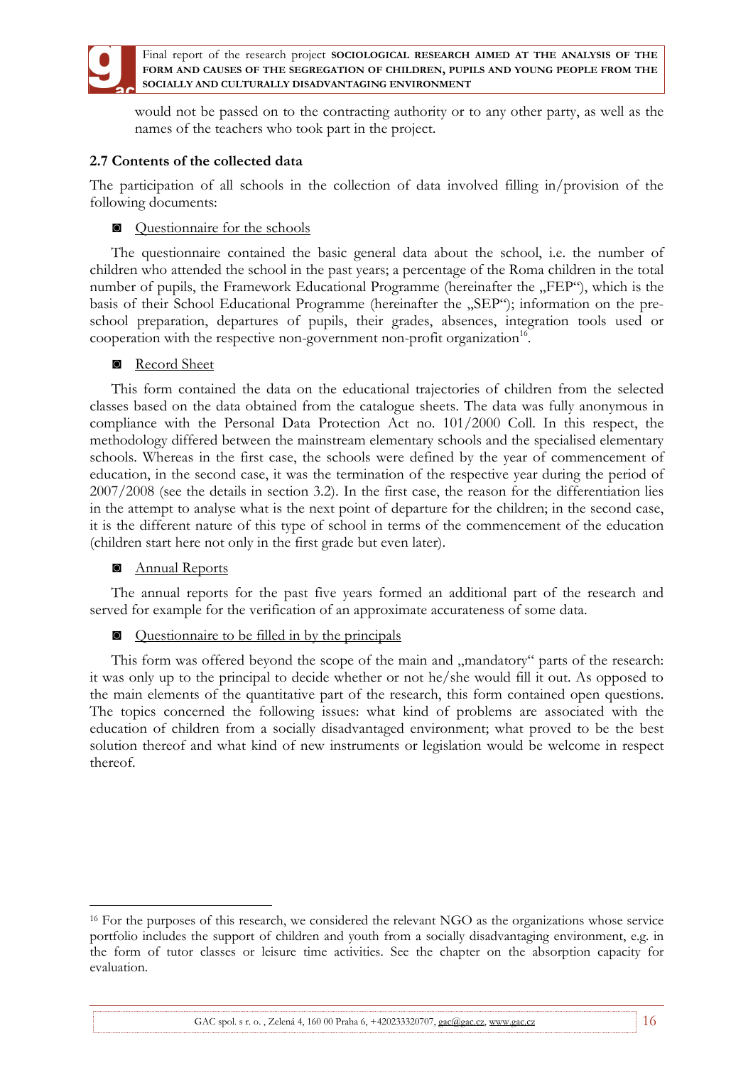would not be passed on to the contracting authority or to any other party, as well as the names of the teachers who took part in the project.

### 2.7 Contents of the collected data

The participation of all schools in the collection of data involved filling in/provision of the following documents:

- Questionnaire for the schools

The questionnaire contained the basic general data about the school, i.e. the number of children who attended the school in the past years; a percentage of the Roma children in the total number of pupils, the Framework Educational Programme (hereinafter the „FEP"), which is the basis of their School Educational Programme (hereinafter the „SEP"); information on the pre-school preparation, departures of pupils, their grades, absences, integration tools used or cooperation with the respective non-government non-profit organization[16].

- Record Sheet

This form contained the data on the educational trajectories of children from the selected classes based on the data obtained from the catalogue sheets. The data was fully anonymous in compliance with the Personal Data Protection Act no. 101/2000 Coll. In this respect, the methodology differed between the mainstream elementary schools and the specialised elementary schools. Whereas in the first case, the schools were defined by the year of commencement of education, in the second case, it was the termination of the respective year during the period of 2007/2008 (see the details in section 3.2). In the first case, the reason for the differentiation lies in the attempt to analyse what is the next point of departure for the children; in the second case, it is the different nature of this type of school in terms of the commencement of the education (children start here not only in the first grade but even later).

- Annual Reports

The annual reports for the past five years formed an additional part of the research and served for example for the verification of an approximate accurateness of some data.

- Questionnaire to be filled in by the principals

This form was offered beyond the scope of the main and „mandatory" parts of the research: it was only up to the principal to decide whether or not he/she would fill it out. As opposed to the main elements of the quantitative part of the research, this form contained open questions. The topics concerned the following issues: what kind of problems are associated with the education of children from a socially disadvantaged environment; what proved to be the best solution thereof and what kind of new instruments or legislation would be welcome in respect thereof.

---

[16] For the purposes of this research, we considered the relevant NGO as the organizations whose service portfolio includes the support of children and youth from a socially disadvantaging environment, e.g. in the form of tutor classes or leisure time activities. See the chapter on the absorption capacity for evaluation.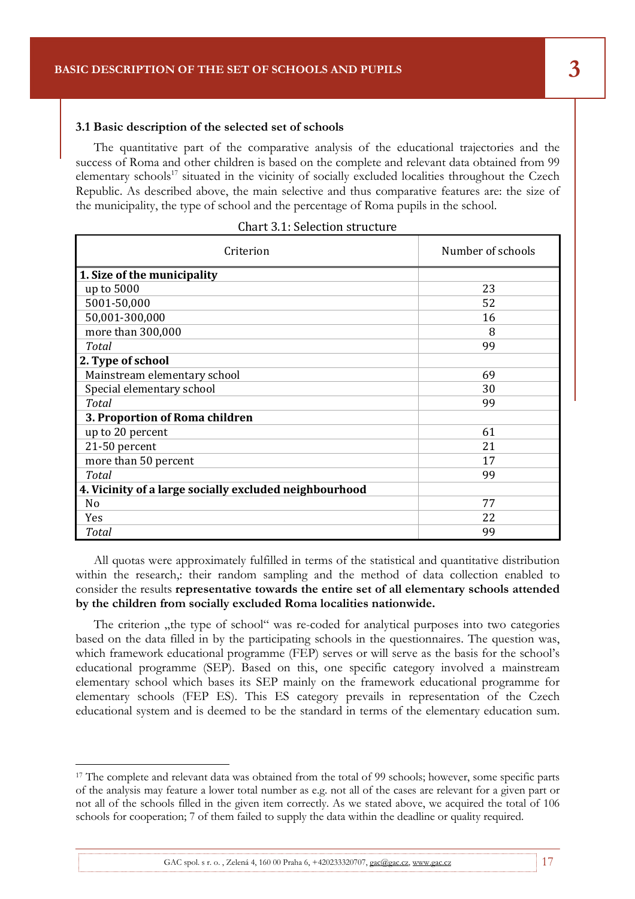### 3.1 Basic description of the selected set of schools

The quantitative part of the comparative analysis of the educational trajectories and the success of Roma and other children is based on the complete and relevant data obtained from 99 elementary schools[17] situated in the vicinity of socially excluded localities throughout the Czech Republic. As described above, the main selective and thus comparative features are: the size of the municipality, the type of school and the percentage of Roma pupils in the school.

Chart 3.1: Selection structure

| Criterion | Number of schools |
|---|---|
| **1. Size of the municipality** | |
| up to 5000 | 23 |
| 5001-50,000 | 52 |
| 50,001-300,000 | 16 |
| more than 300,000 | 8 |
| *Total* | 99 |
| **2. Type of school** | |
| Mainstream elementary school | 69 |
| Special elementary school | 30 |
| *Total* | 99 |
| **3. Proportion of Roma children** | |
| up to 20 percent | 61 |
| 21-50 percent | 21 |
| more than 50 percent | 17 |
| *Total* | 99 |
| **4. Vicinity of a large socially excluded neighbourhood** | |
| No | 77 |
| Yes | 22 |
| *Total* | 99 |

All quotas were approximately fulfilled in terms of the statistical and quantitative distribution within the research,: their random sampling and the method of data collection enabled to consider the results **representative towards the entire set of all elementary schools attended by the children from socially excluded Roma localities nationwide.**

The criterion „the type of school" was re-coded for analytical purposes into two categories based on the data filled in by the participating schools in the questionnaires. The question was, which framework educational programme (FEP) serves or will serve as the basis for the school's educational programme (SEP). Based on this, one specific category involved a mainstream elementary school which bases its SEP mainly on the framework educational programme for elementary schools (FEP ES). This ES category prevails in representation of the Czech educational system and is deemed to be the standard in terms of the elementary education sum.

[17] The complete and relevant data was obtained from the total of 99 schools; however, some specific parts of the analysis may feature a lower total number as e.g. not all of the cases are relevant for a given part or not all of the schools filled in the given item correctly. As we stated above, we acquired the total of 106 schools for cooperation; 7 of them failed to supply the data within the deadline or quality required.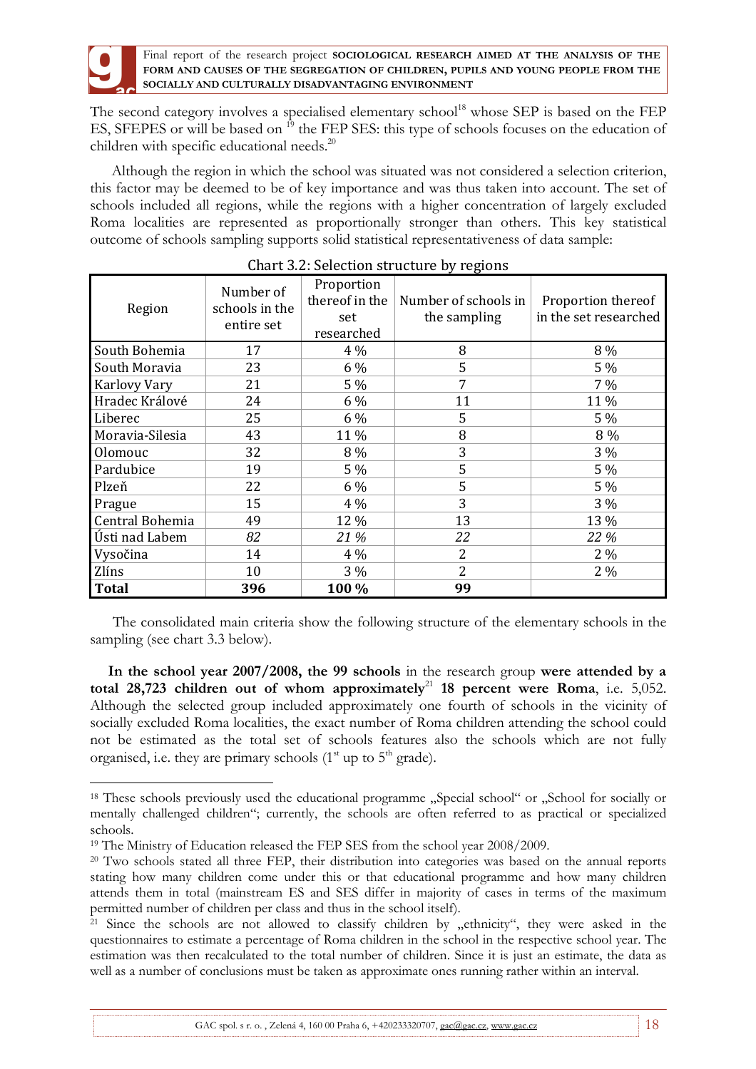The second category involves a specialised elementary school[18] whose SEP is based on the FEP ES, SFEPES or will be based on [19] the FEP SES: this type of schools focuses on the education of children with specific educational needs.[20]

Although the region in which the school was situated was not considered a selection criterion, this factor may be deemed to be of key importance and was thus taken into account. The set of schools included all regions, while the regions with a higher concentration of largely excluded Roma localities are represented as proportionally stronger than others. This key statistical outcome of schools sampling supports solid statistical representativeness of data sample:

Chart 3.2: Selection structure by regions

| Region | Number of schools in the entire set | Proportion thereof in the set researched | Number of schools in the sampling | Proportion thereof in the set researched |
|---|---|---|---|---|
| South Bohemia | 17 | 4 % | 8 | 8 % |
| South Moravia | 23 | 6 % | 5 | 5 % |
| Karlovy Vary | 21 | 5 % | 7 | 7 % |
| Hradec Králové | 24 | 6 % | 11 | 11 % |
| Liberec | 25 | 6 % | 5 | 5 % |
| Moravia-Silesia | 43 | 11 % | 8 | 8 % |
| Olomouc | 32 | 8 % | 3 | 3 % |
| Pardubice | 19 | 5 % | 5 | 5 % |
| Plzeň | 22 | 6 % | 5 | 5 % |
| Prague | 15 | 4 % | 3 | 3 % |
| Central Bohemia | 49 | 12 % | 13 | 13 % |
| Ústi nad Labem | *82* | *21 %* | *22* | *22 %* |
| Vysočina | 14 | 4 % | 2 | 2 % |
| Zlíns | 10 | 3 % | 2 | 2 % |
| **Total** | **396** | **100 %** | **99** | |

The consolidated main criteria show the following structure of the elementary schools in the sampling (see chart 3.3 below).

**In the school year 2007/2008, the 99 schools** in the research group **were attended by a total 28,723 children out of whom approximately**[21] **18 percent were Roma**, i.e. 5,052. Although the selected group included approximately one fourth of schools in the vicinity of socially excluded Roma localities, the exact number of Roma children attending the school could not be estimated as the total set of schools features also the schools which are not fully organised, i.e. they are primary schools (1st up to 5th grade).

---

[18] These schools previously used the educational programme „Special school" or „School for socially or mentally challenged children"; currently, the schools are often referred to as practical or specialized schools.

[19] The Ministry of Education released the FEP SES from the school year 2008/2009.

[20] Two schools stated all three FEP, their distribution into categories was based on the annual reports stating how many children come under this or that educational programme and how many children attends them in total (mainstream ES and SES differ in majority of cases in terms of the maximum permitted number of children per class and thus in the school itself).

[21] Since the schools are not allowed to classify children by „ethnicity", they were asked in the questionnaires to estimate a percentage of Roma children in the school in the respective school year. The estimation was then recalculated to the total number of children. Since it is just an estimate, the data as well as a number of conclusions must be taken as approximate ones running rather within an interval.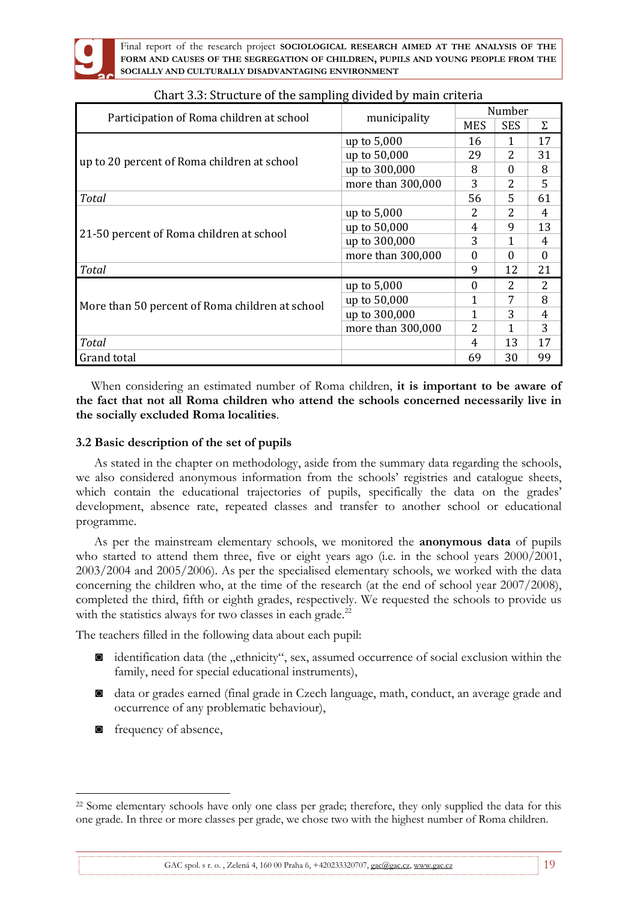Chart 3.3: Structure of the sampling divided by main criteria

| Participation of Roma children at school | municipality | Number | | |
|---|---|---|---|---|
| | | MES | SES | Σ |
| up to 20 percent of Roma children at school | up to 5,000 | 16 | 1 | 17 |
| | up to 50,000 | 29 | 2 | 31 |
| | up to 300,000 | 8 | 0 | 8 |
| | more than 300,000 | 3 | 2 | 5 |
| *Total* | | 56 | 5 | 61 |
| 21-50 percent of Roma children at school | up to 5,000 | 2 | 2 | 4 |
| | up to 50,000 | 4 | 9 | 13 |
| | up to 300,000 | 3 | 1 | 4 |
| | more than 300,000 | 0 | 0 | 0 |
| *Total* | | 9 | 12 | 21 |
| More than 50 percent of Roma children at school | up to 5,000 | 0 | 2 | 2 |
| | up to 50,000 | 1 | 7 | 8 |
| | up to 300,000 | 1 | 3 | 4 |
| | more than 300,000 | 2 | 1 | 3 |
| *Total* | | 4 | 13 | 17 |
| Grand total | | 69 | 30 | 99 |

When considering an estimated number of Roma children, **it is important to be aware of the fact that not all Roma children who attend the schools concerned necessarily live in the socially excluded Roma localities**.

### 3.2 Basic description of the set of pupils

As stated in the chapter on methodology, aside from the summary data regarding the schools, we also considered anonymous information from the schools' registries and catalogue sheets, which contain the educational trajectories of pupils, specifically the data on the grades' development, absence rate, repeated classes and transfer to another school or educational programme.

As per the mainstream elementary schools, we monitored the **anonymous data** of pupils who started to attend them three, five or eight years ago (i.e. in the school years 2000/2001, 2003/2004 and 2005/2006). As per the specialised elementary schools, we worked with the data concerning the children who, at the time of the research (at the end of school year 2007/2008), completed the third, fifth or eighth grades, respectively. We requested the schools to provide us with the statistics always for two classes in each grade.[22]

The teachers filled in the following data about each pupil:

- identification data (the „ethnicity", sex, assumed occurrence of social exclusion within the family, need for special educational instruments),
- data or grades earned (final grade in Czech language, math, conduct, an average grade and occurrence of any problematic behaviour),
- frequency of absence,

[22] Some elementary schools have only one class per grade; therefore, they only supplied the data for this one grade. In three or more classes per grade, we chose two with the highest number of Roma children.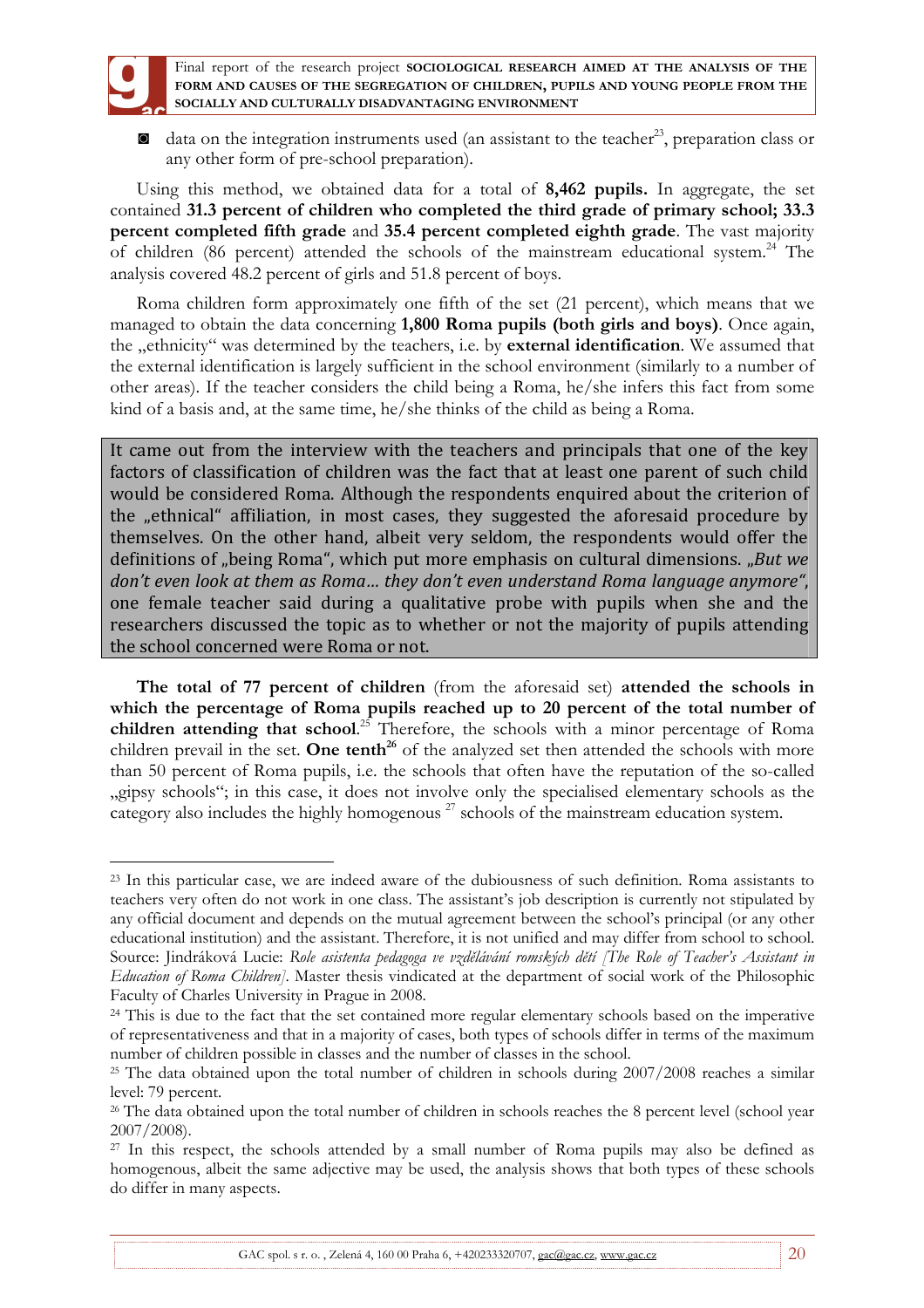- data on the integration instruments used (an assistant to the teacher[23], preparation class or any other form of pre-school preparation).

Using this method, we obtained data for a total of **8,462 pupils.** In aggregate, the set contained **31.3 percent of children who completed the third grade of primary school; 33.3 percent completed fifth grade** and **35.4 percent completed eighth grade**. The vast majority of children (86 percent) attended the schools of the mainstream educational system.[24] The analysis covered 48.2 percent of girls and 51.8 percent of boys.

Roma children form approximately one fifth of the set (21 percent), which means that we managed to obtain the data concerning **1,800 Roma pupils (both girls and boys)**. Once again, the „ethnicity" was determined by the teachers, i.e. by **external identification**. We assumed that the external identification is largely sufficient in the school environment (similarly to a number of other areas). If the teacher considers the child being a Roma, he/she infers this fact from some kind of a basis and, at the same time, he/she thinks of the child as being a Roma.

> It came out from the interview with the teachers and principals that one of the key factors of classification of children was the fact that at least one parent of such child would be considered Roma. Although the respondents enquired about the criterion of the „ethnical" affiliation, in most cases, they suggested the aforesaid procedure by themselves. On the other hand, albeit very seldom, the respondents would offer the definitions of „being Roma", which put more emphasis on cultural dimensions. *„But we don't even look at them as Roma… they don't even understand Roma language anymore"*, one female teacher said during a qualitative probe with pupils when she and the researchers discussed the topic as to whether or not the majority of pupils attending the school concerned were Roma or not.

**The total of 77 percent of children** (from the aforesaid set) **attended the schools in which the percentage of Roma pupils reached up to 20 percent of the total number of children attending that school**.[25] Therefore, the schools with a minor percentage of Roma children prevail in the set. **One tenth**[26] of the analyzed set then attended the schools with more than 50 percent of Roma pupils, i.e. the schools that often have the reputation of the so-called „gipsy schools"; in this case, it does not involve only the specialised elementary schools as the category also includes the highly homogenous [27] schools of the mainstream education system.

---

[23] In this particular case, we are indeed aware of the dubiousness of such definition. Roma assistants to teachers very often do not work in one class. The assistant's job description is currently not stipulated by any official document and depends on the mutual agreement between the school's principal (or any other educational institution) and the assistant. Therefore, it is not unified and may differ from school to school. Source: Jindráková Lucie: *Role asistenta pedagoga ve vzdělávání romských dětí [The Role of Teacher's Assistant in Education of Roma Children]*. Master thesis vindicated at the department of social work of the Philosophic Faculty of Charles University in Prague in 2008.

[24] This is due to the fact that the set contained more regular elementary schools based on the imperative of representativeness and that in a majority of cases, both types of schools differ in terms of the maximum number of children possible in classes and the number of classes in the school.

[25] The data obtained upon the total number of children in schools during 2007/2008 reaches a similar level: 79 percent.

[26] The data obtained upon the total number of children in schools reaches the 8 percent level (school year 2007/2008).

[27] In this respect, the schools attended by a small number of Roma pupils may also be defined as homogenous, albeit the same adjective may be used, the analysis shows that both types of these schools do differ in many aspects.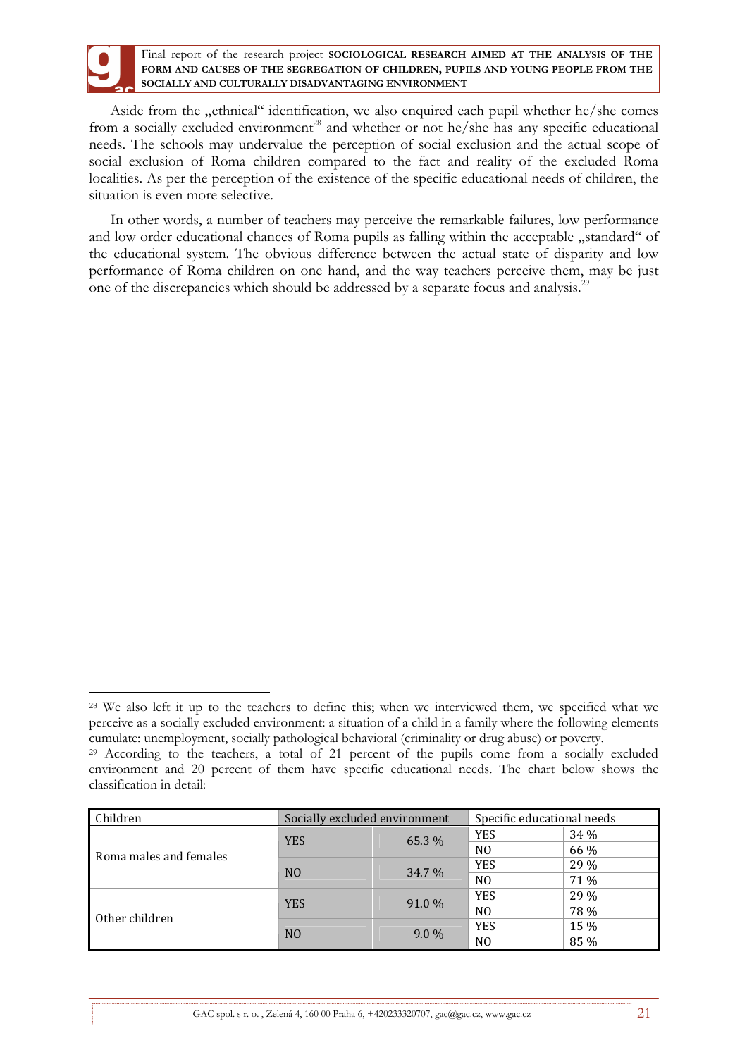Aside from the „ethnical" identification, we also enquired each pupil whether he/she comes from a socially excluded environment[28] and whether or not he/she has any specific educational needs. The schools may undervalue the perception of social exclusion and the actual scope of social exclusion of Roma children compared to the fact and reality of the excluded Roma localities. As per the perception of the existence of the specific educational needs of children, the situation is even more selective.

In other words, a number of teachers may perceive the remarkable failures, low performance and low order educational chances of Roma pupils as falling within the acceptable „standard" of the educational system. The obvious difference between the actual state of disparity and low performance of Roma children on one hand, and the way teachers perceive them, may be just one of the discrepancies which should be addressed by a separate focus and analysis.[29]

---

[28] We also left it up to the teachers to define this; when we interviewed them, we specified what we perceive as a socially excluded environment: a situation of a child in a family where the following elements cumulate: unemployment, socially pathological behavioral (criminality or drug abuse) or poverty.

[29] According to the teachers, a total of 21 percent of the pupils come from a socially excluded environment and 20 percent of them have specific educational needs. The chart below shows the classification in detail:

| Children | Socially excluded environment | | Specific educational needs | |
|---|---|---|---|---|
| Roma males and females | YES | 65.3 % | YES | 34 % |
| | | | NO | 66 % |
| | NO | 34.7 % | YES | 29 % |
| | | | NO | 71 % |
| Other children | YES | 91.0 % | YES | 29 % |
| | | | NO | 78 % |
| | NO | 9.0 % | YES | 15 % |
| | | | NO | 85 % |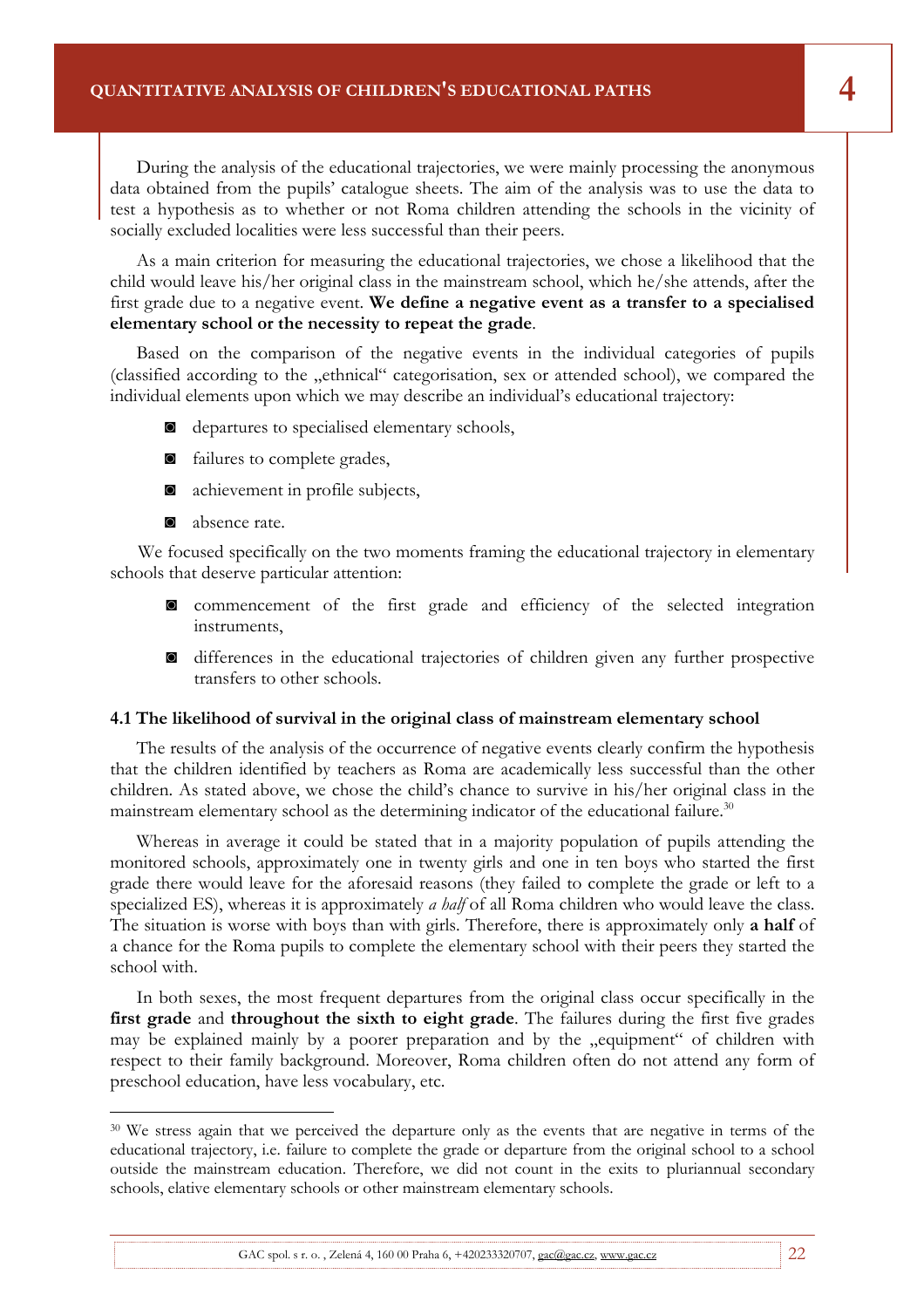During the analysis of the educational trajectories, we were mainly processing the anonymous data obtained from the pupils' catalogue sheets. The aim of the analysis was to use the data to test a hypothesis as to whether or not Roma children attending the schools in the vicinity of socially excluded localities were less successful than their peers.

As a main criterion for measuring the educational trajectories, we chose a likelihood that the child would leave his/her original class in the mainstream school, which he/she attends, after the first grade due to a negative event. **We define a negative event as a transfer to a specialised elementary school or the necessity to repeat the grade**.

Based on the comparison of the negative events in the individual categories of pupils (classified according to the „ethnical" categorisation, sex or attended school), we compared the individual elements upon which we may describe an individual's educational trajectory:

- departures to specialised elementary schools,
- failures to complete grades,
- achievement in profile subjects,
- absence rate.

We focused specifically on the two moments framing the educational trajectory in elementary schools that deserve particular attention:

- commencement of the first grade and efficiency of the selected integration instruments,
- differences in the educational trajectories of children given any further prospective transfers to other schools.

### 4.1 The likelihood of survival in the original class of mainstream elementary school

The results of the analysis of the occurrence of negative events clearly confirm the hypothesis that the children identified by teachers as Roma are academically less successful than the other children. As stated above, we chose the child's chance to survive in his/her original class in the mainstream elementary school as the determining indicator of the educational failure.[30]

Whereas in average it could be stated that in a majority population of pupils attending the monitored schools, approximately one in twenty girls and one in ten boys who started the first grade there would leave for the aforesaid reasons (they failed to complete the grade or left to a specialized ES), whereas it is approximately *a half* of all Roma children who would leave the class. The situation is worse with boys than with girls. Therefore, there is approximately only **a half** of a chance for the Roma pupils to complete the elementary school with their peers they started the school with.

In both sexes, the most frequent departures from the original class occur specifically in the **first grade** and **throughout the sixth to eight grade**. The failures during the first five grades may be explained mainly by a poorer preparation and by the „equipment" of children with respect to their family background. Moreover, Roma children often do not attend any form of preschool education, have less vocabulary, etc.

---

[30] We stress again that we perceived the departure only as the events that are negative in terms of the educational trajectory, i.e. failure to complete the grade or departure from the original school to a school outside the mainstream education. Therefore, we did not count in the exits to pluriannual secondary schools, elative elementary schools or other mainstream elementary schools.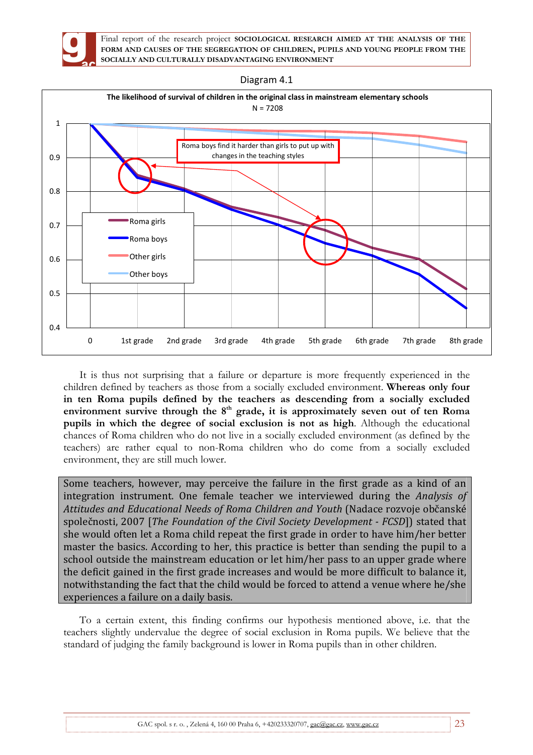Diagram 4.1

**The likelihood of survival of children in the original class in mainstream elementary schools**
N = 7208

Roma boys find it harder than girls to put up with changes in the teaching styles

It is thus not surprising that a failure or departure is more frequently experienced in the children defined by teachers as those from a socially excluded environment. **Whereas only four in ten Roma pupils defined by the teachers as descending from a socially excluded environment survive through the 8th grade, it is approximately seven out of ten Roma pupils in which the degree of social exclusion is not as high**. Although the educational chances of Roma children who do not live in a socially excluded environment (as defined by the teachers) are rather equal to non-Roma children who do come from a socially excluded environment, they are still much lower.

Some teachers, however, may perceive the failure in the first grade as a kind of an integration instrument. One female teacher we interviewed during the *Analysis of Attitudes and Educational Needs of Roma Children and Youth* (Nadace rozvoje občanské společnosti, 2007 [*The Foundation of the Civil Society Development - FCSD*]) stated that she would often let a Roma child repeat the first grade in order to have him/her better master the basics. According to her, this practice is better than sending the pupil to a school outside the mainstream education or let him/her pass to an upper grade where the deficit gained in the first grade increases and would be more difficult to balance it, notwithstanding the fact that the child would be forced to attend a venue where he/she experiences a failure on a daily basis.

To a certain extent, this finding confirms our hypothesis mentioned above, i.e. that the teachers slightly undervalue the degree of social exclusion in Roma pupils. We believe that the standard of judging the family background is lower in Roma pupils than in other children.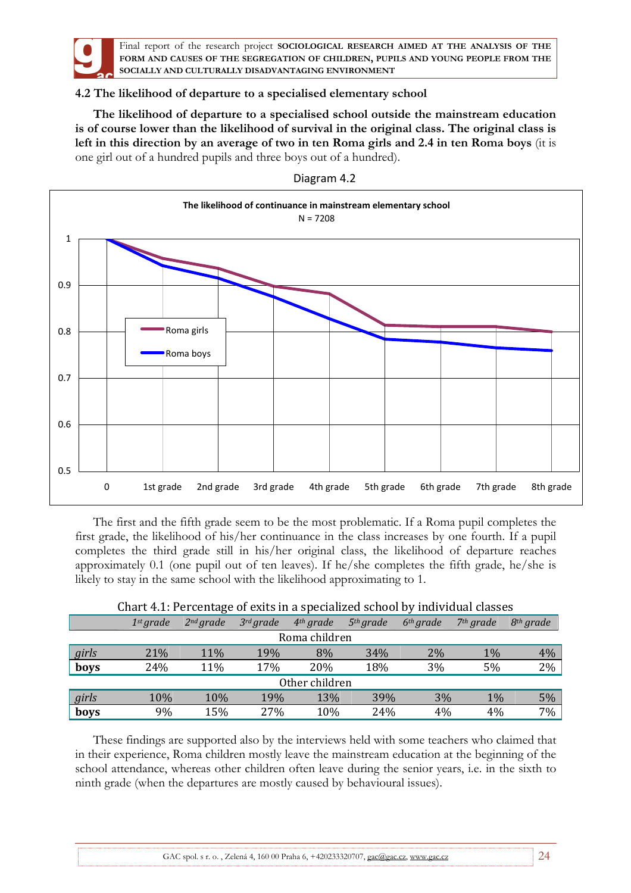## 4.2 The likelihood of departure to a specialised elementary school

**The likelihood of departure to a specialised school outside the mainstream education is of course lower than the likelihood of survival in the original class. The original class is left in this direction by an average of two in ten Roma girls and 2.4 in ten Roma boys** (it is one girl out of a hundred pupils and three boys out of a hundred).

Diagram 4.2

**The likelihood of continuance in mainstream elementary school**

N = 7208

The first and the fifth grade seem to be the most problematic. If a Roma pupil completes the first grade, the likelihood of his/her continuance in the class increases by one fourth. If a pupil completes the third grade still in his/her original class, the likelihood of departure reaches approximately 0.1 (one pupil out of ten leaves). If he/she completes the fifth grade, he/she is likely to stay in the same school with the likelihood approximating to 1.

Chart 4.1: Percentage of exits in a specialized school by individual classes

| | *1st grade* | *2nd grade* | *3rd grade* | *4th grade* | *5th grade* | *6th grade* | *7th grade* | *8th grade* |
|---|---|---|---|---|---|---|---|---|
| Roma children | | | | | | | | |
| *girls* | 21% | 11% | 19% | 8% | 34% | 2% | 1% | 4% |
| **boys** | 24% | 11% | 17% | 20% | 18% | 3% | 5% | 2% |
| Other children | | | | | | | | |
| *girls* | 10% | 10% | 19% | 13% | 39% | 3% | 1% | 5% |
| **boys** | 9% | 15% | 27% | 10% | 24% | 4% | 4% | 7% |

These findings are supported also by the interviews held with some teachers who claimed that in their experience, Roma children mostly leave the mainstream education at the beginning of the school attendance, whereas other children often leave during the senior years, i.e. in the sixth to ninth grade (when the departures are mostly caused by behavioural issues).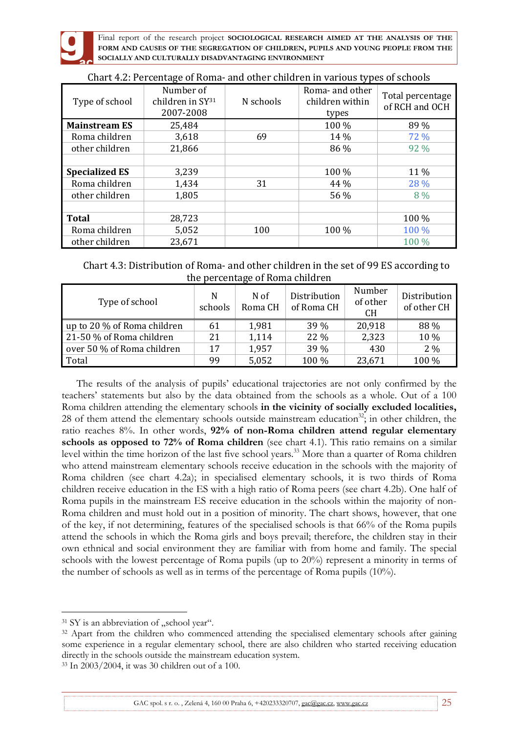Chart 4.2: Percentage of Roma- and other children in various types of schools

| Type of school | Number of children in SY[31] 2007-2008 | N schools | Roma- and other children within types | Total percentage of RCH and OCH |
|---|---|---|---|---|
| **Mainstream ES** | 25,484 | | 100 % | 89 % |
| Roma children | 3,618 | 69 | 14 % | 72 % |
| other children | 21,866 | | 86 % | 92 % |
| | | | | |
| **Specialized ES** | 3,239 | | 100 % | 11 % |
| Roma children | 1,434 | 31 | 44 % | 28 % |
| other children | 1,805 | | 56 % | 8 % |
| | | | | |
| **Total** | 28,723 | | | 100 % |
| Roma children | 5,052 | 100 | 100 % | 100 % |
| other children | 23,671 | | | 100 % |

Chart 4.3: Distribution of Roma- and other children in the set of 99 ES according to the percentage of Roma children

| Type of school | N schools | N of Roma CH | Distribution of Roma CH | Number of other CH | Distribution of other CH |
|---|---|---|---|---|---|
| up to 20 % of Roma children | 61 | 1,981 | 39 % | 20,918 | 88 % |
| 21-50 % of Roma children | 21 | 1,114 | 22 % | 2,323 | 10 % |
| over 50 % of Roma children | 17 | 1,957 | 39 % | 430 | 2 % |
| Total | 99 | 5,052 | 100 % | 23,671 | 100 % |

The results of the analysis of pupils' educational trajectories are not only confirmed by the teachers' statements but also by the data obtained from the schools as a whole. Out of a 100 Roma children attending the elementary schools **in the vicinity of socially excluded localities,** 28 of them attend the elementary schools outside mainstream education[32]; in other children, the ratio reaches 8%. In other words, **92% of non-Roma children attend regular elementary schools as opposed to 72% of Roma children** (see chart 4.1). This ratio remains on a similar level within the time horizon of the last five school years.[33] More than a quarter of Roma children who attend mainstream elementary schools receive education in the schools with the majority of Roma children (see chart 4.2a); in specialised elementary schools, it is two thirds of Roma children receive education in the ES with a high ratio of Roma peers (see chart 4.2b). One half of Roma pupils in the mainstream ES receive education in the schools within the majority of non-Roma children and must hold out in a position of minority. The chart shows, however, that one of the key, if not determining, features of the specialised schools is that 66% of the Roma pupils attend the schools in which the Roma girls and boys prevail; therefore, the children stay in their own ethnical and social environment they are familiar with from home and family. The special schools with the lowest percentage of Roma pupils (up to 20%) represent a minority in terms of the number of schools as well as in terms of the percentage of Roma pupils (10%).

---

[31] SY is an abbreviation of „school year".

[32] Apart from the children who commenced attending the specialised elementary schools after gaining some experience in a regular elementary school, there are also children who started receiving education directly in the schools outside the mainstream education system.

[33] In 2003/2004, it was 30 children out of a 100.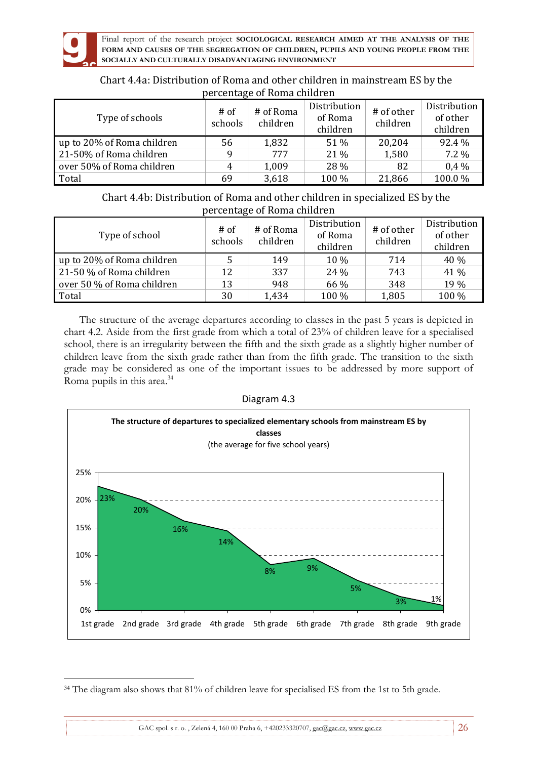Chart 4.4a: Distribution of Roma and other children in mainstream ES by the percentage of Roma children

| Type of schools | # of schools | # of Roma children | Distribution of Roma children | # of other children | Distribution of other children |
|---|---|---|---|---|---|
| up to 20% of Roma children | 56 | 1,832 | 51 % | 20,204 | 92.4 % |
| 21-50% of Roma children | 9 | 777 | 21 % | 1,580 | 7.2 % |
| over 50% of Roma children | 4 | 1,009 | 28 % | 82 | 0,4 % |
| Total | 69 | 3,618 | 100 % | 21,866 | 100.0 % |

Chart 4.4b: Distribution of Roma and other children in specialized ES by the percentage of Roma children

| Type of school | # of schools | # of Roma children | Distribution of Roma children | # of other children | Distribution of other children |
|---|---|---|---|---|---|
| up to 20% of Roma children | 5 | 149 | 10 % | 714 | 40 % |
| 21-50 % of Roma children | 12 | 337 | 24 % | 743 | 41 % |
| over 50 % of Roma children | 13 | 948 | 66 % | 348 | 19 % |
| Total | 30 | 1,434 | 100 % | 1,805 | 100 % |

The structure of the average departures according to classes in the past 5 years is depicted in chart 4.2. Aside from the first grade from which a total of 23% of children leave for a specialised school, there is an irregularity between the fifth and the sixth grade as a slightly higher number of children leave from the sixth grade rather than from the fifth grade. The transition to the sixth grade may be considered as one of the important issues to be addressed by more support of Roma pupils in this area.[34]

Diagram 4.3

**The structure of departures to specialized elementary schools from mainstream ES by classes**
(the average for five school years)

| Grade | Share |
|---|---|
| 1st grade | 23% |
| 2nd grade | 20% |
| 3rd grade | 16% |
| 4th grade | 14% |
| 5th grade | 8% |
| 6th grade | 9% |
| 7th grade | 5% |
| 8th grade | 3% |
| 9th grade | 1% |

[34] The diagram also shows that 81% of children leave for specialised ES from the 1st to 5th grade.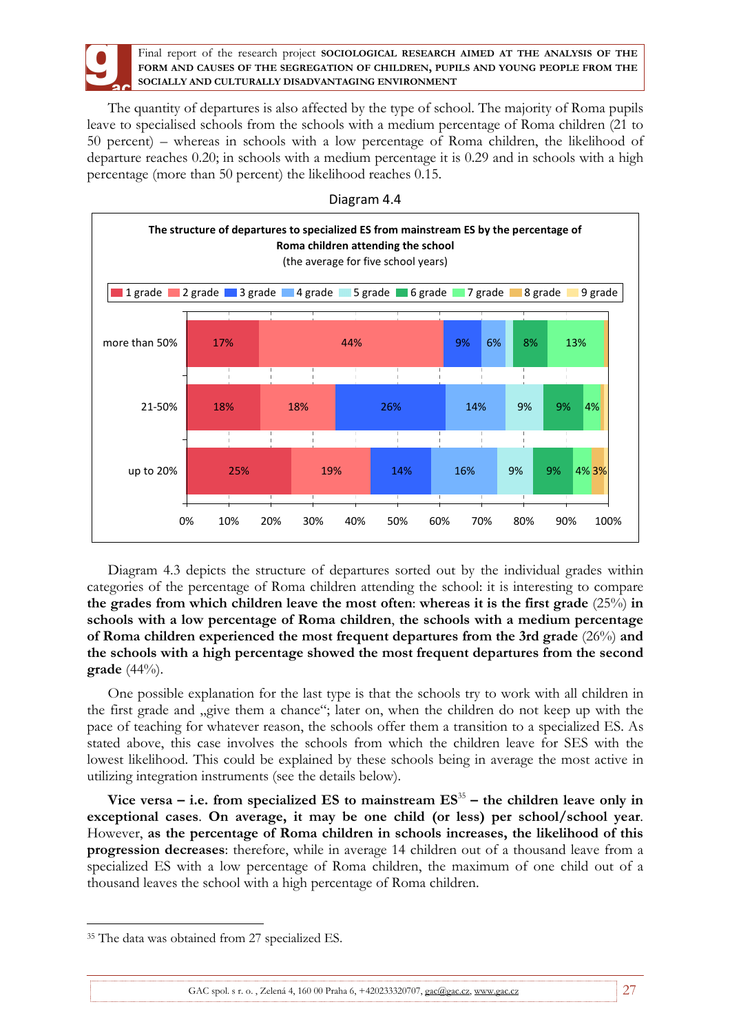The quantity of departures is also affected by the type of school. The majority of Roma pupils leave to specialised schools from the schools with a medium percentage of Roma children (21 to 50 percent) – whereas in schools with a low percentage of Roma children, the likelihood of departure reaches 0.20; in schools with a medium percentage it is 0.29 and in schools with a high percentage (more than 50 percent) the likelihood reaches 0.15.

Diagram 4.4

**The structure of departures to specialized ES from mainstream ES by the percentage of Roma children attending the school**

(the average for five school years)

| | 1 grade | 2 grade | 3 grade | 4 grade | 5 grade | 6 grade | 7 grade | 8 grade | 9 grade |
|---|---|---|---|---|---|---|---|---|---|
| more than 50% | 17% | 44% | 9% | 6% | | 8% | 13% | | |
| 21-50% | 18% | 18% | 26% | 14% | 9% | 9% | 4% | | |
| up to 20% | 25% | 19% | 14% | 16% | 9% | 9% | 4% | 3% | |

Diagram 4.3 depicts the structure of departures sorted out by the individual grades within categories of the percentage of Roma children attending the school: it is interesting to compare **the grades from which children leave the most often**: **whereas it is the first grade** (25%) **in schools with a low percentage of Roma children**, **the schools with a medium percentage of Roma children experienced the most frequent departures from the 3rd grade** (26%) **and the schools with a high percentage showed the most frequent departures from the second grade** (44%).

One possible explanation for the last type is that the schools try to work with all children in the first grade and „give them a chance"; later on, when the children do not keep up with the pace of teaching for whatever reason, the schools offer them a transition to a specialized ES. As stated above, this case involves the schools from which the children leave for SES with the lowest likelihood. This could be explained by these schools being in average the most active in utilizing integration instruments (see the details below).

**Vice versa – i.e. from specialized ES to mainstream ES**[35] **– the children leave only in exceptional cases**. **On average, it may be one child (or less) per school/school year**. However, **as the percentage of Roma children in schools increases, the likelihood of this progression decreases**: therefore, while in average 14 children out of a thousand leave from a specialized ES with a low percentage of Roma children, the maximum of one child out of a thousand leaves the school with a high percentage of Roma children.

[35] The data was obtained from 27 specialized ES.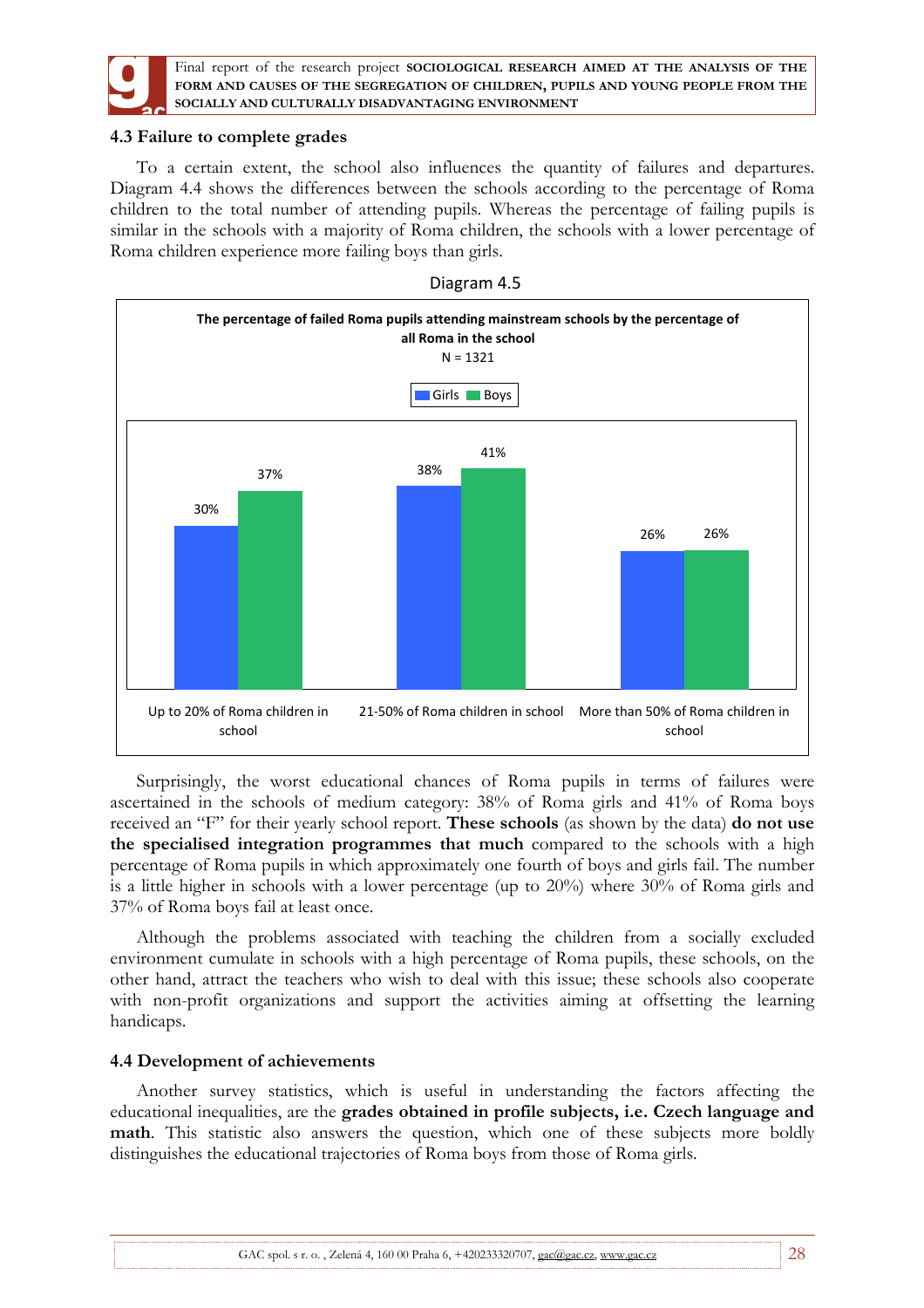## 4.3 Failure to complete grades

To a certain extent, the school also influences the quantity of failures and departures. Diagram 4.4 shows the differences between the schools according to the percentage of Roma children to the total number of attending pupils. Whereas the percentage of failing pupils is similar in the schools with a majority of Roma children, the schools with a lower percentage of Roma children experience more failing boys than girls.

Diagram 4.5

**The percentage of failed Roma pupils attending mainstream schools by the percentage of all Roma in the school**

N = 1321

| | Girls | Boys |
|---|---|---|
| Up to 20% of Roma children in school | 30% | 37% |
| 21-50% of Roma children in school | 38% | 41% |
| More than 50% of Roma children in school | 26% | 26% |

Surprisingly, the worst educational chances of Roma pupils in terms of failures were ascertained in the schools of medium category: 38% of Roma girls and 41% of Roma boys received an "F" for their yearly school report. **These schools** (as shown by the data) **do not use the specialised integration programmes that much** compared to the schools with a high percentage of Roma pupils in which approximately one fourth of boys and girls fail. The number is a little higher in schools with a lower percentage (up to 20%) where 30% of Roma girls and 37% of Roma boys fail at least once.

Although the problems associated with teaching the children from a socially excluded environment cumulate in schools with a high percentage of Roma pupils, these schools, on the other hand, attract the teachers who wish to deal with this issue; these schools also cooperate with non-profit organizations and support the activities aiming at offsetting the learning handicaps.

## 4.4 Development of achievements

Another survey statistics, which is useful in understanding the factors affecting the educational inequalities, are the **grades obtained in profile subjects, i.e. Czech language and math**. This statistic also answers the question, which one of these subjects more boldly distinguishes the educational trajectories of Roma boys from those of Roma girls.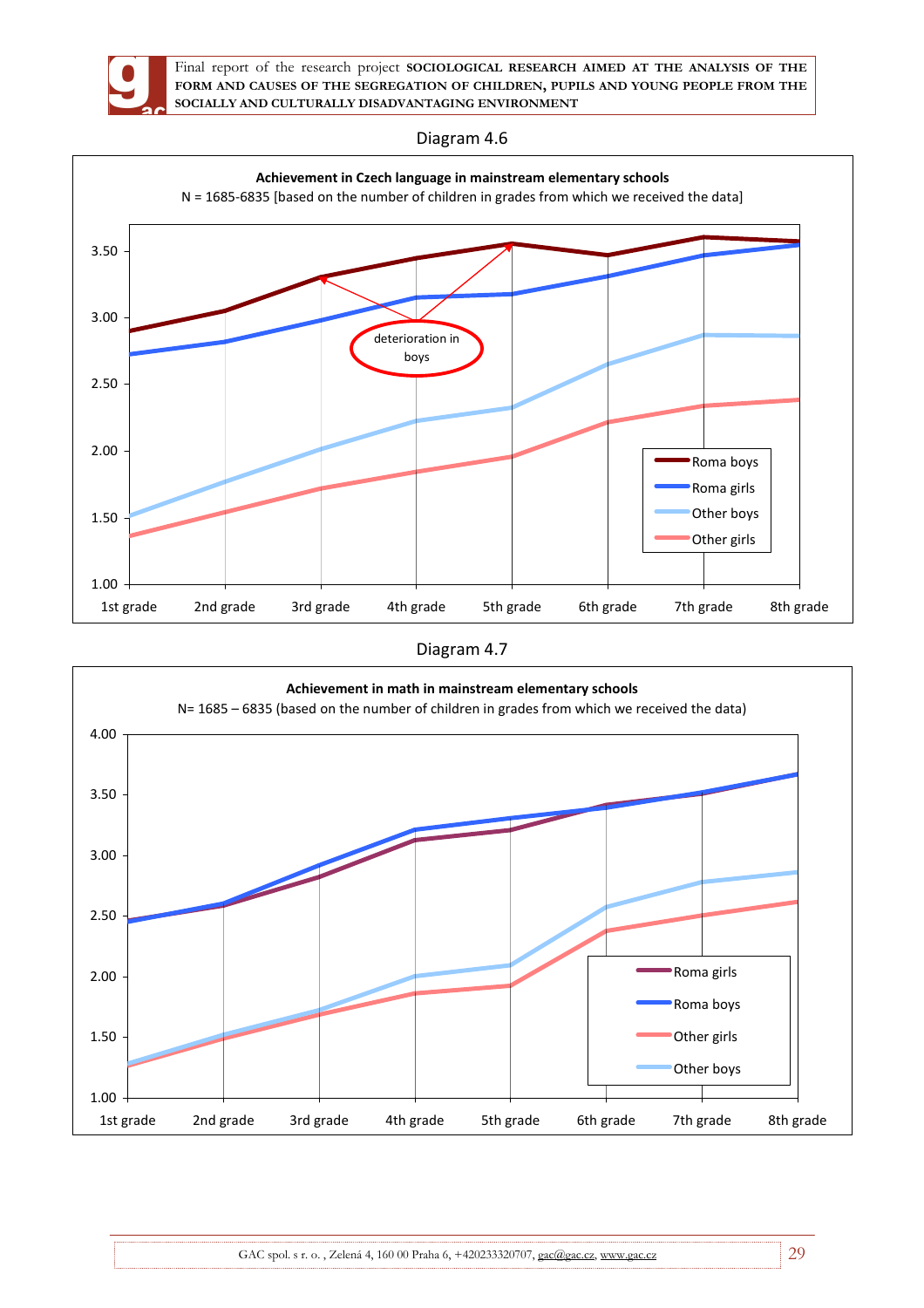Diagram 4.6

**Achievement in Czech language in mainstream elementary schools**

N = 1685-6835 [based on the number of children in grades from which we received the data]

deterioration in boys

Roma boys
Roma girls
Other boys
Other girls

1st grade, 2nd grade, 3rd grade, 4th grade, 5th grade, 6th grade, 7th grade, 8th grade

Diagram 4.7

**Achievement in math in mainstream elementary schools**

N= 1685 – 6835 (based on the number of children in grades from which we received the data)

Roma girls
Roma boys
Other girls
Other boys

1st grade, 2nd grade, 3rd grade, 4th grade, 5th grade, 6th grade, 7th grade, 8th grade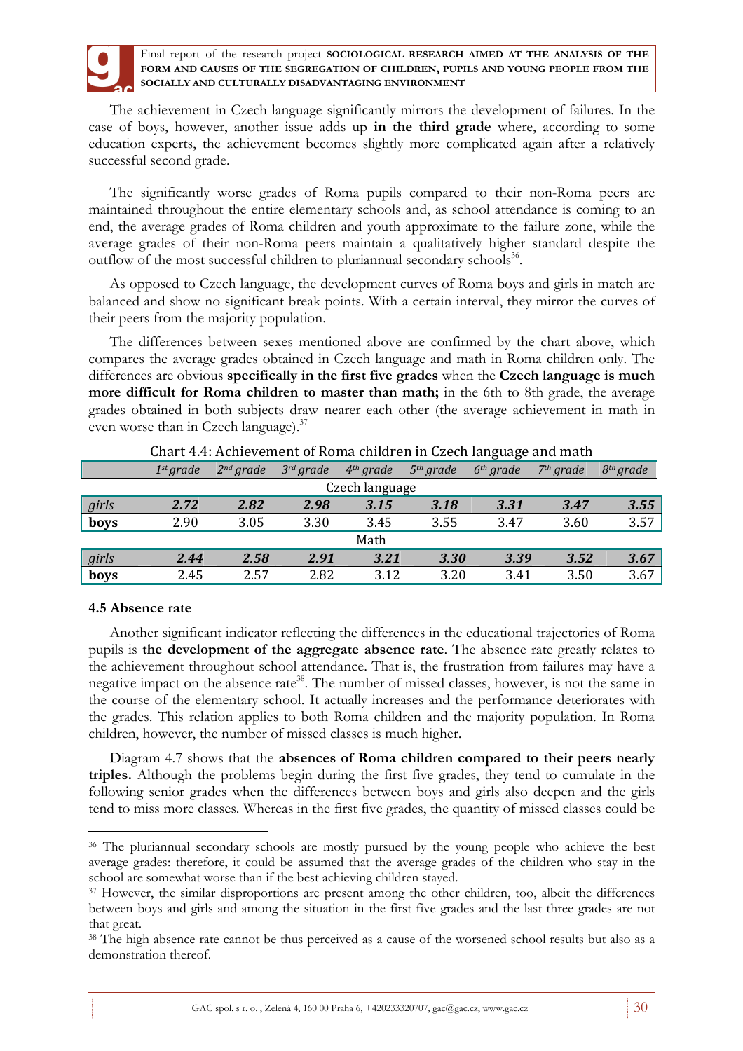The achievement in Czech language significantly mirrors the development of failures. In the case of boys, however, another issue adds up **in the third grade** where, according to some education experts, the achievement becomes slightly more complicated again after a relatively successful second grade.

The significantly worse grades of Roma pupils compared to their non-Roma peers are maintained throughout the entire elementary schools and, as school attendance is coming to an end, the average grades of Roma children and youth approximate to the failure zone, while the average grades of their non-Roma peers maintain a qualitatively higher standard despite the outflow of the most successful children to pluriannual secondary schools[36].

As opposed to Czech language, the development curves of Roma boys and girls in match are balanced and show no significant break points. With a certain interval, they mirror the curves of their peers from the majority population.

The differences between sexes mentioned above are confirmed by the chart above, which compares the average grades obtained in Czech language and math in Roma children only. The differences are obvious **specifically in the first five grades** when the **Czech language is much more difficult for Roma children to master than math;** in the 6th to 8th grade, the average grades obtained in both subjects draw nearer each other (the average achievement in math in even worse than in Czech language).[37]

Chart 4.4: Achievement of Roma children in Czech language and math

| | *1st grade* | *2nd grade* | *3rd grade* | *4th grade* | *5th grade* | *6th grade* | *7th grade* | *8th grade* |
|---|---|---|---|---|---|---|---|---|
| | | | | Czech language | | | | |
| *girls* | ***2.72*** | ***2.82*** | ***2.98*** | ***3.15*** | ***3.18*** | ***3.31*** | ***3.47*** | ***3.55*** |
| **boys** | 2.90 | 3.05 | 3.30 | 3.45 | 3.55 | 3.47 | 3.60 | 3.57 |
| | | | | Math | | | | |
| *girls* | ***2.44*** | ***2.58*** | ***2.91*** | ***3.21*** | ***3.30*** | ***3.39*** | ***3.52*** | ***3.67*** |
| **boys** | 2.45 | 2.57 | 2.82 | 3.12 | 3.20 | 3.41 | 3.50 | 3.67 |

### 4.5 Absence rate

Another significant indicator reflecting the differences in the educational trajectories of Roma pupils is **the development of the aggregate absence rate**. The absence rate greatly relates to the achievement throughout school attendance. That is, the frustration from failures may have a negative impact on the absence rate[38]. The number of missed classes, however, is not the same in the course of the elementary school. It actually increases and the performance deteriorates with the grades. This relation applies to both Roma children and the majority population. In Roma children, however, the number of missed classes is much higher.

Diagram 4.7 shows that the **absences of Roma children compared to their peers nearly triples.** Although the problems begin during the first five grades, they tend to cumulate in the following senior grades when the differences between boys and girls also deepen and the girls tend to miss more classes. Whereas in the first five grades, the quantity of missed classes could be

---

[36] The pluriannual secondary schools are mostly pursued by the young people who achieve the best average grades: therefore, it could be assumed that the average grades of the children who stay in the school are somewhat worse than if the best achieving children stayed.

[37] However, the similar disproportions are present among the other children, too, albeit the differences between boys and girls and among the situation in the first five grades and the last three grades are not that great.

[38] The high absence rate cannot be thus perceived as a cause of the worsened school results but also as a demonstration thereof.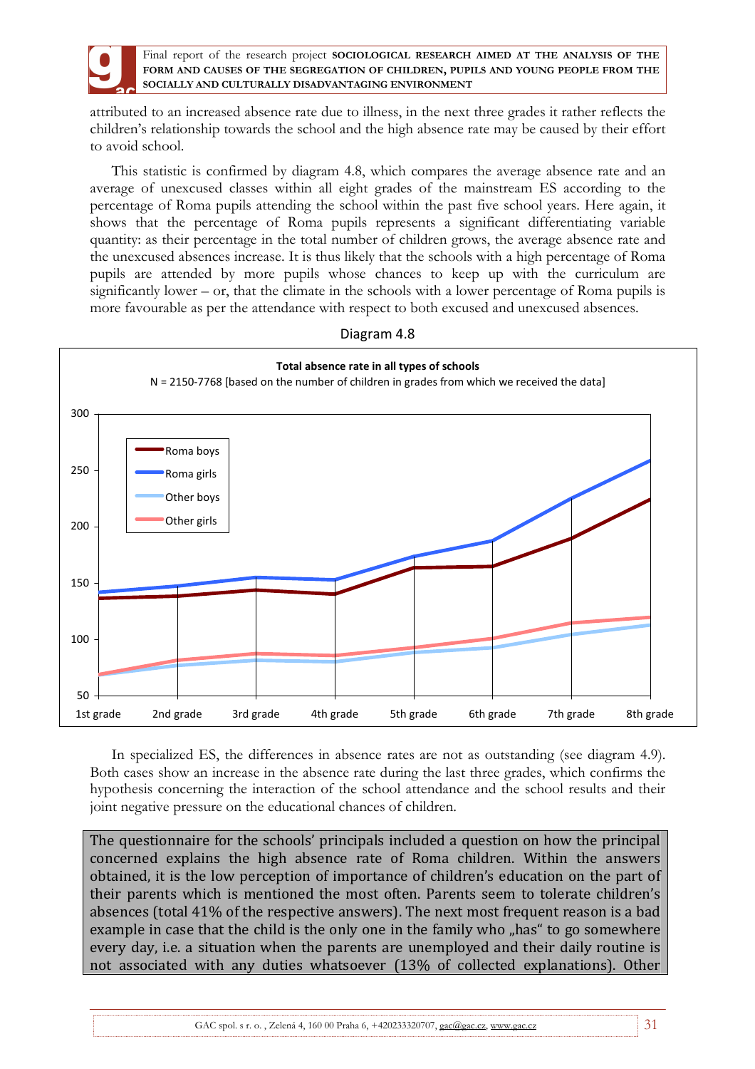attributed to an increased absence rate due to illness, in the next three grades it rather reflects the children's relationship towards the school and the high absence rate may be caused by their effort to avoid school.

This statistic is confirmed by diagram 4.8, which compares the average absence rate and an average of unexcused classes within all eight grades of the mainstream ES according to the percentage of Roma pupils attending the school within the past five school years. Here again, it shows that the percentage of Roma pupils represents a significant differentiating variable quantity: as their percentage in the total number of children grows, the average absence rate and the unexcused absences increase. It is thus likely that the schools with a high percentage of Roma pupils are attended by more pupils whose chances to keep up with the curriculum are significantly lower – or, that the climate in the schools with a lower percentage of Roma pupils is more favourable as per the attendance with respect to both excused and unexcused absences.

Diagram 4.8

**Total absence rate in all types of schools**
N = 2150-7768 [based on the number of children in grades from which we received the data]

In specialized ES, the differences in absence rates are not as outstanding (see diagram 4.9). Both cases show an increase in the absence rate during the last three grades, which confirms the hypothesis concerning the interaction of the school attendance and the school results and their joint negative pressure on the educational chances of children.

The questionnaire for the schools' principals included a question on how the principal concerned explains the high absence rate of Roma children. Within the answers obtained, it is the low perception of importance of children's education on the part of their parents which is mentioned the most often. Parents seem to tolerate children's absences (total 41% of the respective answers). The next most frequent reason is a bad example in case that the child is the only one in the family who „has" to go somewhere every day, i.e. a situation when the parents are unemployed and their daily routine is not associated with any duties whatsoever (13% of collected explanations). Other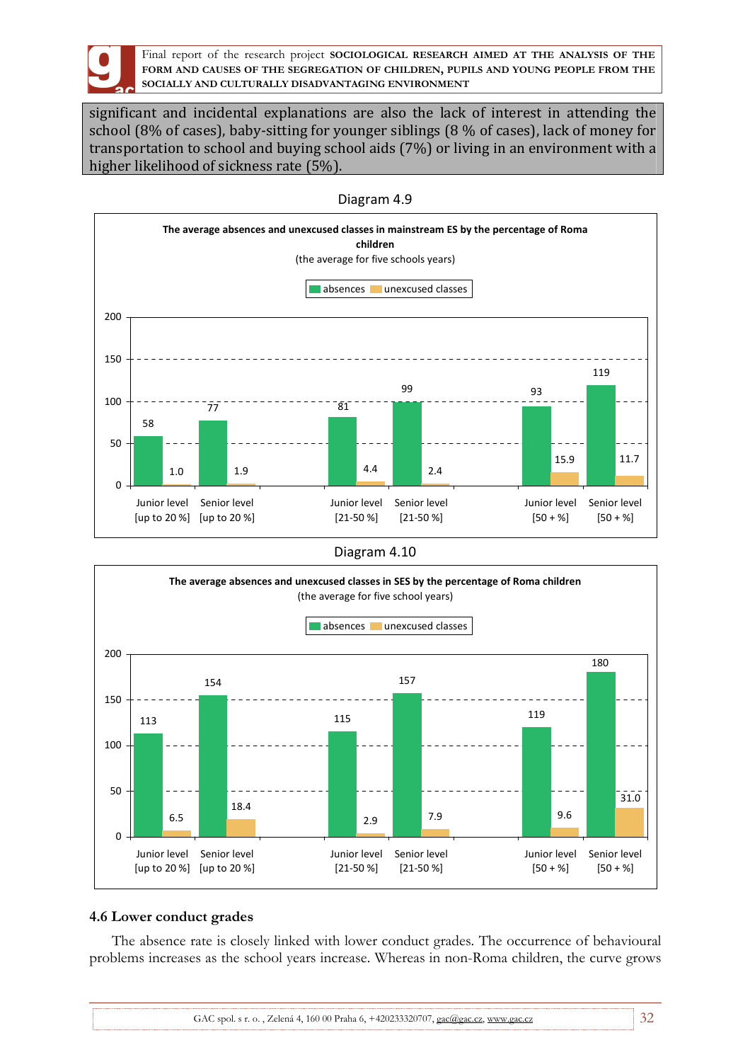significant and incidental explanations are also the lack of interest in attending the school (8% of cases), baby-sitting for younger siblings (8 % of cases), lack of money for transportation to school and buying school aids (7%) or living in an environment with a higher likelihood of sickness rate (5%).

Diagram 4.9

**The average absences and unexcused classes in mainstream ES by the percentage of Roma children**
(the average for five schools years)

| | absences | unexcused classes |
|---|---|---|
| Junior level [up to 20 %] | 58 | 1.0 |
| Senior level [up to 20 %] | 77 | 1.9 |
| Junior level [21-50 %] | 81 | 4.4 |
| Senior level [21-50 %] | 99 | 2.4 |
| Junior level [50 + %] | 93 | 15.9 |
| Senior level [50 + %] | 119 | 11.7 |

Diagram 4.10

**The average absences and unexcused classes in SES by the percentage of Roma children**
(the average for five school years)

| | absences | unexcused classes |
|---|---|---|
| Junior level [up to 20 %] | 113 | 6.5 |
| Senior level [up to 20 %] | 154 | 18.4 |
| Junior level [21-50 %] | 115 | 2.9 |
| Senior level [21-50 %] | 157 | 7.9 |
| Junior level [50 + %] | 119 | 9.6 |
| Senior level [50 + %] | 180 | 31.0 |

### 4.6 Lower conduct grades

The absence rate is closely linked with lower conduct grades. The occurrence of behavioural problems increases as the school years increase. Whereas in non-Roma children, the curve grows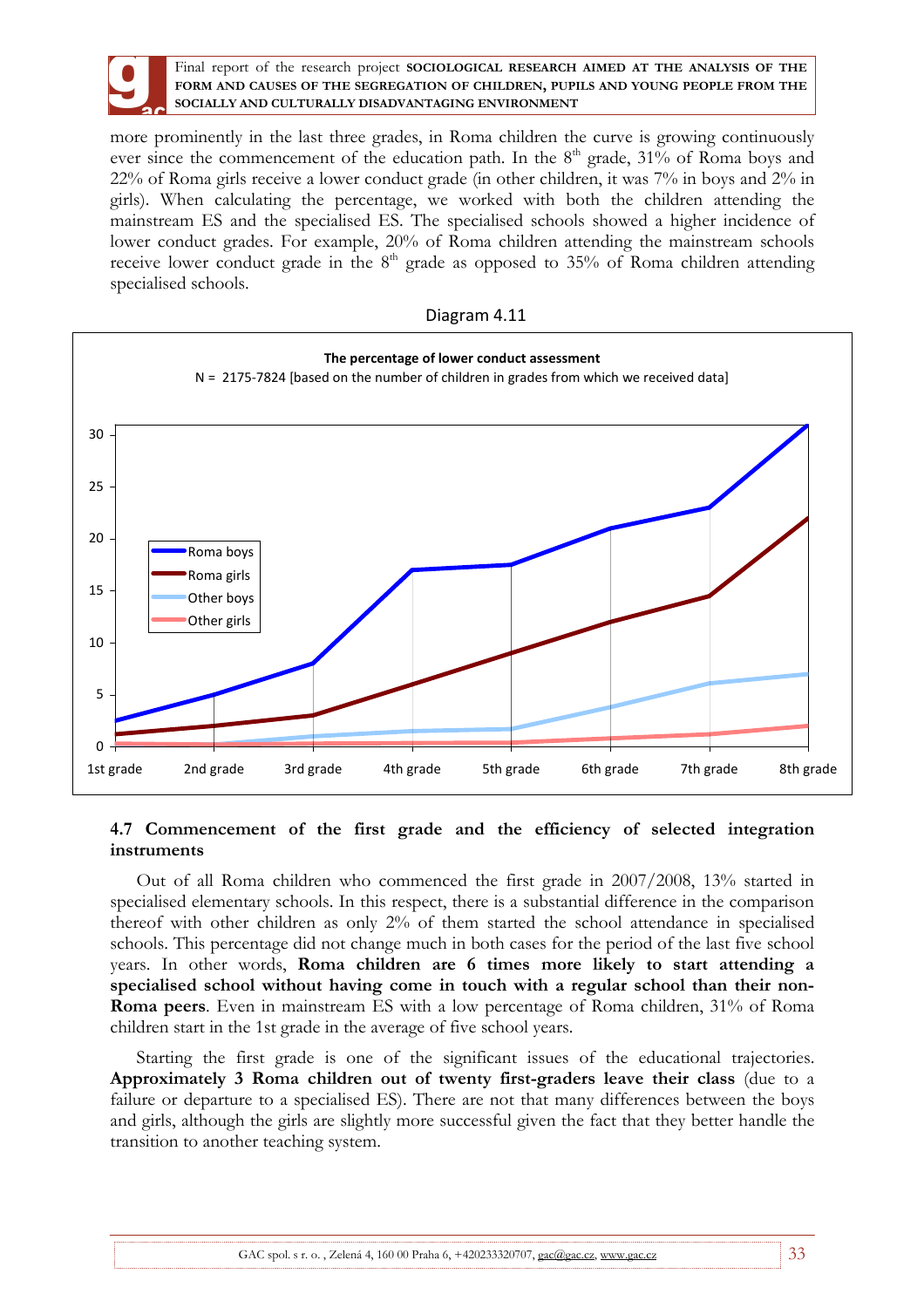more prominently in the last three grades, in Roma children the curve is growing continuously ever since the commencement of the education path. In the 8th grade, 31% of Roma boys and 22% of Roma girls receive a lower conduct grade (in other children, it was 7% in boys and 2% in girls). When calculating the percentage, we worked with both the children attending the mainstream ES and the specialised ES. The specialised schools showed a higher incidence of lower conduct grades. For example, 20% of Roma children attending the mainstream schools receive lower conduct grade in the 8th grade as opposed to 35% of Roma children attending specialised schools.

Diagram 4.11

**The percentage of lower conduct assessment**

N = 2175-7824 [based on the number of children in grades from which we received data]

## 4.7 Commencement of the first grade and the efficiency of selected integration instruments

Out of all Roma children who commenced the first grade in 2007/2008, 13% started in specialised elementary schools. In this respect, there is a substantial difference in the comparison thereof with other children as only 2% of them started the school attendance in specialised schools. This percentage did not change much in both cases for the period of the last five school years. In other words, **Roma children are 6 times more likely to start attending a specialised school without having come in touch with a regular school than their non-Roma peers**. Even in mainstream ES with a low percentage of Roma children, 31% of Roma children start in the 1st grade in the average of five school years.

Starting the first grade is one of the significant issues of the educational trajectories. **Approximately 3 Roma children out of twenty first-graders leave their class** (due to a failure or departure to a specialised ES). There are not that many differences between the boys and girls, although the girls are slightly more successful given the fact that they better handle the transition to another teaching system.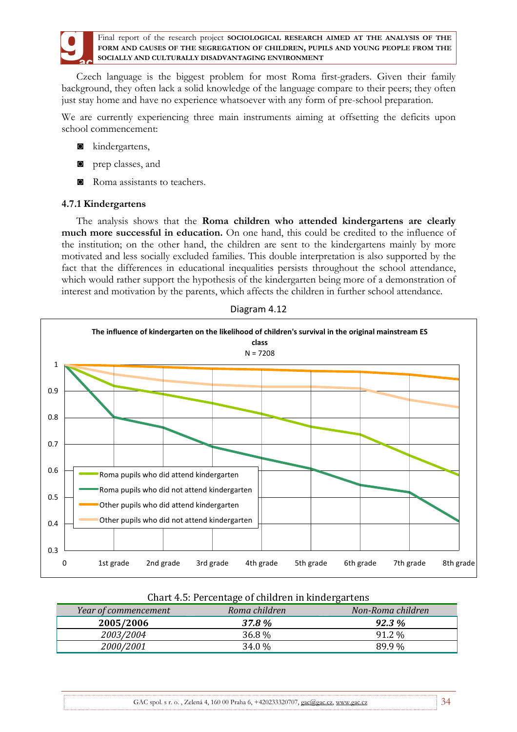Czech language is the biggest problem for most Roma first-graders. Given their family background, they often lack a solid knowledge of the language compare to their peers; they often just stay home and have no experience whatsoever with any form of pre-school preparation.

We are currently experiencing three main instruments aiming at offsetting the deficits upon school commencement:

- kindergartens,
- prep classes, and
- Roma assistants to teachers.

### 4.7.1 Kindergartens

The analysis shows that the **Roma children who attended kindergartens are clearly much more successful in education.** On one hand, this could be credited to the influence of the institution; on the other hand, the children are sent to the kindergartens mainly by more motivated and less socially excluded families. This double interpretation is also supported by the fact that the differences in educational inequalities persists throughout the school attendance, which would rather support the hypothesis of the kindergarten being more of a demonstration of interest and motivation by the parents, which affects the children in further school attendance.

Diagram 4.12

**The influence of kindergarten on the likelihood of children's survival in the original mainstream ES class**

N = 7208

Legend: Roma pupils who did attend kindergarten; Roma pupils who did not attend kindergarten; Other pupils who did attend kindergarten; Other pupils who did not attend kindergarten

Y-axis: 0.3, 0.4, 0.5, 0.6, 0.7, 0.8, 0.9, 1

X-axis: 0, 1st grade, 2nd grade, 3rd grade, 4th grade, 5th grade, 6th grade, 7th grade, 8th grade

Chart 4.5: Percentage of children in kindergartens

| *Year of commencement* | *Roma children* | *Non-Roma children* |
|---|---|---|
| **2005/2006** | ***37.8 %*** | ***92.3 %*** |
| *2003/2004* | 36.8 % | 91.2 % |
| *2000/2001* | 34.0 % | 89.9 % |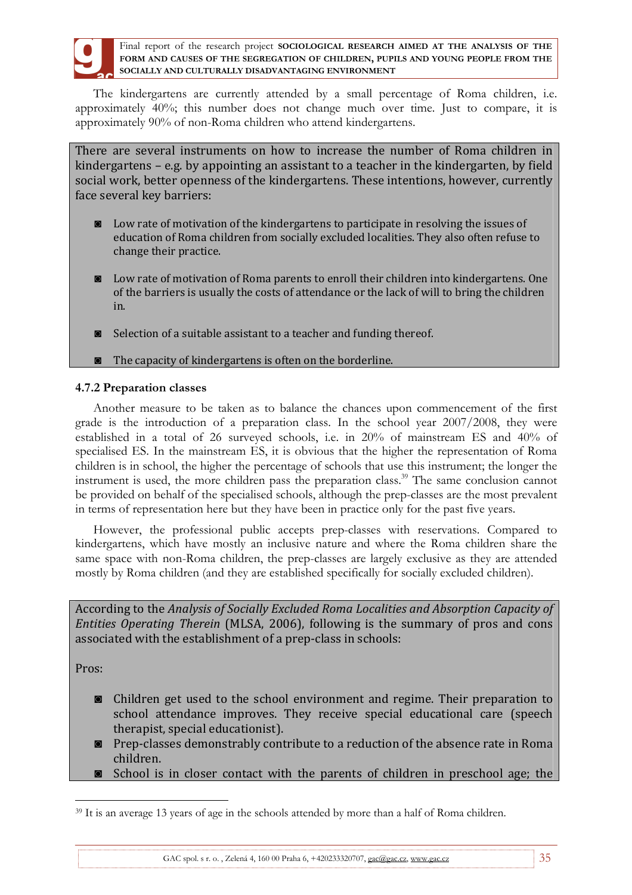The kindergartens are currently attended by a small percentage of Roma children, i.e. approximately 40%; this number does not change much over time. Just to compare, it is approximately 90% of non-Roma children who attend kindergartens.

There are several instruments on how to increase the number of Roma children in kindergartens – e.g. by appointing an assistant to a teacher in the kindergarten, by field social work, better openness of the kindergartens. These intentions, however, currently face several key barriers:

- Low rate of motivation of the kindergartens to participate in resolving the issues of education of Roma children from socially excluded localities. They also often refuse to change their practice.
- Low rate of motivation of Roma parents to enroll their children into kindergartens. One of the barriers is usually the costs of attendance or the lack of will to bring the children in.
- Selection of a suitable assistant to a teacher and funding thereof.
- The capacity of kindergartens is often on the borderline.

### 4.7.2 Preparation classes

Another measure to be taken as to balance the chances upon commencement of the first grade is the introduction of a preparation class. In the school year 2007/2008, they were established in a total of 26 surveyed schools, i.e. in 20% of mainstream ES and 40% of specialised ES. In the mainstream ES, it is obvious that the higher the representation of Roma children is in school, the higher the percentage of schools that use this instrument; the longer the instrument is used, the more children pass the preparation class.[39] The same conclusion cannot be provided on behalf of the specialised schools, although the prep-classes are the most prevalent in terms of representation here but they have been in practice only for the past five years.

However, the professional public accepts prep-classes with reservations. Compared to kindergartens, which have mostly an inclusive nature and where the Roma children share the same space with non-Roma children, the prep-classes are largely exclusive as they are attended mostly by Roma children (and they are established specifically for socially excluded children).

According to the *Analysis of Socially Excluded Roma Localities and Absorption Capacity of Entities Operating Therein* (MLSA, 2006), following is the summary of pros and cons associated with the establishment of a prep-class in schools:

Pros:

- Children get used to the school environment and regime. Their preparation to school attendance improves. They receive special educational care (speech therapist, special educationist).
- Prep-classes demonstrably contribute to a reduction of the absence rate in Roma children.
- School is in closer contact with the parents of children in preschool age; the

[39] It is an average 13 years of age in the schools attended by more than a half of Roma children.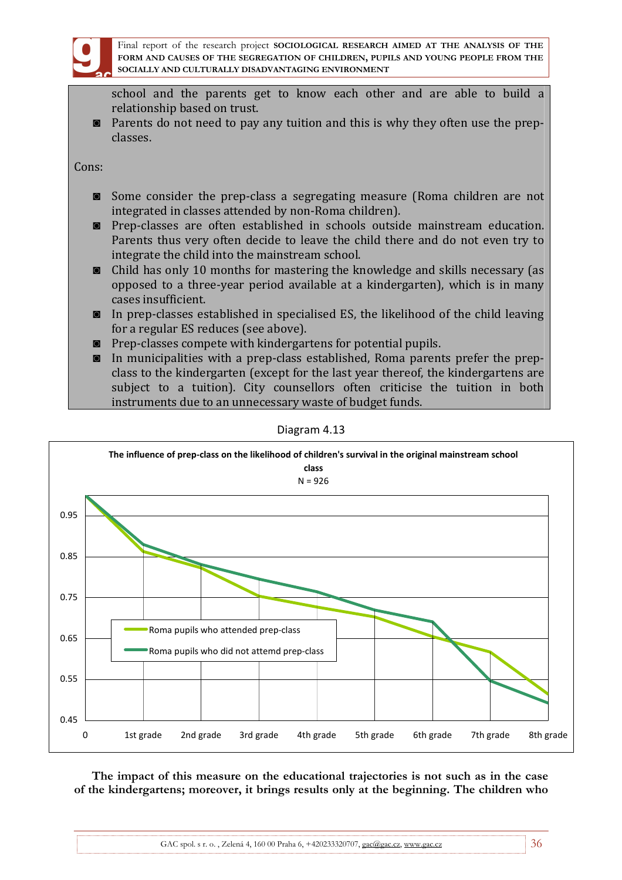school and the parents get to know each other and are able to build a relationship based on trust.

- Parents do not need to pay any tuition and this is why they often use the prep-classes.

Cons:

- Some consider the prep-class a segregating measure (Roma children are not integrated in classes attended by non-Roma children).
- Prep-classes are often established in schools outside mainstream education. Parents thus very often decide to leave the child there and do not even try to integrate the child into the mainstream school.
- Child has only 10 months for mastering the knowledge and skills necessary (as opposed to a three-year period available at a kindergarten), which is in many cases insufficient.
- In prep-classes established in specialised ES, the likelihood of the child leaving for a regular ES reduces (see above).
- Prep-classes compete with kindergartens for potential pupils.
- In municipalities with a prep-class established, Roma parents prefer the prep-class to the kindergarten (except for the last year thereof, the kindergartens are subject to a tuition). City counsellors often criticise the tuition in both instruments due to an unnecessary waste of budget funds.

Diagram 4.13

**The influence of prep-class on the likelihood of children's survival in the original mainstream school class**
N = 926

(Line chart; y-axis from 0.45 to 0.95; x-axis: 0, 1st grade, 2nd grade, 3rd grade, 4th grade, 5th grade, 6th grade, 7th grade, 8th grade. Series: Roma pupils who attended prep-class; Roma pupils who did not attemd prep-class)

**The impact of this measure on the educational trajectories is not such as in the case of the kindergartens; moreover, it brings results only at the beginning. The children who**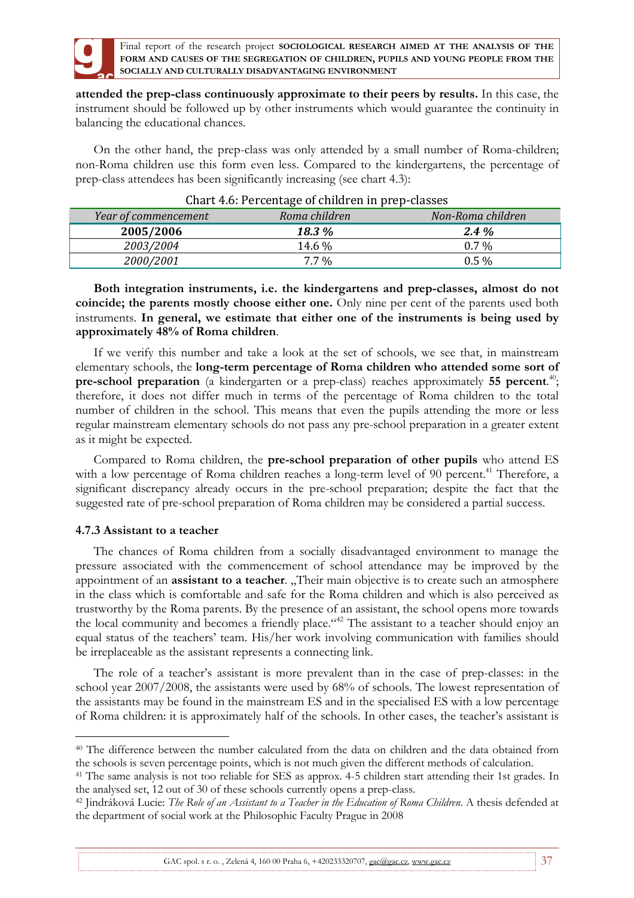**attended the prep-class continuously approximate to their peers by results.** In this case, the instrument should be followed up by other instruments which would guarantee the continuity in balancing the educational chances.

On the other hand, the prep-class was only attended by a small number of Roma-children; non-Roma children use this form even less. Compared to the kindergartens, the percentage of prep-class attendees has been significantly increasing (see chart 4.3):

Chart 4.6: Percentage of children in prep-classes

| *Year of commencement* | *Roma children* | *Non-Roma children* |
|---|---|---|
| **2005/2006** | ***18.3 %*** | ***2.4 %*** |
| *2003/2004* | 14.6 % | 0.7 % |
| *2000/2001* | 7.7 % | 0.5 % |

**Both integration instruments, i.e. the kindergartens and prep-classes, almost do not coincide; the parents mostly choose either one.** Only nine per cent of the parents used both instruments. **In general, we estimate that either one of the instruments is being used by approximately 48% of Roma children**.

If we verify this number and take a look at the set of schools, we see that, in mainstream elementary schools, the **long-term percentage of Roma children who attended some sort of pre-school preparation** (a kindergarten or a prep-class) reaches approximately **55 percent**.[40]; therefore, it does not differ much in terms of the percentage of Roma children to the total number of children in the school. This means that even the pupils attending the more or less regular mainstream elementary schools do not pass any pre-school preparation in a greater extent as it might be expected.

Compared to Roma children, the **pre-school preparation of other pupils** who attend ES with a low percentage of Roma children reaches a long-term level of 90 percent.[41] Therefore, a significant discrepancy already occurs in the pre-school preparation; despite the fact that the suggested rate of pre-school preparation of Roma children may be considered a partial success.

### 4.7.3 Assistant to a teacher

The chances of Roma children from a socially disadvantaged environment to manage the pressure associated with the commencement of school attendance may be improved by the appointment of an **assistant to a teacher**. „Their main objective is to create such an atmosphere in the class which is comfortable and safe for the Roma children and which is also perceived as trustworthy by the Roma parents. By the presence of an assistant, the school opens more towards the local community and becomes a friendly place."[42] The assistant to a teacher should enjoy an equal status of the teachers' team. His/her work involving communication with families should be irreplaceable as the assistant represents a connecting link.

The role of a teacher's assistant is more prevalent than in the case of prep-classes: in the school year 2007/2008, the assistants were used by 68% of schools. The lowest representation of the assistants may be found in the mainstream ES and in the specialised ES with a low percentage of Roma children: it is approximately half of the schools. In other cases, the teacher's assistant is

[40] The difference between the number calculated from the data on children and the data obtained from the schools is seven percentage points, which is not much given the different methods of calculation.

[41] The same analysis is not too reliable for SES as approx. 4-5 children start attending their 1st grades. In the analysed set, 12 out of 30 of these schools currently opens a prep-class.

[42] Jindráková Lucie: *The Role of an Assistant to a Teacher in the Education of Roma Children.* A thesis defended at the department of social work at the Philosophic Faculty Prague in 2008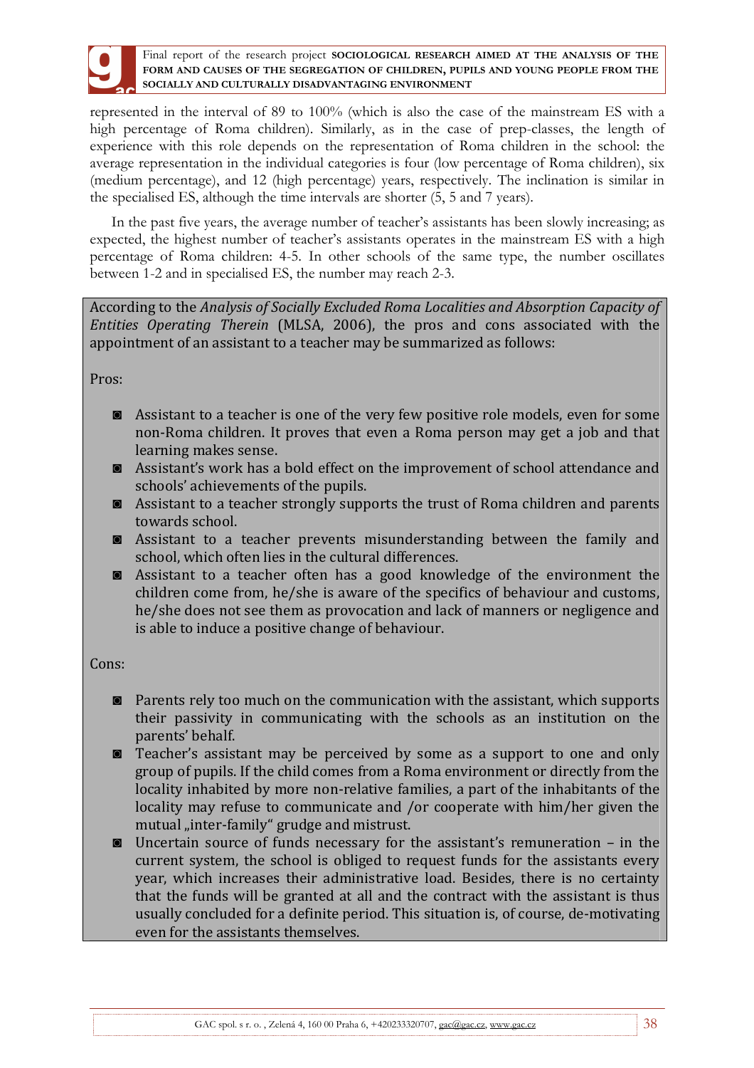represented in the interval of 89 to 100% (which is also the case of the mainstream ES with a high percentage of Roma children). Similarly, as in the case of prep-classes, the length of experience with this role depends on the representation of Roma children in the school: the average representation in the individual categories is four (low percentage of Roma children), six (medium percentage), and 12 (high percentage) years, respectively. The inclination is similar in the specialised ES, although the time intervals are shorter (5, 5 and 7 years).

In the past five years, the average number of teacher's assistants has been slowly increasing; as expected, the highest number of teacher's assistants operates in the mainstream ES with a high percentage of Roma children: 4-5. In other schools of the same type, the number oscillates between 1-2 and in specialised ES, the number may reach 2-3.

According to the *Analysis of Socially Excluded Roma Localities and Absorption Capacity of Entities Operating Therein* (MLSA, 2006), the pros and cons associated with the appointment of an assistant to a teacher may be summarized as follows:

Pros:

- Assistant to a teacher is one of the very few positive role models, even for some non-Roma children. It proves that even a Roma person may get a job and that learning makes sense.
- Assistant's work has a bold effect on the improvement of school attendance and schools' achievements of the pupils.
- Assistant to a teacher strongly supports the trust of Roma children and parents towards school.
- Assistant to a teacher prevents misunderstanding between the family and school, which often lies in the cultural differences.
- Assistant to a teacher often has a good knowledge of the environment the children come from, he/she is aware of the specifics of behaviour and customs, he/she does not see them as provocation and lack of manners or negligence and is able to induce a positive change of behaviour.

Cons:

- Parents rely too much on the communication with the assistant, which supports their passivity in communicating with the schools as an institution on the parents' behalf.
- Teacher's assistant may be perceived by some as a support to one and only group of pupils. If the child comes from a Roma environment or directly from the locality inhabited by more non-relative families, a part of the inhabitants of the locality may refuse to communicate and /or cooperate with him/her given the mutual „inter-family" grudge and mistrust.
- Uncertain source of funds necessary for the assistant's remuneration – in the current system, the school is obliged to request funds for the assistants every year, which increases their administrative load. Besides, there is no certainty that the funds will be granted at all and the contract with the assistant is thus usually concluded for a definite period. This situation is, of course, de-motivating even for the assistants themselves.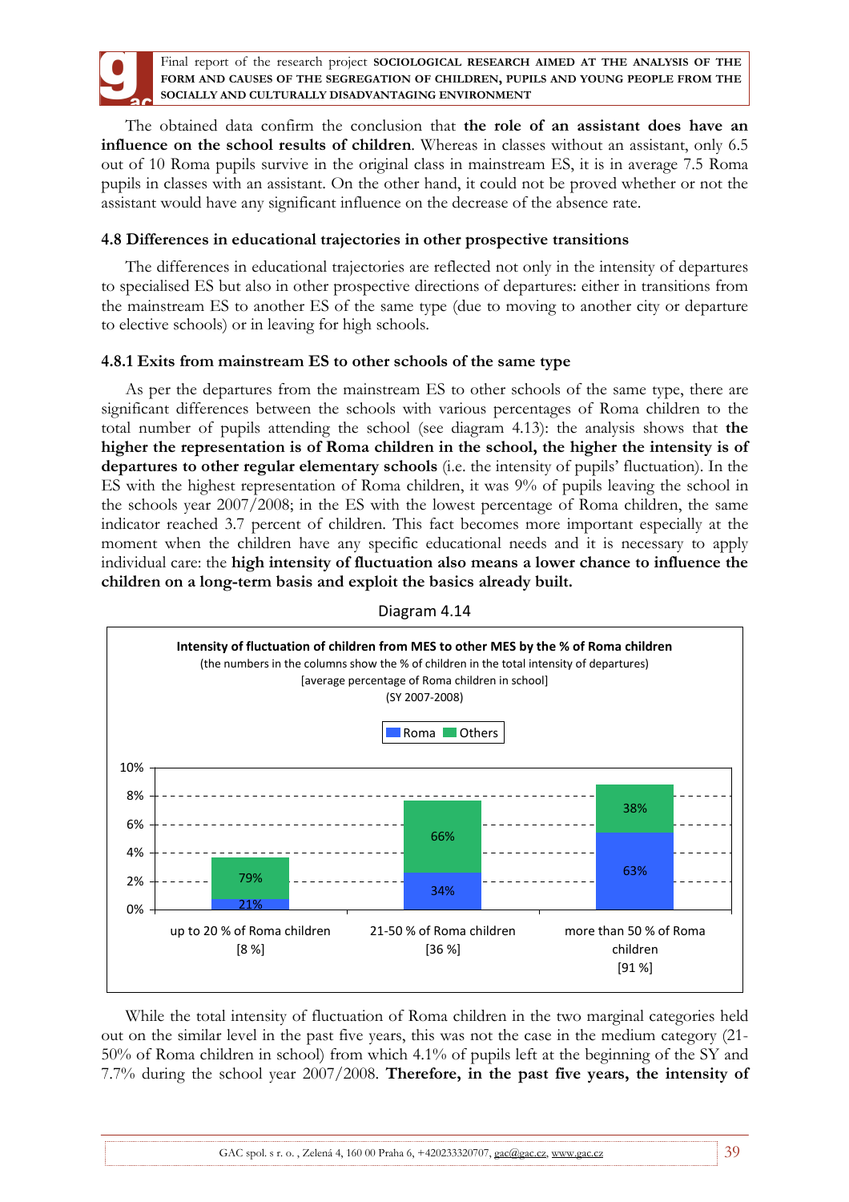The obtained data confirm the conclusion that **the role of an assistant does have an influence on the school results of children**. Whereas in classes without an assistant, only 6.5 out of 10 Roma pupils survive in the original class in mainstream ES, it is in average 7.5 Roma pupils in classes with an assistant. On the other hand, it could not be proved whether or not the assistant would have any significant influence on the decrease of the absence rate.

### 4.8 Differences in educational trajectories in other prospective transitions

The differences in educational trajectories are reflected not only in the intensity of departures to specialised ES but also in other prospective directions of departures: either in transitions from the mainstream ES to another ES of the same type (due to moving to another city or departure to elective schools) or in leaving for high schools.

#### 4.8.1 Exits from mainstream ES to other schools of the same type

As per the departures from the mainstream ES to other schools of the same type, there are significant differences between the schools with various percentages of Roma children to the total number of pupils attending the school (see diagram 4.13): the analysis shows that **the higher the representation is of Roma children in the school, the higher the intensity is of departures to other regular elementary schools** (i.e. the intensity of pupils' fluctuation). In the ES with the highest representation of Roma children, it was 9% of pupils leaving the school in the schools year 2007/2008; in the ES with the lowest percentage of Roma children, the same indicator reached 3.7 percent of children. This fact becomes more important especially at the moment when the children have any specific educational needs and it is necessary to apply individual care: the **high intensity of fluctuation also means a lower chance to influence the children on a long-term basis and exploit the basics already built.**

Diagram 4.14

**Intensity of fluctuation of children from MES to other MES by the % of Roma children**
(the numbers in the columns show the % of children in the total intensity of departures)
[average percentage of Roma children in school]
(SY 2007-2008)

| Category | Roma | Others |
|---|---|---|
| up to 20 % of Roma children [8 %] | 21% | 79% |
| 21-50 % of Roma children [36 %] | 34% | 66% |
| more than 50 % of Roma children [91 %] | 63% | 38% |

While the total intensity of fluctuation of Roma children in the two marginal categories held out on the similar level in the past five years, this was not the case in the medium category (21-50% of Roma children in school) from which 4.1% of pupils left at the beginning of the SY and 7.7% during the school year 2007/2008. **Therefore, in the past five years, the intensity of**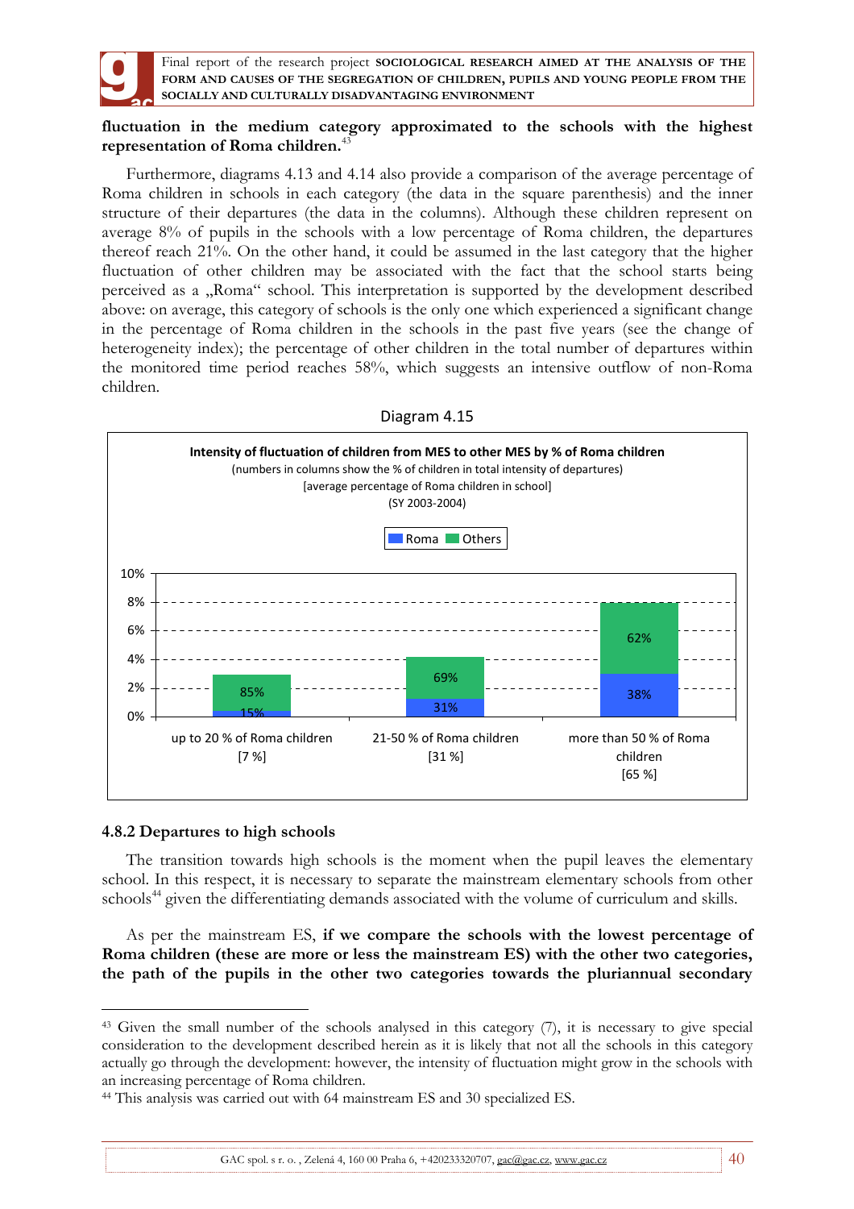**fluctuation in the medium category approximated to the schools with the highest representation of Roma children.**[43]

Furthermore, diagrams 4.13 and 4.14 also provide a comparison of the average percentage of Roma children in schools in each category (the data in the square parenthesis) and the inner structure of their departures (the data in the columns). Although these children represent on average 8% of pupils in the schools with a low percentage of Roma children, the departures thereof reach 21%. On the other hand, it could be assumed in the last category that the higher fluctuation of other children may be associated with the fact that the school starts being perceived as a „Roma“ school. This interpretation is supported by the development described above: on average, this category of schools is the only one which experienced a significant change in the percentage of Roma children in the schools in the past five years (see the change of heterogeneity index); the percentage of other children in the total number of departures within the monitored time period reaches 58%, which suggests an intensive outflow of non-Roma children.

Diagram 4.15

**Intensity of fluctuation of children from MES to other MES by % of Roma children**
(numbers in columns show the % of children in total intensity of departures)
[average percentage of Roma children in school]
(SY 2003-2004)

| Category | Roma | Others |
|---|---|---|
| up to 20 % of Roma children [7 %] | 15% | 85% |
| 21-50 % of Roma children [31 %] | 31% | 69% |
| more than 50 % of Roma children [65 %] | 38% | 62% |

### 4.8.2 Departures to high schools

The transition towards high schools is the moment when the pupil leaves the elementary school. In this respect, it is necessary to separate the mainstream elementary schools from other schools[44] given the differentiating demands associated with the volume of curriculum and skills.

As per the mainstream ES, **if we compare the schools with the lowest percentage of Roma children (these are more or less the mainstream ES) with the other two categories, the path of the pupils in the other two categories towards the pluriannual secondary**

---

[43] Given the small number of the schools analysed in this category (7), it is necessary to give special consideration to the development described herein as it is likely that not all the schools in this category actually go through the development: however, the intensity of fluctuation might grow in the schools with an increasing percentage of Roma children.

[44] This analysis was carried out with 64 mainstream ES and 30 specialized ES.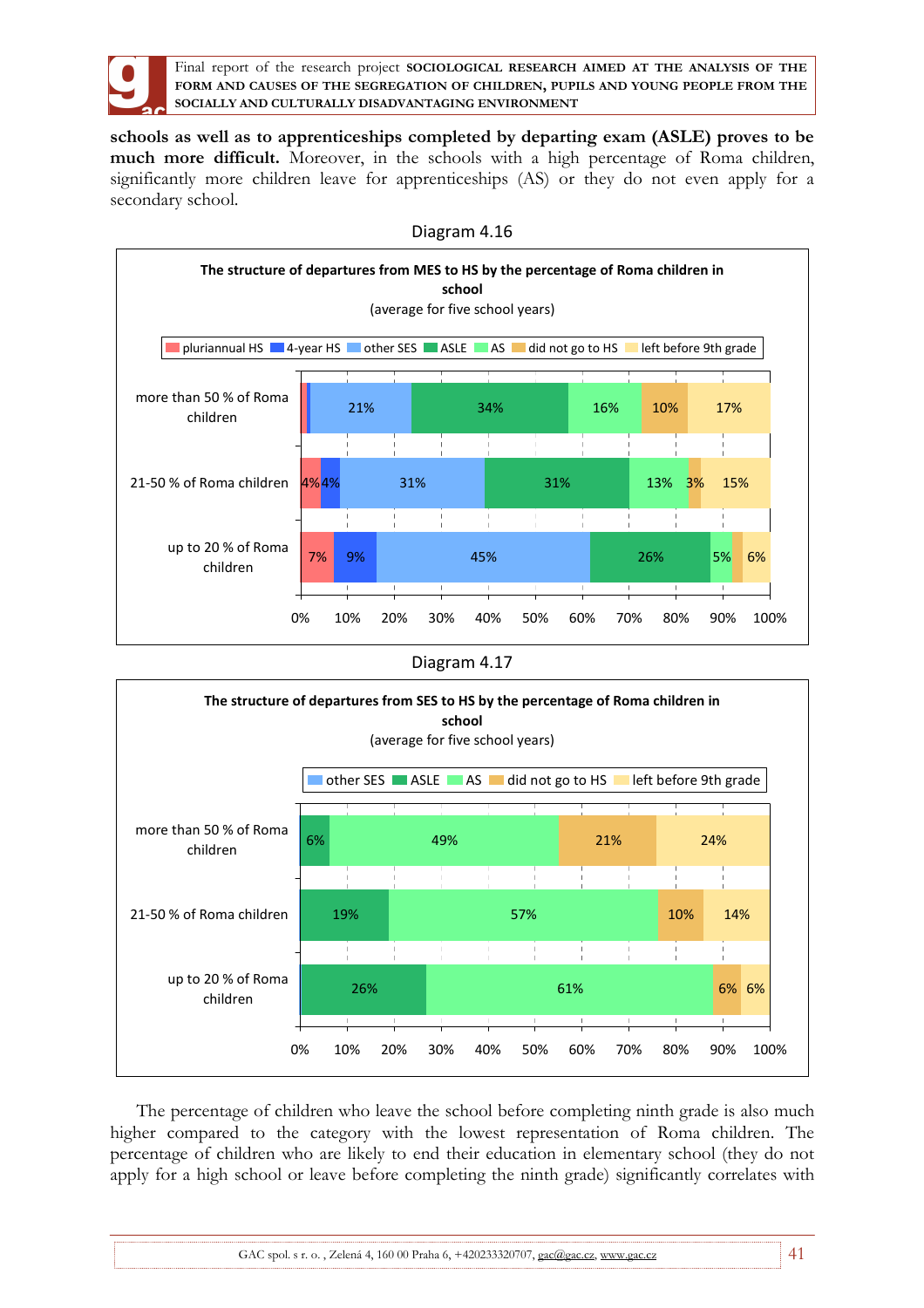**schools as well as to apprenticeships completed by departing exam (ASLE) proves to be much more difficult.** Moreover, in the schools with a high percentage of Roma children, significantly more children leave for apprenticeships (AS) or they do not even apply for a secondary school.

Diagram 4.16

**The structure of departures from MES to HS by the percentage of Roma children in school**
(average for five school years)

| | pluriannual HS | 4-year HS | other SES | ASLE | AS | did not go to HS | left before 9th grade |
|---|---|---|---|---|---|---|---|
| more than 50 % of Roma children | | | 21% | 34% | 16% | 10% | 17% |
| 21-50 % of Roma children | 4% | 4% | 31% | 31% | 13% | 3% | 15% |
| up to 20 % of Roma children | 7% | 9% | 45% | 26% | 5% | | 6% |

Diagram 4.17

**The structure of departures from SES to HS by the percentage of Roma children in school**
(average for five school years)

| | other SES | ASLE | AS | did not go to HS | left before 9th grade |
|---|---|---|---|---|---|
| more than 50 % of Roma children | | 6% | 49% | 21% | 24% |
| 21-50 % of Roma children | | 19% | 57% | 10% | 14% |
| up to 20 % of Roma children | | 26% | 61% | 6% | 6% |

The percentage of children who leave the school before completing ninth grade is also much higher compared to the category with the lowest representation of Roma children. The percentage of children who are likely to end their education in elementary school (they do not apply for a high school or leave before completing the ninth grade) significantly correlates with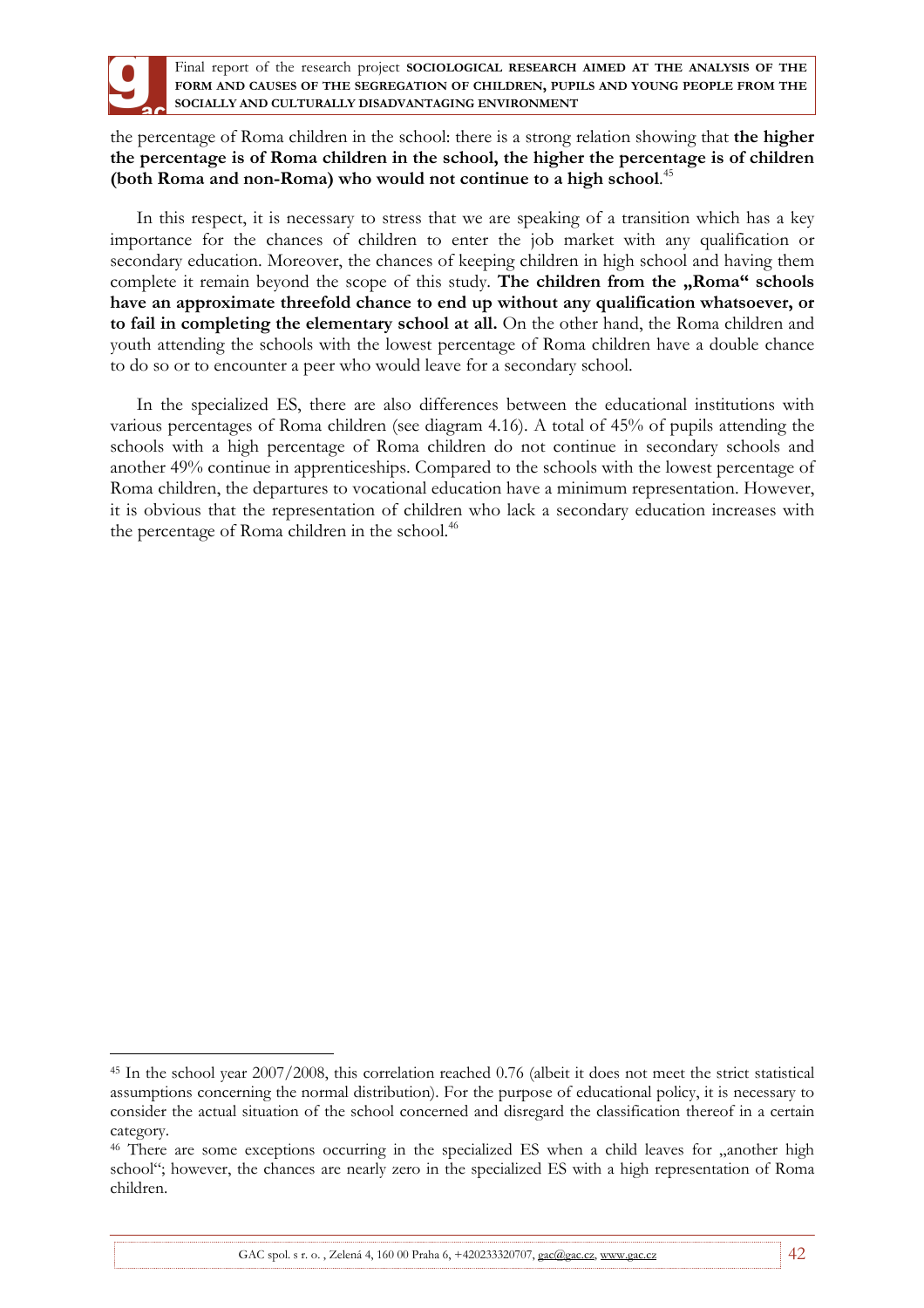the percentage of Roma children in the school: there is a strong relation showing that **the higher the percentage is of Roma children in the school, the higher the percentage is of children (both Roma and non-Roma) who would not continue to a high school**.[45]

In this respect, it is necessary to stress that we are speaking of a transition which has a key importance for the chances of children to enter the job market with any qualification or secondary education. Moreover, the chances of keeping children in high school and having them complete it remain beyond the scope of this study. **The children from the „Roma" schools have an approximate threefold chance to end up without any qualification whatsoever, or to fail in completing the elementary school at all.** On the other hand, the Roma children and youth attending the schools with the lowest percentage of Roma children have a double chance to do so or to encounter a peer who would leave for a secondary school.

In the specialized ES, there are also differences between the educational institutions with various percentages of Roma children (see diagram 4.16). A total of 45% of pupils attending the schools with a high percentage of Roma children do not continue in secondary schools and another 49% continue in apprenticeships. Compared to the schools with the lowest percentage of Roma children, the departures to vocational education have a minimum representation. However, it is obvious that the representation of children who lack a secondary education increases with the percentage of Roma children in the school.[46]

---

[45] In the school year 2007/2008, this correlation reached 0.76 (albeit it does not meet the strict statistical assumptions concerning the normal distribution). For the purpose of educational policy, it is necessary to consider the actual situation of the school concerned and disregard the classification thereof in a certain category.

[46] There are some exceptions occurring in the specialized ES when a child leaves for „another high school"; however, the chances are nearly zero in the specialized ES with a high representation of Roma children.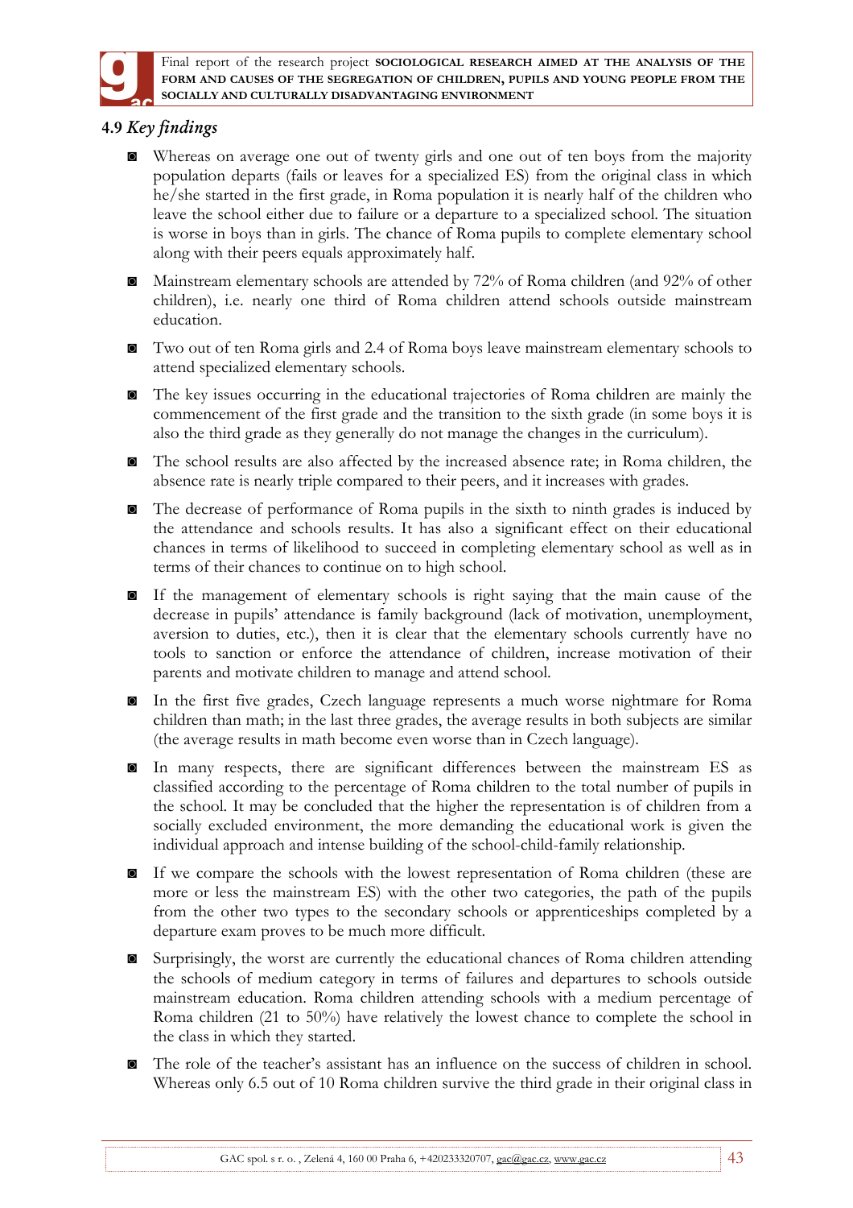## 4.9 *Key findings*

- Whereas on average one out of twenty girls and one out of ten boys from the majority population departs (fails or leaves for a specialized ES) from the original class in which he/she started in the first grade, in Roma population it is nearly half of the children who leave the school either due to failure or a departure to a specialized school. The situation is worse in boys than in girls. The chance of Roma pupils to complete elementary school along with their peers equals approximately half.
- Mainstream elementary schools are attended by 72% of Roma children (and 92% of other children), i.e. nearly one third of Roma children attend schools outside mainstream education.
- Two out of ten Roma girls and 2.4 of Roma boys leave mainstream elementary schools to attend specialized elementary schools.
- The key issues occurring in the educational trajectories of Roma children are mainly the commencement of the first grade and the transition to the sixth grade (in some boys it is also the third grade as they generally do not manage the changes in the curriculum).
- The school results are also affected by the increased absence rate; in Roma children, the absence rate is nearly triple compared to their peers, and it increases with grades.
- The decrease of performance of Roma pupils in the sixth to ninth grades is induced by the attendance and schools results. It has also a significant effect on their educational chances in terms of likelihood to succeed in completing elementary school as well as in terms of their chances to continue on to high school.
- If the management of elementary schools is right saying that the main cause of the decrease in pupils' attendance is family background (lack of motivation, unemployment, aversion to duties, etc.), then it is clear that the elementary schools currently have no tools to sanction or enforce the attendance of children, increase motivation of their parents and motivate children to manage and attend school.
- In the first five grades, Czech language represents a much worse nightmare for Roma children than math; in the last three grades, the average results in both subjects are similar (the average results in math become even worse than in Czech language).
- In many respects, there are significant differences between the mainstream ES as classified according to the percentage of Roma children to the total number of pupils in the school. It may be concluded that the higher the representation is of children from a socially excluded environment, the more demanding the educational work is given the individual approach and intense building of the school-child-family relationship.
- If we compare the schools with the lowest representation of Roma children (these are more or less the mainstream ES) with the other two categories, the path of the pupils from the other two types to the secondary schools or apprenticeships completed by a departure exam proves to be much more difficult.
- Surprisingly, the worst are currently the educational chances of Roma children attending the schools of medium category in terms of failures and departures to schools outside mainstream education. Roma children attending schools with a medium percentage of Roma children (21 to 50%) have relatively the lowest chance to complete the school in the class in which they started.
- The role of the teacher's assistant has an influence on the success of children in school. Whereas only 6.5 out of 10 Roma children survive the third grade in their original class in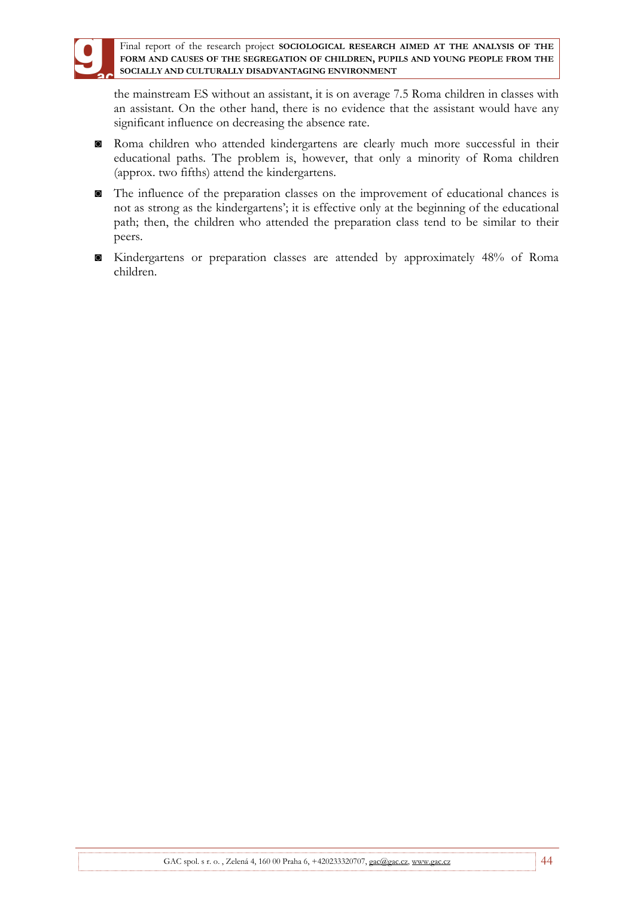the mainstream ES without an assistant, it is on average 7.5 Roma children in classes with an assistant. On the other hand, there is no evidence that the assistant would have any significant influence on decreasing the absence rate.

- Roma children who attended kindergartens are clearly much more successful in their educational paths. The problem is, however, that only a minority of Roma children (approx. two fifths) attend the kindergartens.
- The influence of the preparation classes on the improvement of educational chances is not as strong as the kindergartens'; it is effective only at the beginning of the educational path; then, the children who attended the preparation class tend to be similar to their peers.
- Kindergartens or preparation classes are attended by approximately 48% of Roma children.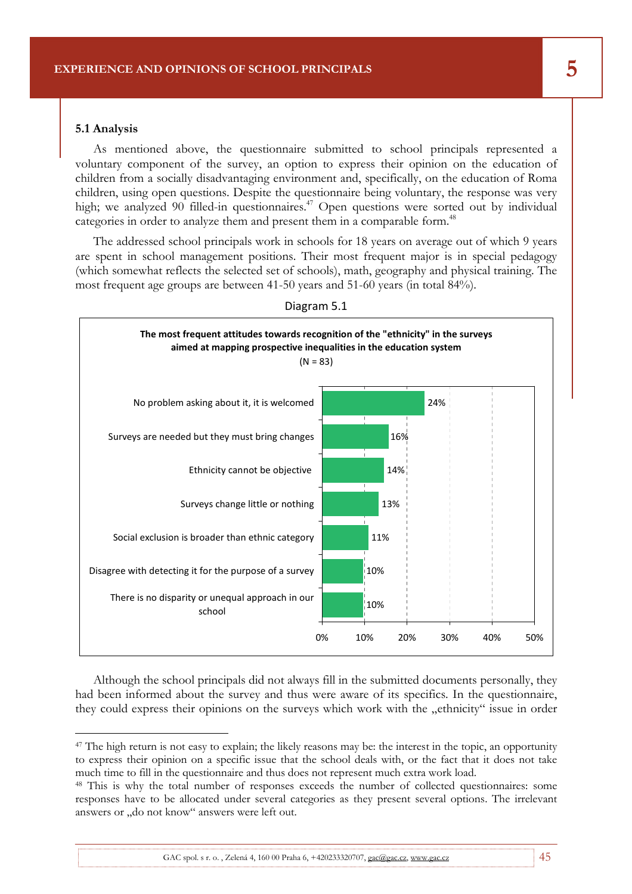### 5.1 Analysis

As mentioned above, the questionnaire submitted to school principals represented a voluntary component of the survey, an option to express their opinion on the education of children from a socially disadvantaging environment and, specifically, on the education of Roma children, using open questions. Despite the questionnaire being voluntary, the response was very high; we analyzed 90 filled-in questionnaires.[47] Open questions were sorted out by individual categories in order to analyze them and present them in a comparable form.[48]

The addressed school principals work in schools for 18 years on average out of which 9 years are spent in school management positions. Their most frequent major is in special pedagogy (which somewhat reflects the selected set of schools), math, geography and physical training. The most frequent age groups are between 41-50 years and 51-60 years (in total 84%).

Diagram 5.1

**The most frequent attitudes towards recognition of the "ethnicity" in the surveys aimed at mapping prospective inequalities in the education system**
(N = 83)

| Attitude | % |
|---|---|
| No problem asking about it, it is welcomed | 24% |
| Surveys are needed but they must bring changes | 16% |
| Ethnicity cannot be objective | 14% |
| Surveys change little or nothing | 13% |
| Social exclusion is broader than ethnic category | 11% |
| Disagree with detecting it for the purpose of a survey | 10% |
| There is no disparity or unequal approach in our school | 10% |

Although the school principals did not always fill in the submitted documents personally, they had been informed about the survey and thus were aware of its specifics. In the questionnaire, they could express their opinions on the surveys which work with the „ethnicity" issue in order

[47] The high return is not easy to explain; the likely reasons may be: the interest in the topic, an opportunity to express their opinion on a specific issue that the school deals with, or the fact that it does not take much time to fill in the questionnaire and thus does not represent much extra work load.

[48] This is why the total number of responses exceeds the number of collected questionnaires: some responses have to be allocated under several categories as they present several options. The irrelevant answers or „do not know" answers were left out.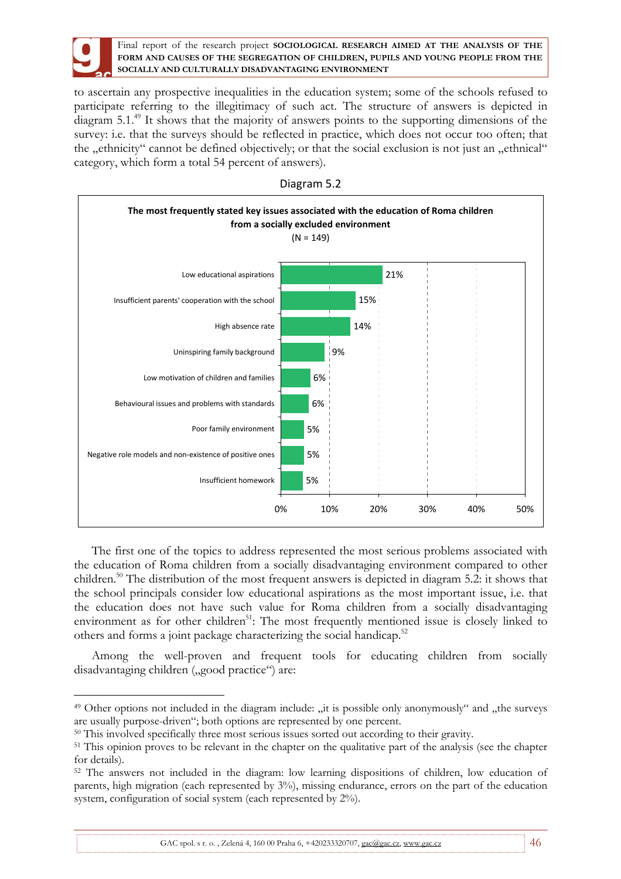to ascertain any prospective inequalities in the education system; some of the schools refused to participate referring to the illegitimacy of such act. The structure of answers is depicted in diagram 5.1.[49] It shows that the majority of answers points to the supporting dimensions of the survey: i.e. that the surveys should be reflected in practice, which does not occur too often; that the „ethnicity" cannot be defined objectively; or that the social exclusion is not just an „ethnical" category, which form a total 54 percent of answers).

Diagram 5.2

**The most frequently stated key issues associated with the education of Roma children from a socially excluded environment**

(N = 149)

| Issue | Share |
|---|---|
| Low educational aspirations | 21% |
| Insufficient parents' cooperation with the school | 15% |
| High absence rate | 14% |
| Uninspiring family background | 9% |
| Low motivation of children and families | 6% |
| Behavioural issues and problems with standards | 6% |
| Poor family environment | 5% |
| Negative role models and non-existence of positive ones | 5% |
| Insufficient homework | 5% |

The first one of the topics to address represented the most serious problems associated with the education of Roma children from a socially disadvantaging environment compared to other children.[50] The distribution of the most frequent answers is depicted in diagram 5.2: it shows that the school principals consider low educational aspirations as the most important issue, i.e. that the education does not have such value for Roma children from a socially disadvantaging environment as for other children[51]: The most frequently mentioned issue is closely linked to others and forms a joint package characterizing the social handicap.[52]

Among the well-proven and frequent tools for educating children from socially disadvantaging children („good practice") are:

---

[49] Other options not included in the diagram include: „it is possible only anonymously" and „the surveys are usually purpose-driven"; both options are represented by one percent.

[50] This involved specifically three most serious issues sorted out according to their gravity.

[51] This opinion proves to be relevant in the chapter on the qualitative part of the analysis (see the chapter for details).

[52] The answers not included in the diagram: low learning dispositions of children, low education of parents, high migration (each represented by 3%), missing endurance, errors on the part of the education system, configuration of social system (each represented by 2%).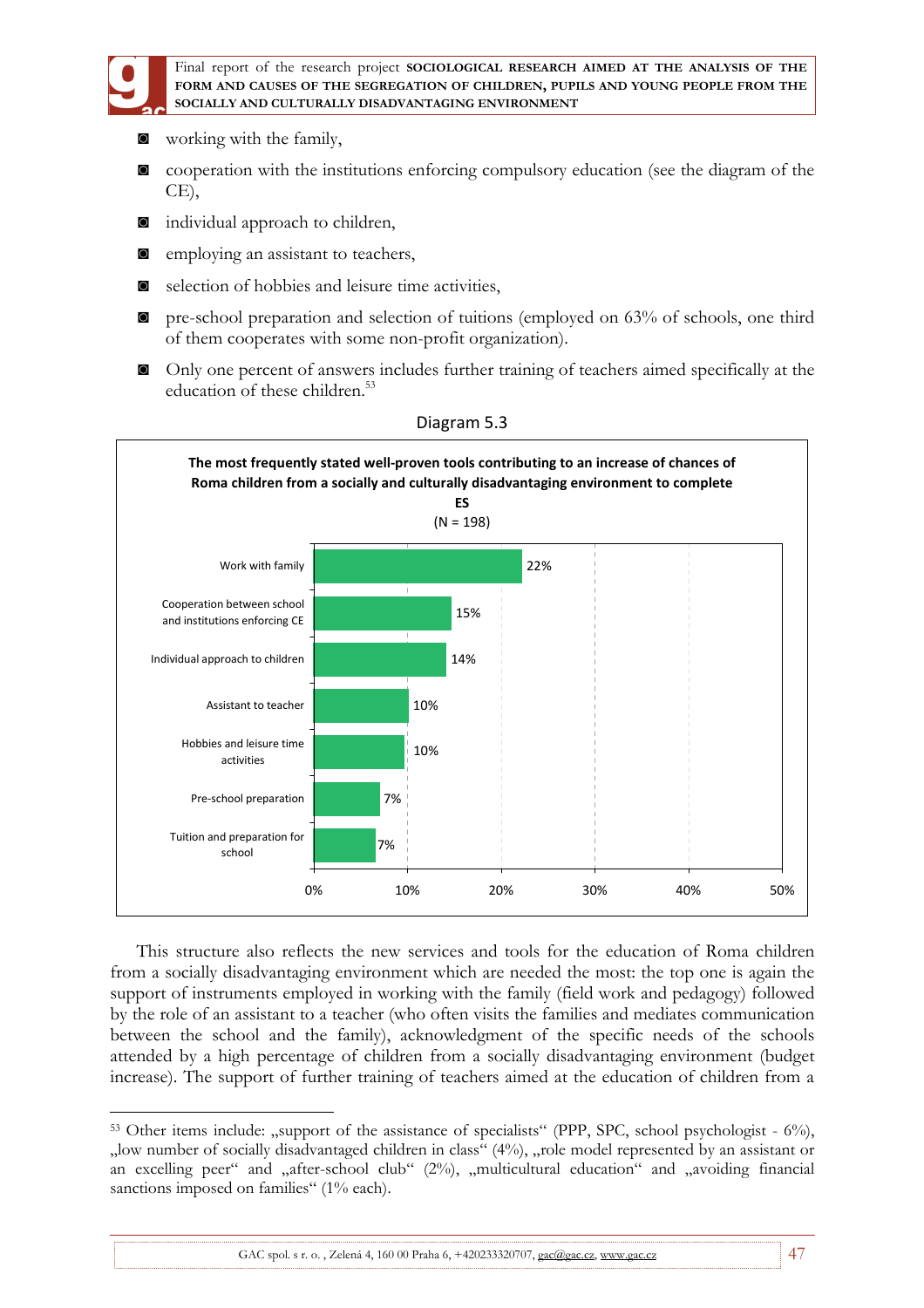- working with the family,
- cooperation with the institutions enforcing compulsory education (see the diagram of the CE),
- individual approach to children,
- employing an assistant to teachers,
- selection of hobbies and leisure time activities,
- pre-school preparation and selection of tuitions (employed on 63% of schools, one third of them cooperates with some non-profit organization).
- Only one percent of answers includes further training of teachers aimed specifically at the education of these children.[53]

Diagram 5.3

**The most frequently stated well-proven tools contributing to an increase of chances of Roma children from a socially and culturally disadvantaging environment to complete ES**
(N = 198)

| Tool | % |
|---|---|
| Work with family | 22% |
| Cooperation between school and institutions enforcing CE | 15% |
| Individual approach to children | 14% |
| Assistant to teacher | 10% |
| Hobbies and leisure time activities | 10% |
| Pre-school preparation | 7% |
| Tuition and preparation for school | 7% |

This structure also reflects the new services and tools for the education of Roma children from a socially disadvantaging environment which are needed the most: the top one is again the support of instruments employed in working with the family (field work and pedagogy) followed by the role of an assistant to a teacher (who often visits the families and mediates communication between the school and the family), acknowledgment of the specific needs of the schools attended by a high percentage of children from a socially disadvantaging environment (budget increase). The support of further training of teachers aimed at the education of children from a

[53] Other items include: „support of the assistance of specialists" (PPP, SPC, school psychologist - 6%), „low number of socially disadvantaged children in class" (4%), „role model represented by an assistant or an excelling peer" and „after-school club" (2%), „multicultural education" and „avoiding financial sanctions imposed on families" (1% each).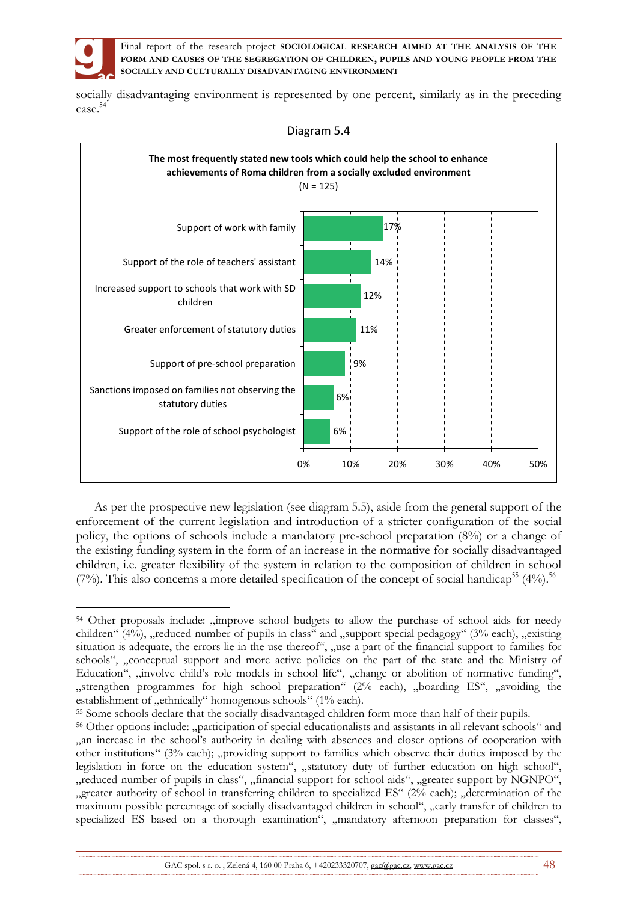socially disadvantaging environment is represented by one percent, similarly as in the preceding case.[54]

Diagram 5.4

**The most frequently stated new tools which could help the school to enhance achievements of Roma children from a socially excluded environment**

(N = 125)

| Tool | % |
|---|---|
| Support of work with family | 17% |
| Support of the role of teachers' assistant | 14% |
| Increased support to schools that work with SD children | 12% |
| Greater enforcement of statutory duties | 11% |
| Support of pre-school preparation | 9% |
| Sanctions imposed on families not observing the statutory duties | 6% |
| Support of the role of school psychologist | 6% |

As per the prospective new legislation (see diagram 5.5), aside from the general support of the enforcement of the current legislation and introduction of a stricter configuration of the social policy, the options of schools include a mandatory pre-school preparation (8%) or a change of the existing funding system in the form of an increase in the normative for socially disadvantaged children, i.e. greater flexibility of the system in relation to the composition of children in school (7%). This also concerns a more detailed specification of the concept of social handicap[55] (4%).[56]

---

[54] Other proposals include: „improve school budgets to allow the purchase of school aids for needy children" (4%), „reduced number of pupils in class" and „support special pedagogy" (3% each), „existing situation is adequate, the errors lie in the use thereof", „use a part of the financial support to families for schools", „conceptual support and more active policies on the part of the state and the Ministry of Education", „involve child's role models in school life", „change or abolition of normative funding", „strengthen programmes for high school preparation" (2% each), „boarding ES", „avoiding the establishment of „ethnically" homogenous schools" (1% each).

[55] Some schools declare that the socially disadvantaged children form more than half of their pupils.

[56] Other options include: „participation of special educationalists and assistants in all relevant schools" and „an increase in the school's authority in dealing with absences and closer options of cooperation with other institutions" (3% each); „providing support to families which observe their duties imposed by the legislation in force on the education system", „statutory duty of further education on high school", „reduced number of pupils in class", „financial support for school aids", „greater support by NGNPO", „greater authority of school in transferring children to specialized ES" (2% each); „determination of the maximum possible percentage of socially disadvantaged children in school", „early transfer of children to specialized ES based on a thorough examination", „mandatory afternoon preparation for classes",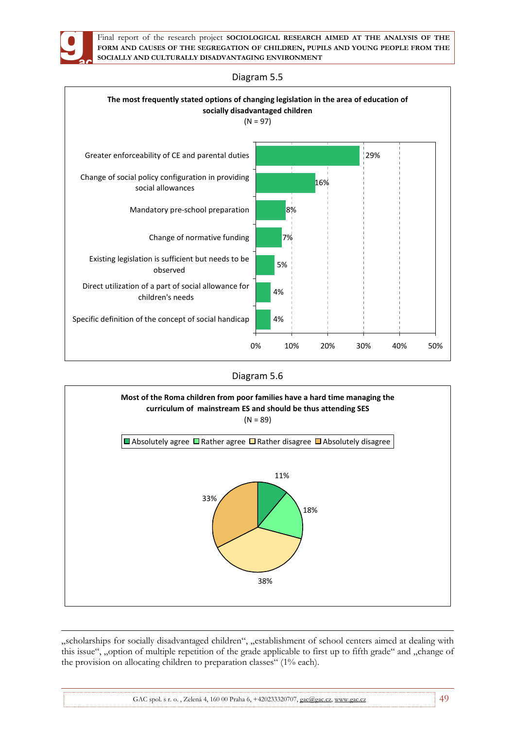Diagram 5.5

**The most frequently stated options of changing legislation in the area of education of socially disadvantaged children**
(N = 97)

| Option | % |
|---|---|
| Greater enforceability of CE and parental duties | 29% |
| Change of social policy configuration in providing social allowances | 16% |
| Mandatory pre-school preparation | 8% |
| Change of normative funding | 7% |
| Existing legislation is sufficient but needs to be observed | 5% |
| Direct utilization of a part of social allowance for children's needs | 4% |
| Specific definition of the concept of social handicap | 4% |

Diagram 5.6

**Most of the Roma children from poor families have a hard time managing the curriculum of mainstream ES and should be thus attending SES**
(N = 89)

| Response | % |
|---|---|
| Absolutely agree | 11% |
| Rather agree | 18% |
| Rather disagree | 38% |
| Absolutely disagree | 33% |

---

„scholarships for socially disadvantaged children", „establishment of school centers aimed at dealing with this issue", „option of multiple repetition of the grade applicable to first up to fifth grade" and „change of the provision on allocating children to preparation classes" (1% each).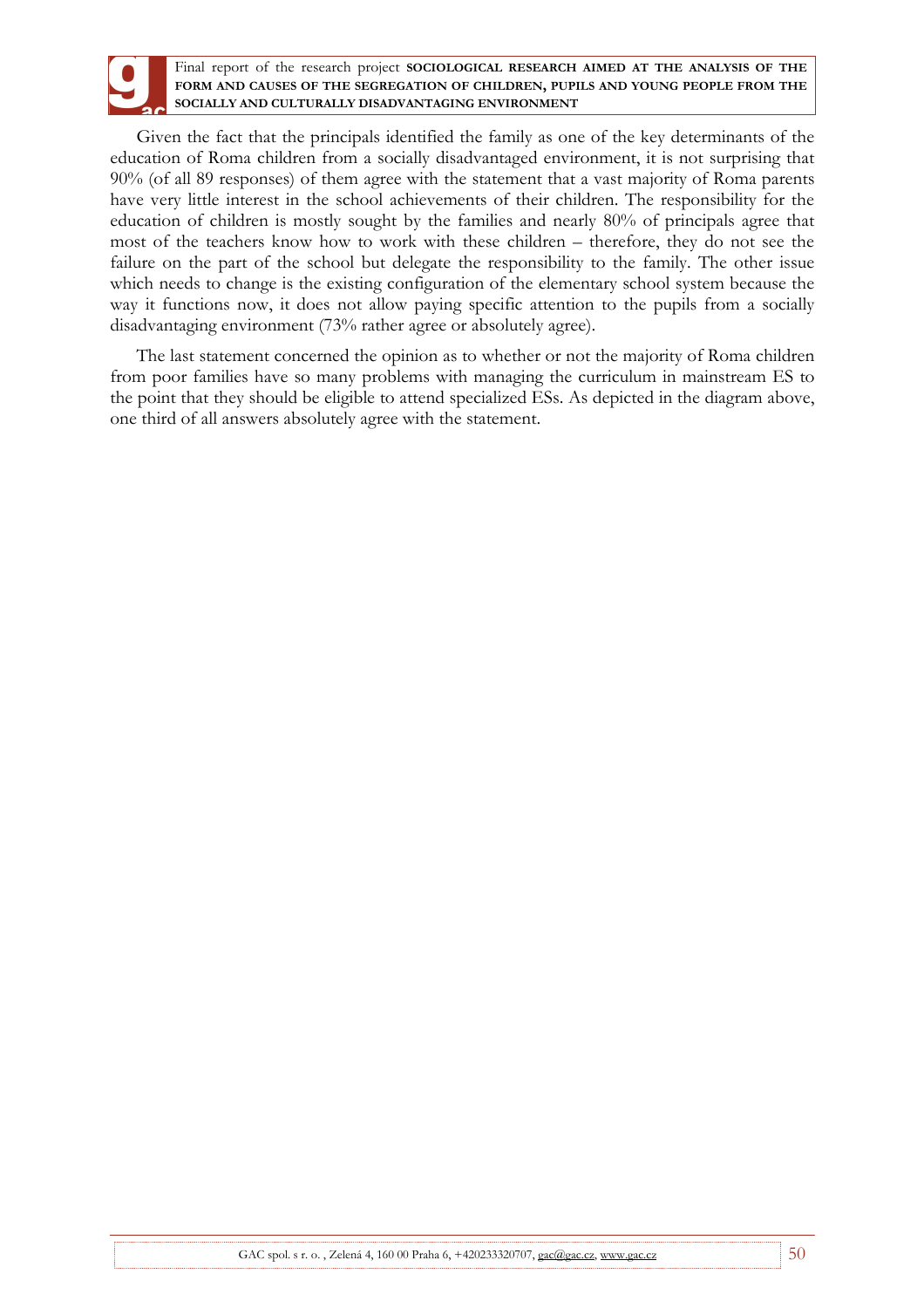Given the fact that the principals identified the family as one of the key determinants of the education of Roma children from a socially disadvantaged environment, it is not surprising that 90% (of all 89 responses) of them agree with the statement that a vast majority of Roma parents have very little interest in the school achievements of their children. The responsibility for the education of children is mostly sought by the families and nearly 80% of principals agree that most of the teachers know how to work with these children – therefore, they do not see the failure on the part of the school but delegate the responsibility to the family. The other issue which needs to change is the existing configuration of the elementary school system because the way it functions now, it does not allow paying specific attention to the pupils from a socially disadvantaging environment (73% rather agree or absolutely agree).

The last statement concerned the opinion as to whether or not the majority of Roma children from poor families have so many problems with managing the curriculum in mainstream ES to the point that they should be eligible to attend specialized ESs. As depicted in the diagram above, one third of all answers absolutely agree with the statement.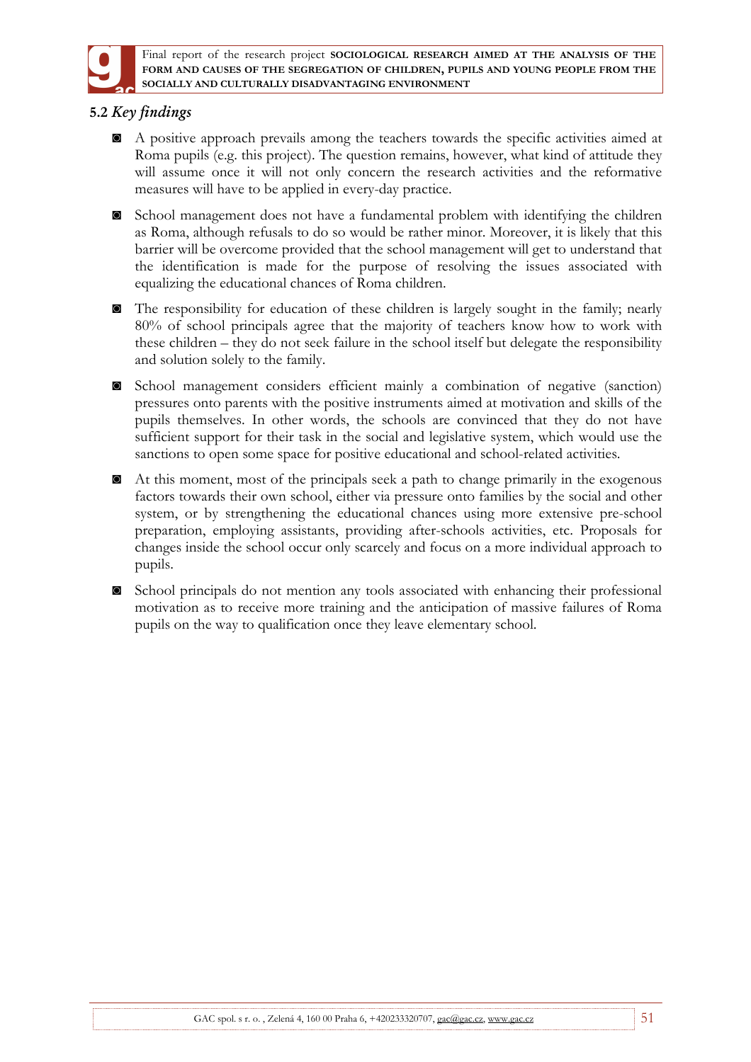## 5.2 *Key findings*

- A positive approach prevails among the teachers towards the specific activities aimed at Roma pupils (e.g. this project). The question remains, however, what kind of attitude they will assume once it will not only concern the research activities and the reformative measures will have to be applied in every-day practice.
- School management does not have a fundamental problem with identifying the children as Roma, although refusals to do so would be rather minor. Moreover, it is likely that this barrier will be overcome provided that the school management will get to understand that the identification is made for the purpose of resolving the issues associated with equalizing the educational chances of Roma children.
- The responsibility for education of these children is largely sought in the family; nearly 80% of school principals agree that the majority of teachers know how to work with these children – they do not seek failure in the school itself but delegate the responsibility and solution solely to the family.
- School management considers efficient mainly a combination of negative (sanction) pressures onto parents with the positive instruments aimed at motivation and skills of the pupils themselves. In other words, the schools are convinced that they do not have sufficient support for their task in the social and legislative system, which would use the sanctions to open some space for positive educational and school-related activities.
- At this moment, most of the principals seek a path to change primarily in the exogenous factors towards their own school, either via pressure onto families by the social and other system, or by strengthening the educational chances using more extensive pre-school preparation, employing assistants, providing after-schools activities, etc. Proposals for changes inside the school occur only scarcely and focus on a more individual approach to pupils.
- School principals do not mention any tools associated with enhancing their professional motivation as to receive more training and the anticipation of massive failures of Roma pupils on the way to qualification once they leave elementary school.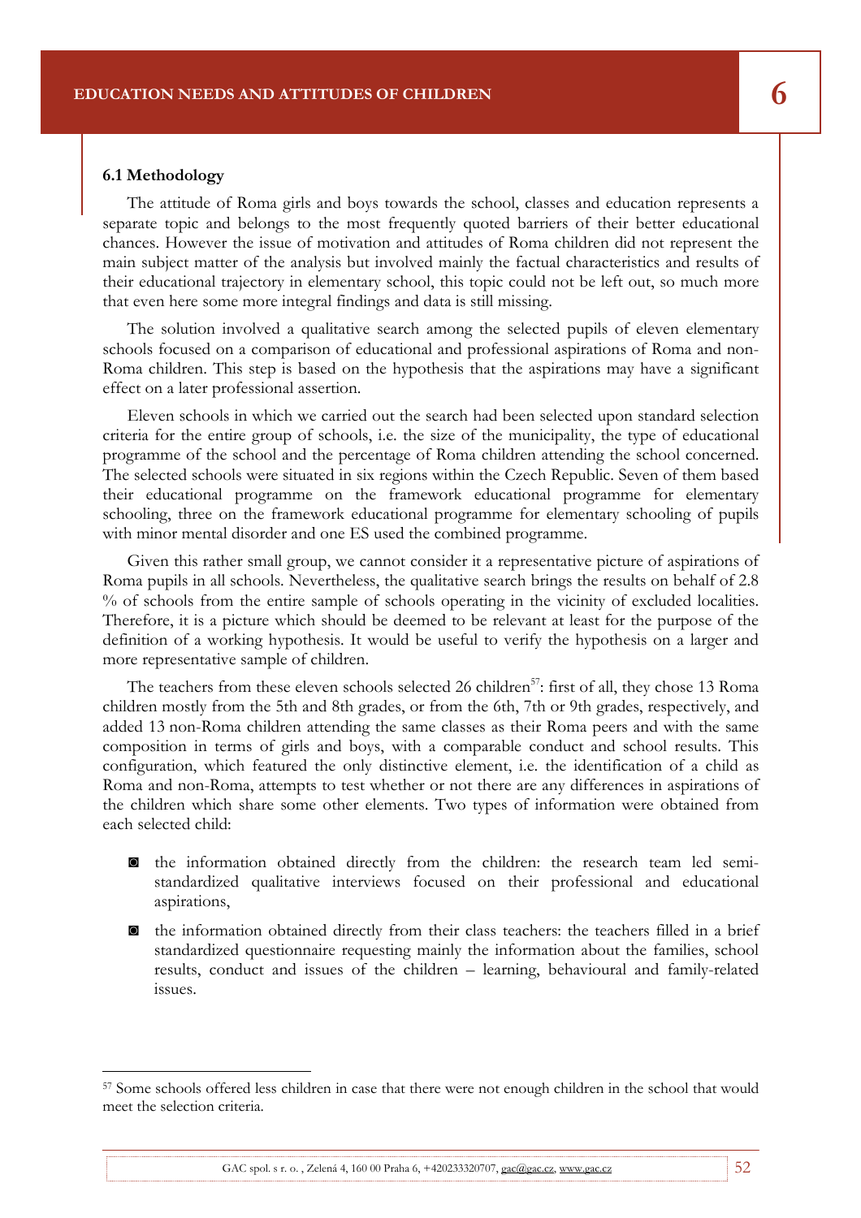# 6 EDUCATION NEEDS AND ATTITUDES OF CHILDREN

## 6.1 Methodology

The attitude of Roma girls and boys towards the school, classes and education represents a separate topic and belongs to the most frequently quoted barriers of their better educational chances. However the issue of motivation and attitudes of Roma children did not represent the main subject matter of the analysis but involved mainly the factual characteristics and results of their educational trajectory in elementary school, this topic could not be left out, so much more that even here some more integral findings and data is still missing.

The solution involved a qualitative search among the selected pupils of eleven elementary schools focused on a comparison of educational and professional aspirations of Roma and non-Roma children. This step is based on the hypothesis that the aspirations may have a significant effect on a later professional assertion.

Eleven schools in which we carried out the search had been selected upon standard selection criteria for the entire group of schools, i.e. the size of the municipality, the type of educational programme of the school and the percentage of Roma children attending the school concerned. The selected schools were situated in six regions within the Czech Republic. Seven of them based their educational programme on the framework educational programme for elementary schooling, three on the framework educational programme for elementary schooling of pupils with minor mental disorder and one ES used the combined programme.

Given this rather small group, we cannot consider it a representative picture of aspirations of Roma pupils in all schools. Nevertheless, the qualitative search brings the results on behalf of 2.8 % of schools from the entire sample of schools operating in the vicinity of excluded localities. Therefore, it is a picture which should be deemed to be relevant at least for the purpose of the definition of a working hypothesis. It would be useful to verify the hypothesis on a larger and more representative sample of children.

The teachers from these eleven schools selected 26 children[57]: first of all, they chose 13 Roma children mostly from the 5th and 8th grades, or from the 6th, 7th or 9th grades, respectively, and added 13 non-Roma children attending the same classes as their Roma peers and with the same composition in terms of girls and boys, with a comparable conduct and school results. This configuration, which featured the only distinctive element, i.e. the identification of a child as Roma and non-Roma, attempts to test whether or not there are any differences in aspirations of the children which share some other elements. Two types of information were obtained from each selected child:

- the information obtained directly from the children: the research team led semi-standardized qualitative interviews focused on their professional and educational aspirations,
- the information obtained directly from their class teachers: the teachers filled in a brief standardized questionnaire requesting mainly the information about the families, school results, conduct and issues of the children – learning, behavioural and family-related issues.

[57] Some schools offered less children in case that there were not enough children in the school that would meet the selection criteria.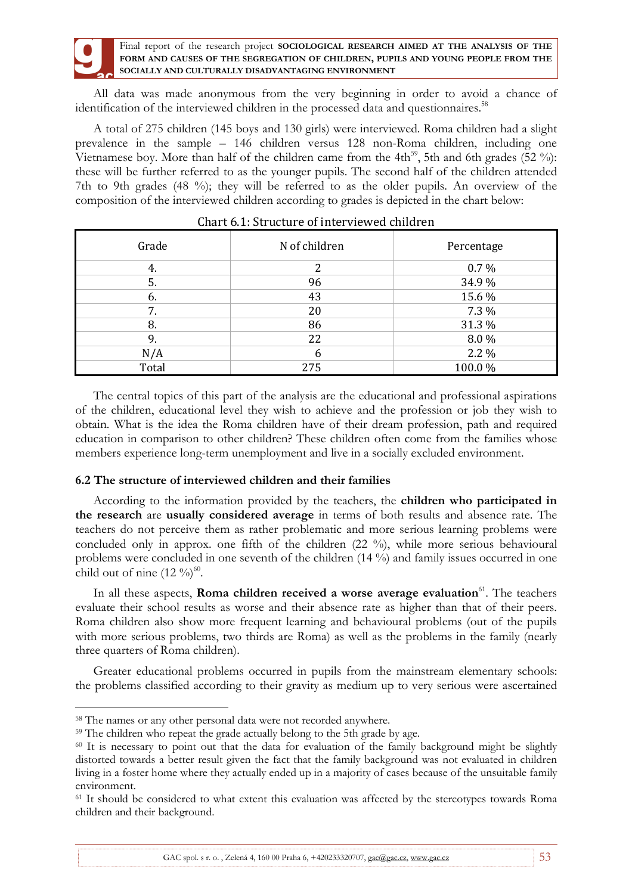All data was made anonymous from the very beginning in order to avoid a chance of identification of the interviewed children in the processed data and questionnaires.[58]

A total of 275 children (145 boys and 130 girls) were interviewed. Roma children had a slight prevalence in the sample – 146 children versus 128 non-Roma children, including one Vietnamese boy. More than half of the children came from the 4th[59], 5th and 6th grades (52 %): these will be further referred to as the younger pupils. The second half of the children attended 7th to 9th grades (48 %); they will be referred to as the older pupils. An overview of the composition of the interviewed children according to grades is depicted in the chart below:

Chart 6.1: Structure of interviewed children

| Grade | N of children | Percentage |
|---|---|---|
| 4. | 2 | 0.7 % |
| 5. | 96 | 34.9 % |
| 6. | 43 | 15.6 % |
| 7. | 20 | 7.3 % |
| 8. | 86 | 31.3 % |
| 9. | 22 | 8.0 % |
| N/A | 6 | 2.2 % |
| Total | 275 | 100.0 % |

The central topics of this part of the analysis are the educational and professional aspirations of the children, educational level they wish to achieve and the profession or job they wish to obtain. What is the idea the Roma children have of their dream profession, path and required education in comparison to other children? These children often come from the families whose members experience long-term unemployment and live in a socially excluded environment.

### 6.2 The structure of interviewed children and their families

According to the information provided by the teachers, the **children who participated in the research** are **usually considered average** in terms of both results and absence rate. The teachers do not perceive them as rather problematic and more serious learning problems were concluded only in approx. one fifth of the children (22 %), while more serious behavioural problems were concluded in one seventh of the children (14 %) and family issues occurred in one child out of nine (12 %)[60].

In all these aspects, **Roma children received a worse average evaluation**[61]. The teachers evaluate their school results as worse and their absence rate as higher than that of their peers. Roma children also show more frequent learning and behavioural problems (out of the pupils with more serious problems, two thirds are Roma) as well as the problems in the family (nearly three quarters of Roma children).

Greater educational problems occurred in pupils from the mainstream elementary schools: the problems classified according to their gravity as medium up to very serious were ascertained

---

[58] The names or any other personal data were not recorded anywhere.

[59] The children who repeat the grade actually belong to the 5th grade by age.

[60] It is necessary to point out that the data for evaluation of the family background might be slightly distorted towards a better result given the fact that the family background was not evaluated in children living in a foster home where they actually ended up in a majority of cases because of the unsuitable family environment.

[61] It should be considered to what extent this evaluation was affected by the stereotypes towards Roma children and their background.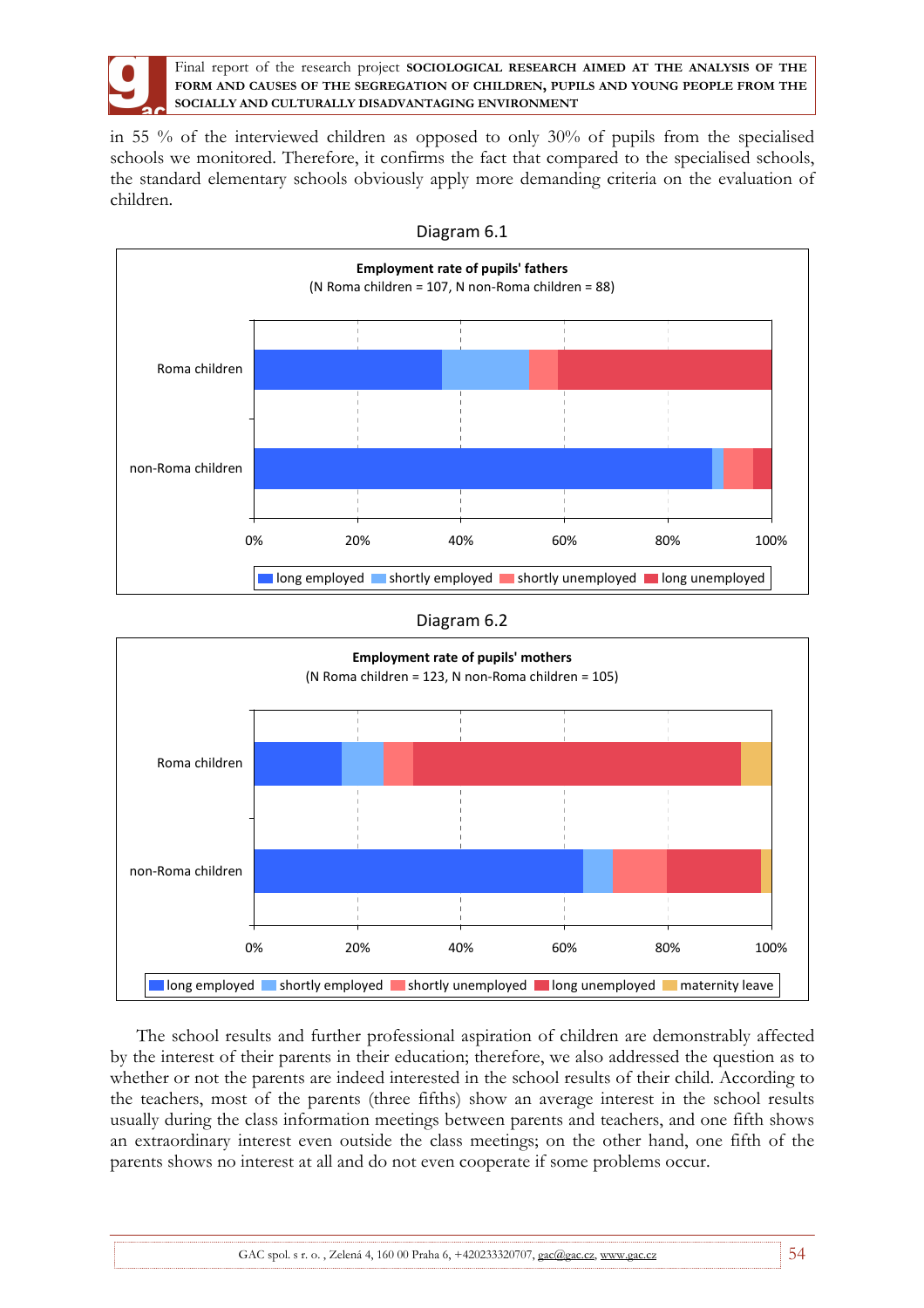in 55 % of the interviewed children as opposed to only 30% of pupils from the specialised schools we monitored. Therefore, it confirms the fact that compared to the specialised schools, the standard elementary schools obviously apply more demanding criteria on the evaluation of children.

Diagram 6.1

**Employment rate of pupils' fathers**
(N Roma children = 107, N non-Roma children = 88)

Diagram 6.2

**Employment rate of pupils' mothers**
(N Roma children = 123, N non-Roma children = 105)

The school results and further professional aspiration of children are demonstrably affected by the interest of their parents in their education; therefore, we also addressed the question as to whether or not the parents are indeed interested in the school results of their child. According to the teachers, most of the parents (three fifths) show an average interest in the school results usually during the class information meetings between parents and teachers, and one fifth shows an extraordinary interest even outside the class meetings; on the other hand, one fifth of the parents shows no interest at all and do not even cooperate if some problems occur.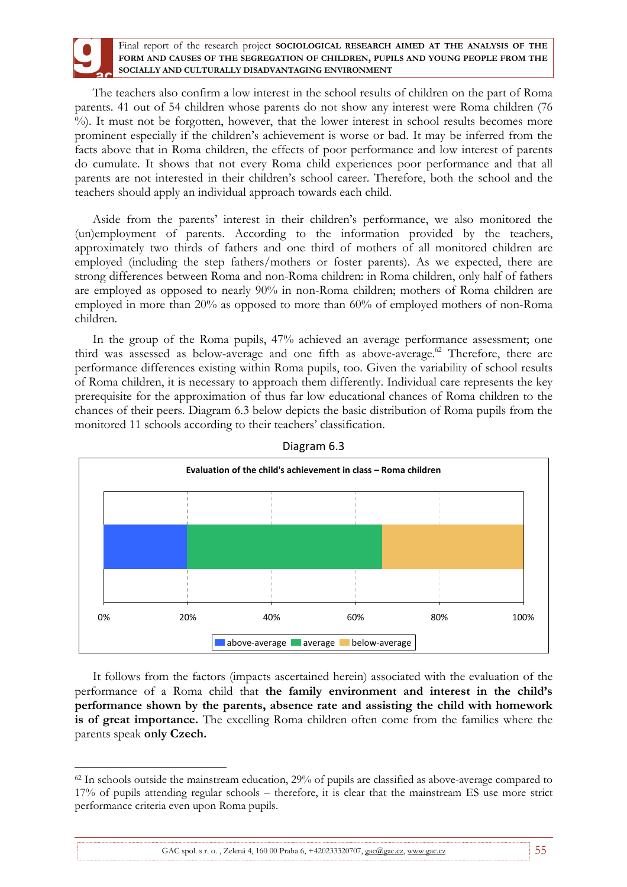The teachers also confirm a low interest in the school results of children on the part of Roma parents. 41 out of 54 children whose parents do not show any interest were Roma children (76 %). It must not be forgotten, however, that the lower interest in school results becomes more prominent especially if the children's achievement is worse or bad. It may be inferred from the facts above that in Roma children, the effects of poor performance and low interest of parents do cumulate. It shows that not every Roma child experiences poor performance and that all parents are not interested in their children's school career. Therefore, both the school and the teachers should apply an individual approach towards each child.

Aside from the parents' interest in their children's performance, we also monitored the (un)employment of parents. According to the information provided by the teachers, approximately two thirds of fathers and one third of mothers of all monitored children are employed (including the step fathers/mothers or foster parents). As we expected, there are strong differences between Roma and non-Roma children: in Roma children, only half of fathers are employed as opposed to nearly 90% in non-Roma children; mothers of Roma children are employed in more than 20% as opposed to more than 60% of employed mothers of non-Roma children.

In the group of the Roma pupils, 47% achieved an average performance assessment; one third was assessed as below-average and one fifth as above-average.[62] Therefore, there are performance differences existing within Roma pupils, too. Given the variability of school results of Roma children, it is necessary to approach them differently. Individual care represents the key prerequisite for the approximation of thus far low educational chances of Roma children to the chances of their peers. Diagram 6.3 below depicts the basic distribution of Roma pupils from the monitored 11 schools according to their teachers' classification.

Diagram 6.3

**Evaluation of the child's achievement in class – Roma children**

| above-average | average | below-average |
|---|---|---|
| ~20% | ~47% | ~33% |

It follows from the factors (impacts ascertained herein) associated with the evaluation of the performance of a Roma child that **the family environment and interest in the child's performance shown by the parents, absence rate and assisting the child with homework is of great importance.** The excelling Roma children often come from the families where the parents speak **only Czech.**

---

[62] In schools outside the mainstream education, 29% of pupils are classified as above-average compared to 17% of pupils attending regular schools – therefore, it is clear that the mainstream ES use more strict performance criteria even upon Roma pupils.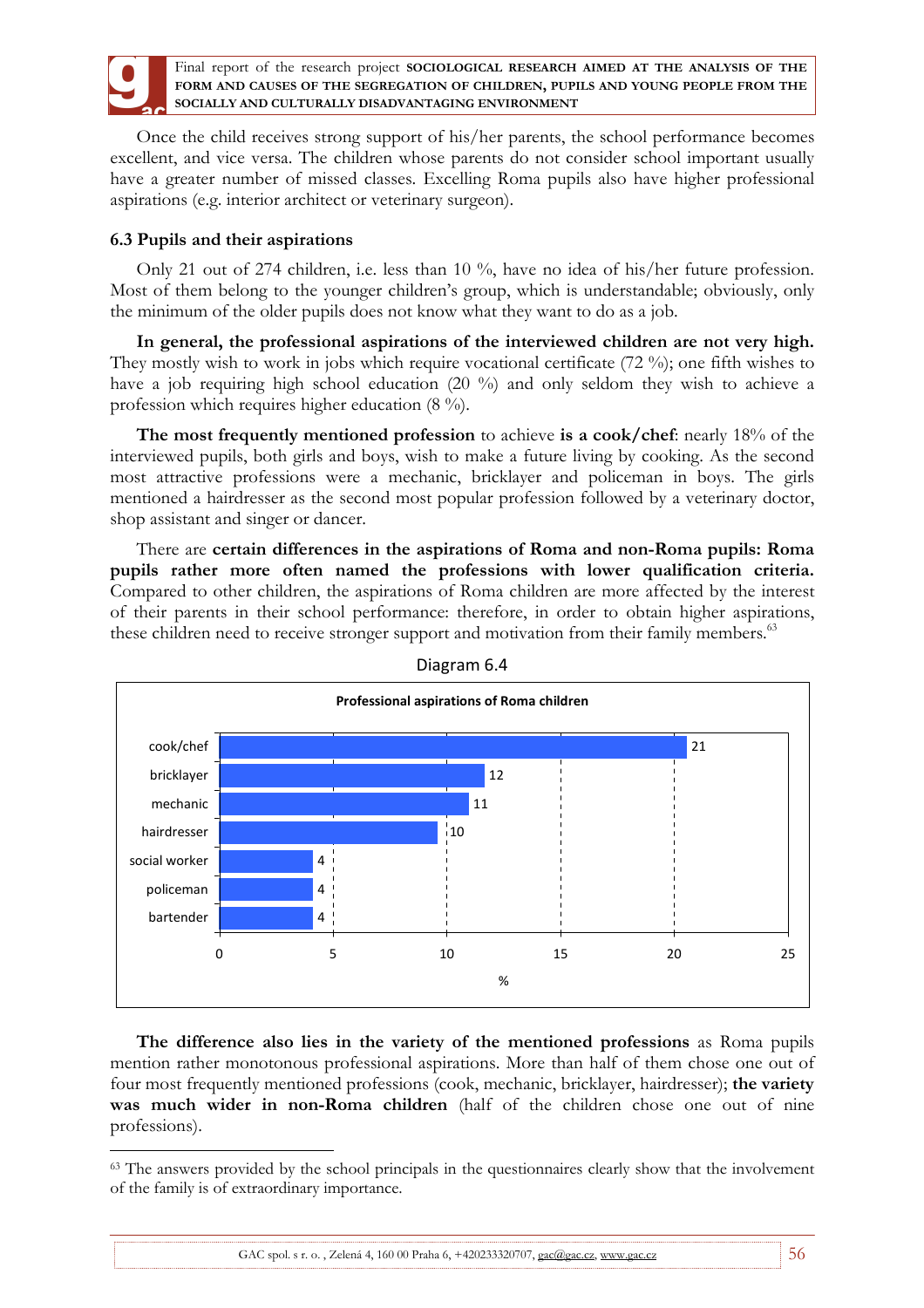Once the child receives strong support of his/her parents, the school performance becomes excellent, and vice versa. The children whose parents do not consider school important usually have a greater number of missed classes. Excelling Roma pupils also have higher professional aspirations (e.g. interior architect or veterinary surgeon).

### 6.3 Pupils and their aspirations

Only 21 out of 274 children, i.e. less than 10 %, have no idea of his/her future profession. Most of them belong to the younger children's group, which is understandable; obviously, only the minimum of the older pupils does not know what they want to do as a job.

**In general, the professional aspirations of the interviewed children are not very high.** They mostly wish to work in jobs which require vocational certificate (72 %); one fifth wishes to have a job requiring high school education (20 %) and only seldom they wish to achieve a profession which requires higher education (8 %).

**The most frequently mentioned profession** to achieve **is a cook/chef**: nearly 18% of the interviewed pupils, both girls and boys, wish to make a future living by cooking. As the second most attractive professions were a mechanic, bricklayer and policeman in boys. The girls mentioned a hairdresser as the second most popular profession followed by a veterinary doctor, shop assistant and singer or dancer.

There are **certain differences in the aspirations of Roma and non-Roma pupils: Roma pupils rather more often named the professions with lower qualification criteria.** Compared to other children, the aspirations of Roma children are more affected by the interest of their parents in their school performance: therefore, in order to obtain higher aspirations, these children need to receive stronger support and motivation from their family members.[63]

Diagram 6.4

**Professional aspirations of Roma children**

| Profession | % |
|---|---|
| cook/chef | 21 |
| bricklayer | 12 |
| mechanic | 11 |
| hairdresser | 10 |
| social worker | 4 |
| policeman | 4 |
| bartender | 4 |

**The difference also lies in the variety of the mentioned professions** as Roma pupils mention rather monotonous professional aspirations. More than half of them chose one out of four most frequently mentioned professions (cook, mechanic, bricklayer, hairdresser); **the variety was much wider in non-Roma children** (half of the children chose one out of nine professions).

---

[63] The answers provided by the school principals in the questionnaires clearly show that the involvement of the family is of extraordinary importance.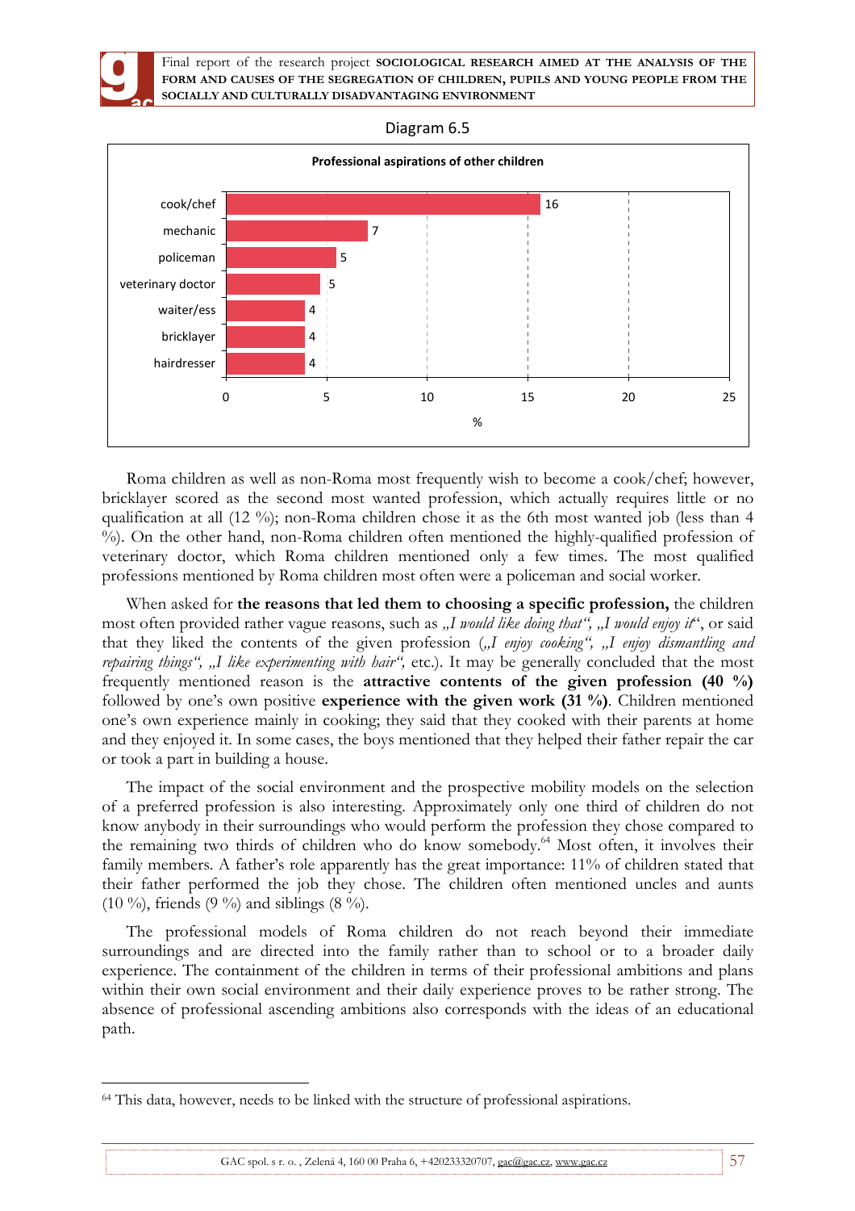Diagram 6.5

**Professional aspirations of other children**

| Profession | % |
|---|---|
| cook/chef | 16 |
| mechanic | 7 |
| policeman | 5 |
| veterinary doctor | 5 |
| waiter/ess | 4 |
| bricklayer | 4 |
| hairdresser | 4 |

Roma children as well as non-Roma most frequently wish to become a cook/chef; however, bricklayer scored as the second most wanted profession, which actually requires little or no qualification at all (12 %); non-Roma children chose it as the 6th most wanted job (less than 4 %). On the other hand, non-Roma children often mentioned the highly-qualified profession of veterinary doctor, which Roma children mentioned only a few times. The most qualified professions mentioned by Roma children most often were a policeman and social worker.

When asked for **the reasons that led them to choosing a specific profession,** the children most often provided rather vague reasons, such as *„I would like doing that", „I would enjoy it"*, or said that they liked the contents of the given profession (*„I enjoy cooking", „I enjoy dismantling and repairing things", „I like experimenting with hair",* etc.). It may be generally concluded that the most frequently mentioned reason is the **attractive contents of the given profession (40 %)** followed by one's own positive **experience with the given work (31 %)**. Children mentioned one's own experience mainly in cooking; they said that they cooked with their parents at home and they enjoyed it. In some cases, the boys mentioned that they helped their father repair the car or took a part in building a house.

The impact of the social environment and the prospective mobility models on the selection of a preferred profession is also interesting. Approximately only one third of children do not know anybody in their surroundings who would perform the profession they chose compared to the remaining two thirds of children who do know somebody.[64] Most often, it involves their family members. A father's role apparently has the great importance: 11% of children stated that their father performed the job they chose. The children often mentioned uncles and aunts (10 %), friends (9 %) and siblings (8 %).

The professional models of Roma children do not reach beyond their immediate surroundings and are directed into the family rather than to school or to a broader daily experience. The containment of the children in terms of their professional ambitions and plans within their own social environment and their daily experience proves to be rather strong. The absence of professional ascending ambitions also corresponds with the ideas of an educational path.

---

[64] This data, however, needs to be linked with the structure of professional aspirations.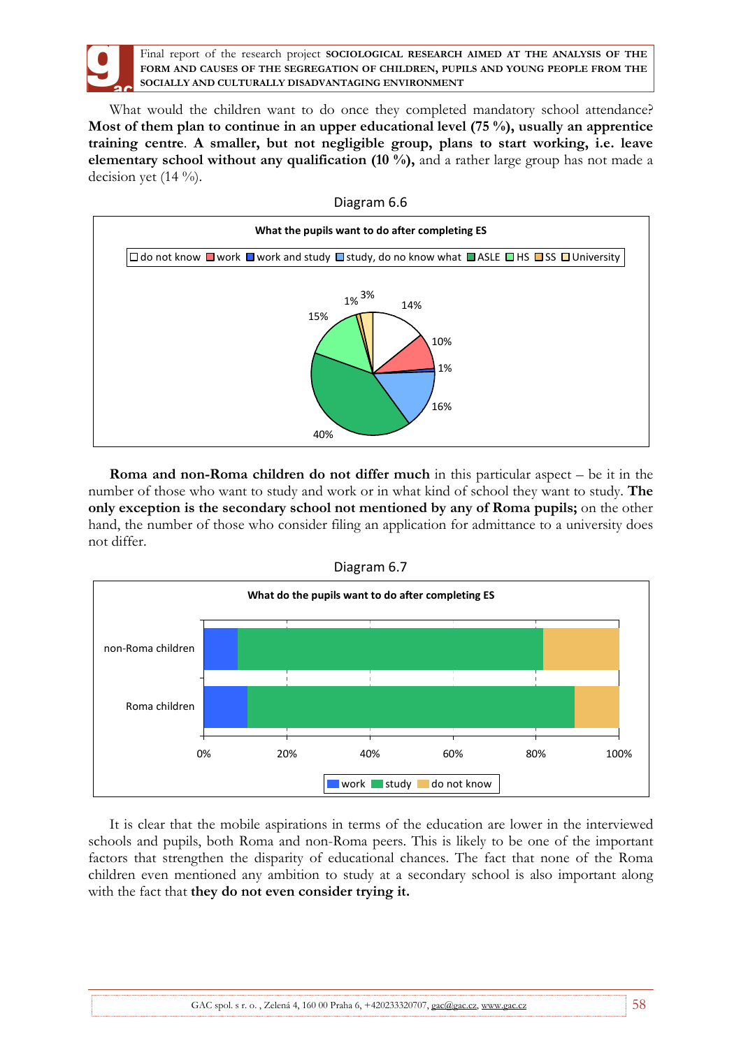What would the children want to do once they completed mandatory school attendance? **Most of them plan to continue in an upper educational level (75 %), usually an apprentice training centre**. **A smaller, but not negligible group, plans to start working, i.e. leave elementary school without any qualification (10 %),** and a rather large group has not made a decision yet (14 %).

Diagram 6.6

What the pupils want to do after completing ES

do not know | work | work and study | study, do no know what | ASLE | HS | SS | University

14% | 10% | 1% | 16% | 40% | 15% | 1% | 3%

**Roma and non-Roma children do not differ much** in this particular aspect – be it in the number of those who want to study and work or in what kind of school they want to study. **The only exception is the secondary school not mentioned by any of Roma pupils;** on the other hand, the number of those who consider filing an application for admittance to a university does not differ.

Diagram 6.7

What do the pupils want to do after completing ES

non-Roma children | Roma children

0% | 20% | 40% | 60% | 80% | 100%

work | study | do not know

It is clear that the mobile aspirations in terms of the education are lower in the interviewed schools and pupils, both Roma and non-Roma peers. This is likely to be one of the important factors that strengthen the disparity of educational chances. The fact that none of the Roma children even mentioned any ambition to study at a secondary school is also important along with the fact that **they do not even consider trying it.**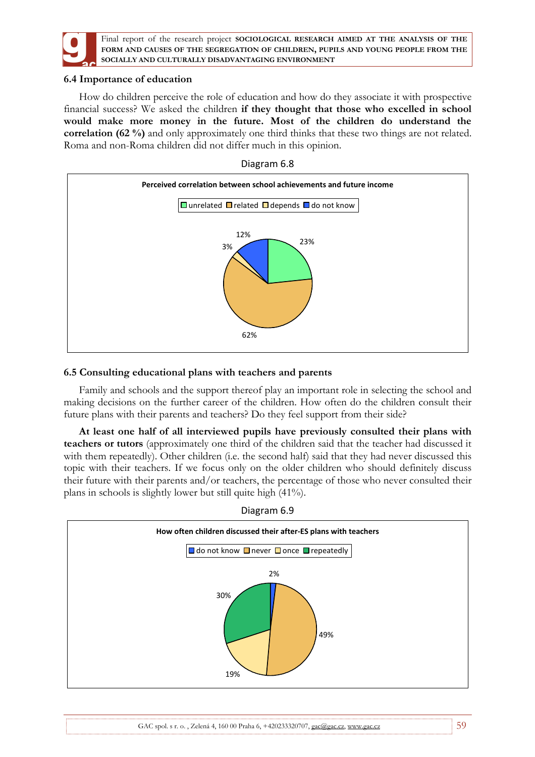## 6.4 Importance of education

How do children perceive the role of education and how do they associate it with prospective financial success? We asked the children **if they thought that those who excelled in school would make more money in the future. Most of the children do understand the correlation (62 %)** and only approximately one third thinks that these two things are not related. Roma and non-Roma children did not differ much in this opinion.

Diagram 6.8

**Perceived correlation between school achievements and future income**

| Category | Share |
| --- | --- |
| unrelated | 23% |
| related | 62% |
| depends | 3% |
| do not know | 12% |

## 6.5 Consulting educational plans with teachers and parents

Family and schools and the support thereof play an important role in selecting the school and making decisions on the further career of the children. How often do the children consult their future plans with their parents and teachers? Do they feel support from their side?

**At least one half of all interviewed pupils have previously consulted their plans with teachers or tutors** (approximately one third of the children said that the teacher had discussed it with them repeatedly). Other children (i.e. the second half) said that they had never discussed this topic with their teachers. If we focus only on the older children who should definitely discuss their future with their parents and/or teachers, the percentage of those who never consulted their plans in schools is slightly lower but still quite high (41%).

Diagram 6.9

**How often children discussed their after-ES plans with teachers**

| Category | Share |
| --- | --- |
| do not know | 2% |
| never | 49% |
| once | 19% |
| repeatedly | 30% |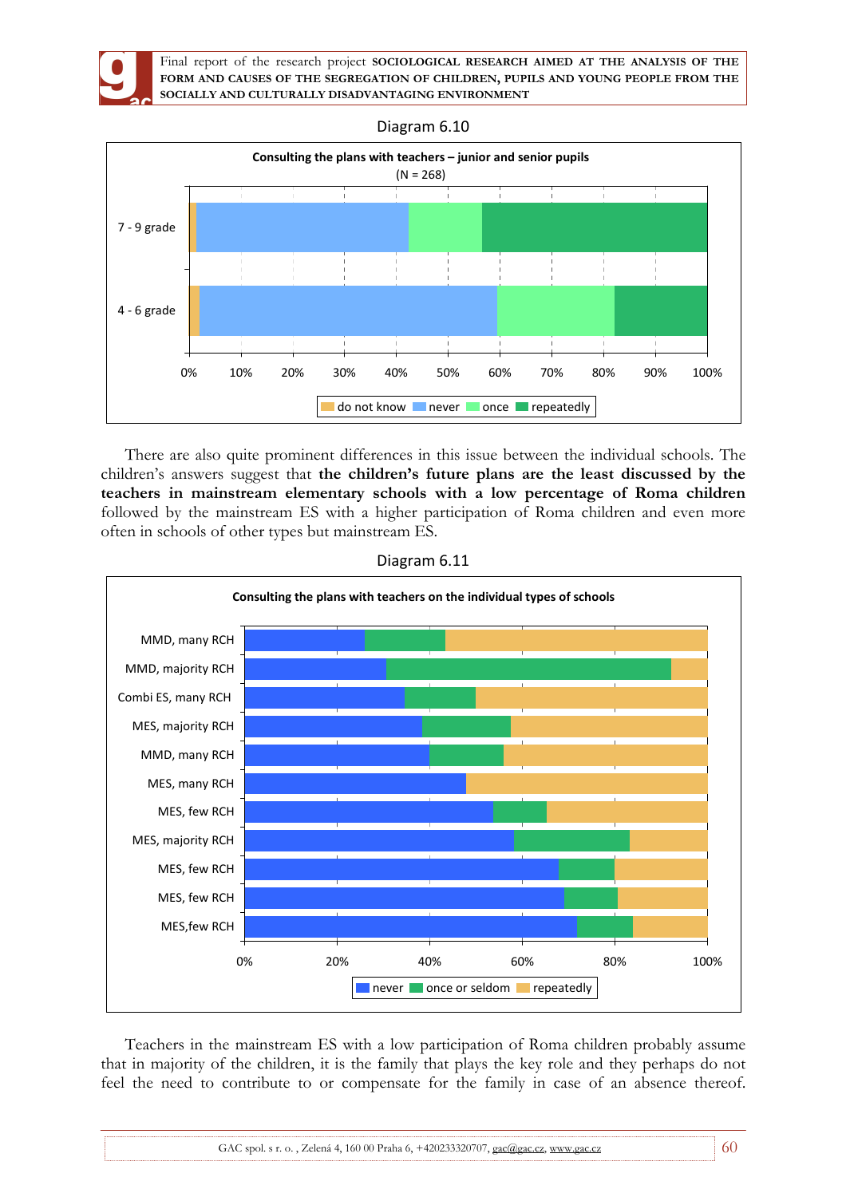Diagram 6.10

**Consulting the plans with teachers – junior and senior pupils**
(N = 268)

There are also quite prominent differences in this issue between the individual schools. The children's answers suggest that **the children's future plans are the least discussed by the teachers in mainstream elementary schools with a low percentage of Roma children** followed by the mainstream ES with a higher participation of Roma children and even more often in schools of other types but mainstream ES.

Diagram 6.11

**Consulting the plans with teachers on the individual types of schools**

Teachers in the mainstream ES with a low participation of Roma children probably assume that in majority of the children, it is the family that plays the key role and they perhaps do not feel the need to contribute to or compensate for the family in case of an absence thereof.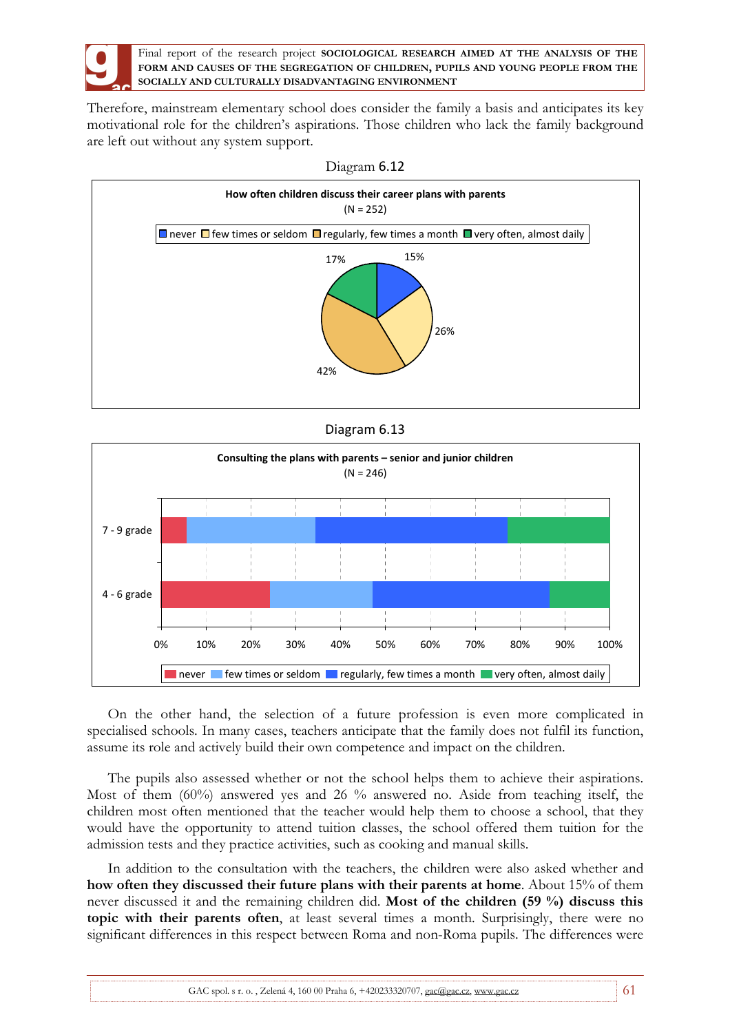Therefore, mainstream elementary school does consider the family a basis and anticipates its key motivational role for the children's aspirations. Those children who lack the family background are left out without any system support.

Diagram 6.12

**How often children discuss their career plans with parents**
(N = 252)

never | few times or seldom | regularly, few times a month | very often, almost daily

15% | 26% | 42% | 17%

Diagram 6.13

**Consulting the plans with parents – senior and junior children**
(N = 246)

7 - 9 grade

4 - 6 grade

0% 10% 20% 30% 40% 50% 60% 70% 80% 90% 100%

never | few times or seldom | regularly, few times a month | very often, almost daily

On the other hand, the selection of a future profession is even more complicated in specialised schools. In many cases, teachers anticipate that the family does not fulfil its function, assume its role and actively build their own competence and impact on the children.

The pupils also assessed whether or not the school helps them to achieve their aspirations. Most of them (60%) answered yes and 26 % answered no. Aside from teaching itself, the children most often mentioned that the teacher would help them to choose a school, that they would have the opportunity to attend tuition classes, the school offered them tuition for the admission tests and they practice activities, such as cooking and manual skills.

In addition to the consultation with the teachers, the children were also asked whether and **how often they discussed their future plans with their parents at home**. About 15% of them never discussed it and the remaining children did. **Most of the children (59 %) discuss this topic with their parents often**, at least several times a month. Surprisingly, there were no significant differences in this respect between Roma and non-Roma pupils. The differences were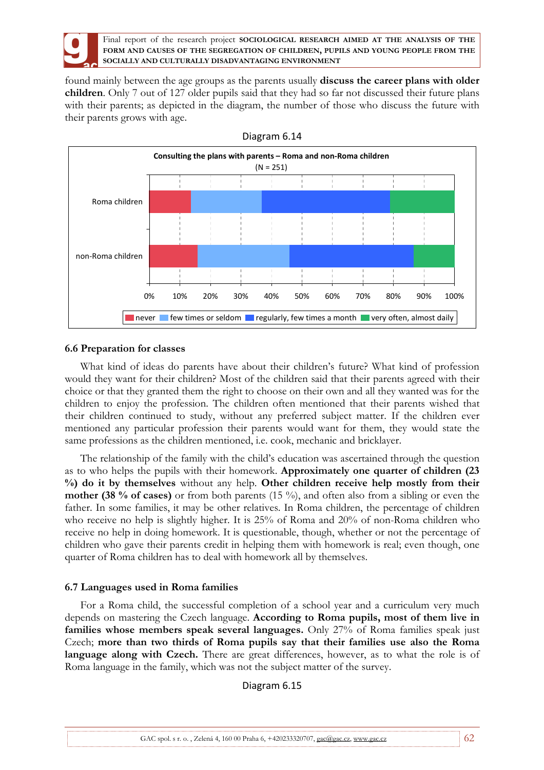found mainly between the age groups as the parents usually **discuss the career plans with older children**. Only 7 out of 127 older pupils said that they had so far not discussed their future plans with their parents; as depicted in the diagram, the number of those who discuss the future with their parents grows with age.

Diagram 6.14

**Consulting the plans with parents – Roma and non-Roma children**
(N = 251)

Roma children

non-Roma children

0% 10% 20% 30% 40% 50% 60% 70% 80% 90% 100%

never | few times or seldom | regularly, few times a month | very often, almost daily

### 6.6 Preparation for classes

What kind of ideas do parents have about their children's future? What kind of profession would they want for their children? Most of the children said that their parents agreed with their choice or that they granted them the right to choose on their own and all they wanted was for the children to enjoy the profession. The children often mentioned that their parents wished that their children continued to study, without any preferred subject matter. If the children ever mentioned any particular profession their parents would want for them, they would state the same professions as the children mentioned, i.e. cook, mechanic and bricklayer.

The relationship of the family with the child's education was ascertained through the question as to who helps the pupils with their homework. **Approximately one quarter of children (23 %) do it by themselves** without any help. **Other children receive help mostly from their mother (38 % of cases)** or from both parents (15 %), and often also from a sibling or even the father. In some families, it may be other relatives. In Roma children, the percentage of children who receive no help is slightly higher. It is 25% of Roma and 20% of non-Roma children who receive no help in doing homework. It is questionable, though, whether or not the percentage of children who gave their parents credit in helping them with homework is real; even though, one quarter of Roma children has to deal with homework all by themselves.

### 6.7 Languages used in Roma families

For a Roma child, the successful completion of a school year and a curriculum very much depends on mastering the Czech language. **According to Roma pupils, most of them live in families whose members speak several languages.** Only 27% of Roma families speak just Czech; **more than two thirds of Roma pupils say that their families use also the Roma language along with Czech.** There are great differences, however, as to what the role is of Roma language in the family, which was not the subject matter of the survey.

Diagram 6.15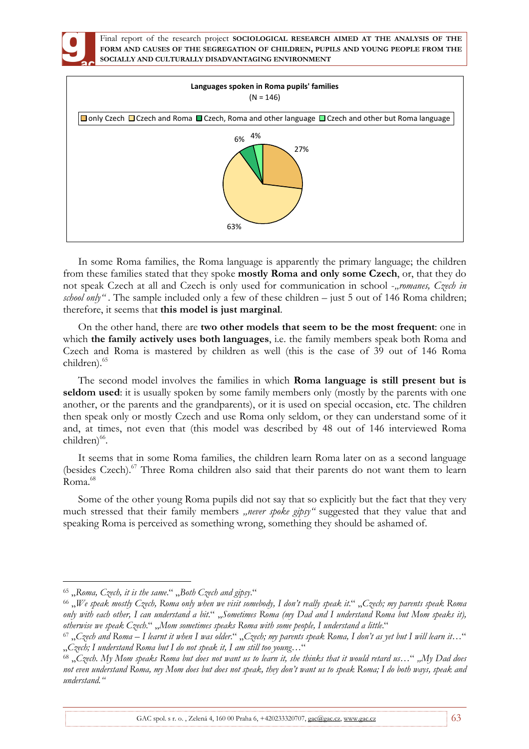**Languages spoken in Roma pupils' families**
(N = 146)

only Czech | Czech and Roma | Czech, Roma and other language | Czech and other but Roma language

27% | 63% | 6% | 4%

In some Roma families, the Roma language is apparently the primary language; the children from these families stated that they spoke **mostly Roma and only some Czech**, or, that they do not speak Czech at all and Czech is only used for communication in school -*„romanes, Czech in school only"* . The sample included only a few of these children – just 5 out of 146 Roma children; therefore, it seems that **this model is just marginal**.

On the other hand, there are **two other models that seem to be the most frequent**: one in which **the family actively uses both languages**, i.e. the family members speak both Roma and Czech and Roma is mastered by children as well (this is the case of 39 out of 146 Roma children).[65]

The second model involves the families in which **Roma language is still present but is seldom used**: it is usually spoken by some family members only (mostly by the parents with one another, or the parents and the grandparents), or it is used on special occasion, etc. The children then speak only or mostly Czech and use Roma only seldom, or they can understand some of it and, at times, not even that (this model was described by 48 out of 146 interviewed Roma children)[66].

It seems that in some Roma families, the children learn Roma later on as a second language (besides Czech).[67] Three Roma children also said that their parents do not want them to learn Roma.[68]

Some of the other young Roma pupils did not say that so explicitly but the fact that they very much stressed that their family members *„never spoke gipsy"* suggested that they value that and speaking Roma is perceived as something wrong, something they should be ashamed of.

---

[65] *„Roma, Czech, it is the same."* *„Both Czech and gipsy."*

[66] *„We speak mostly Czech, Roma only when we visit somebody, I don't really speak it."* *„Czech; my parents speak Roma only with each other, I can understand a bit."* *„Sometimes Roma (my Dad and I understand Roma but Mom speaks it), otherwise we speak Czech."* *„Mom sometimes speaks Roma with some people, I understand a little."*

[67] *„Czech and Roma – I learnt it when I was older."* *„Czech; my parents speak Roma, I don't as yet but I will learn it…"* *„Czech; I understand Roma but I do not speak it, I am still too young…"*

[68] *„Czech. My Mom speaks Roma but does not want us to learn it, she thinks that it would retard us…"* *„My Dad does not even understand Roma, my Mom does but does not speak, they don't want us to speak Roma; I do both ways, speak and understand."*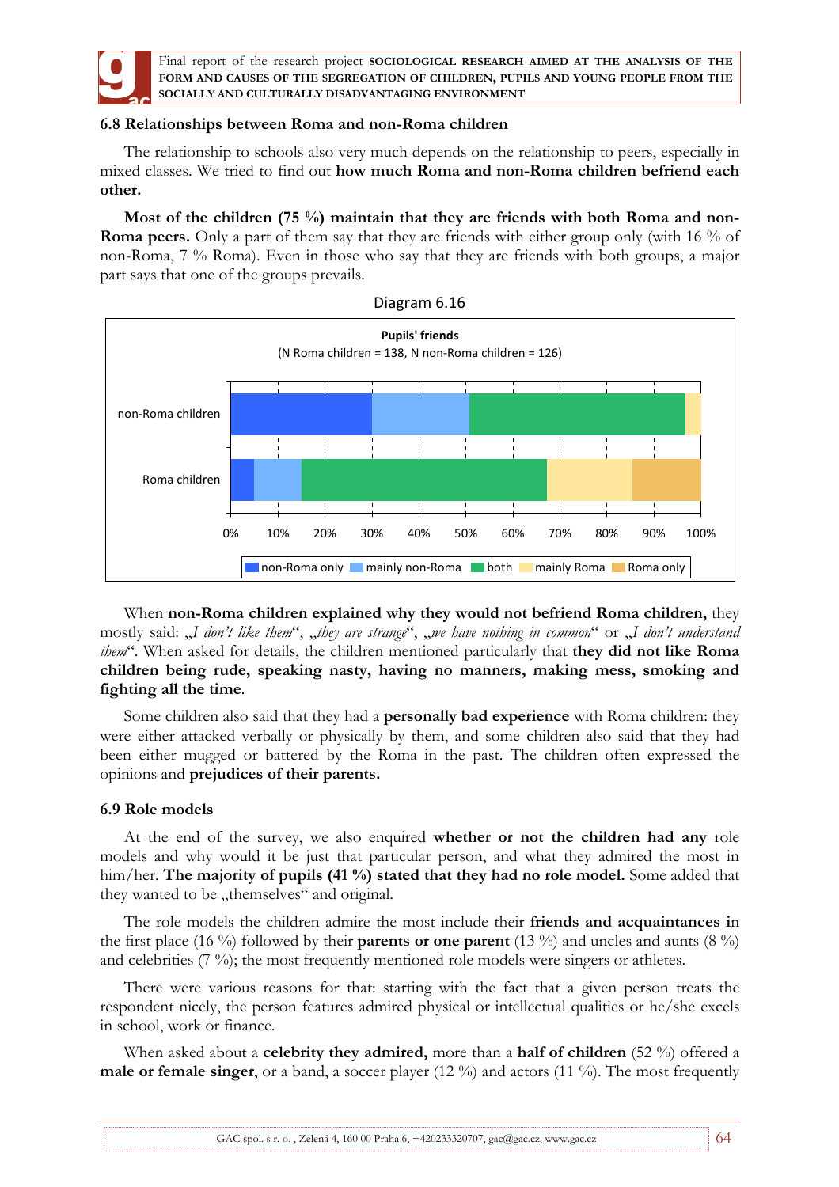## 6.8 Relationships between Roma and non-Roma children

The relationship to schools also very much depends on the relationship to peers, especially in mixed classes. We tried to find out **how much Roma and non-Roma children befriend each other.**

**Most of the children (75 %) maintain that they are friends with both Roma and non-Roma peers.** Only a part of them say that they are friends with either group only (with 16 % of non-Roma, 7 % Roma). Even in those who say that they are friends with both groups, a major part says that one of the groups prevails.

Diagram 6.16

Pupils' friends

(N Roma children = 138, N non-Roma children = 126)

When **non-Roma children explained why they would not befriend Roma children,** they mostly said: „*I don't like them*", „*they are strange*", „*we have nothing in common*" or „*I don't understand them*". When asked for details, the children mentioned particularly that **they did not like Roma children being rude, speaking nasty, having no manners, making mess, smoking and fighting all the time**.

Some children also said that they had a **personally bad experience** with Roma children: they were either attacked verbally or physically by them, and some children also said that they had been either mugged or battered by the Roma in the past. The children often expressed the opinions and **prejudices of their parents.**

## 6.9 Role models

At the end of the survey, we also enquired **whether or not the children had any** role models and why would it be just that particular person, and what they admired the most in him/her. **The majority of pupils (41 %) stated that they had no role model.** Some added that they wanted to be „themselves" and original.

The role models the children admire the most include their **friends and acquaintances i**n the first place (16 %) followed by their **parents or one parent** (13 %) and uncles and aunts (8 %) and celebrities (7 %); the most frequently mentioned role models were singers or athletes.

There were various reasons for that: starting with the fact that a given person treats the respondent nicely, the person features admired physical or intellectual qualities or he/she excels in school, work or finance.

When asked about a **celebrity they admired,** more than a **half of children** (52 %) offered a **male or female singer**, or a band, a soccer player (12 %) and actors (11 %). The most frequently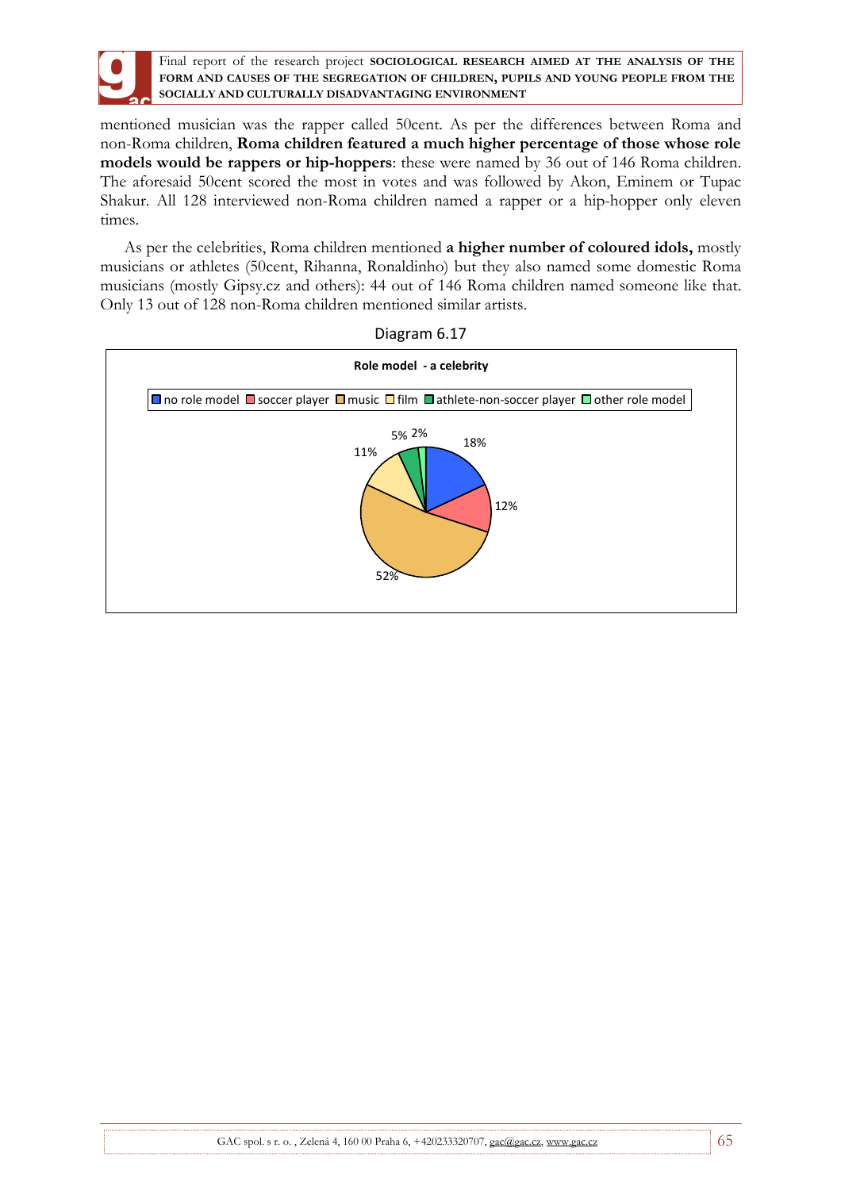mentioned musician was the rapper called 50cent. As per the differences between Roma and non-Roma children, **Roma children featured a much higher percentage of those whose role models would be rappers or hip-hoppers**: these were named by 36 out of 146 Roma children. The aforesaid 50cent scored the most in votes and was followed by Akon, Eminem or Tupac Shakur. All 128 interviewed non-Roma children named a rapper or a hip-hopper only eleven times.

As per the celebrities, Roma children mentioned **a higher number of coloured idols,** mostly musicians or athletes (50cent, Rihanna, Ronaldinho) but they also named some domestic Roma musicians (mostly Gipsy.cz and others): 44 out of 146 Roma children named someone like that. Only 13 out of 128 non-Roma children mentioned similar artists.

Diagram 6.17

**Role model - a celebrity**

| Category | Share |
|---|---|
| no role model | 18% |
| soccer player | 12% |
| music | 52% |
| film | 11% |
| athlete-non-soccer player | 5% |
| other role model | 2% |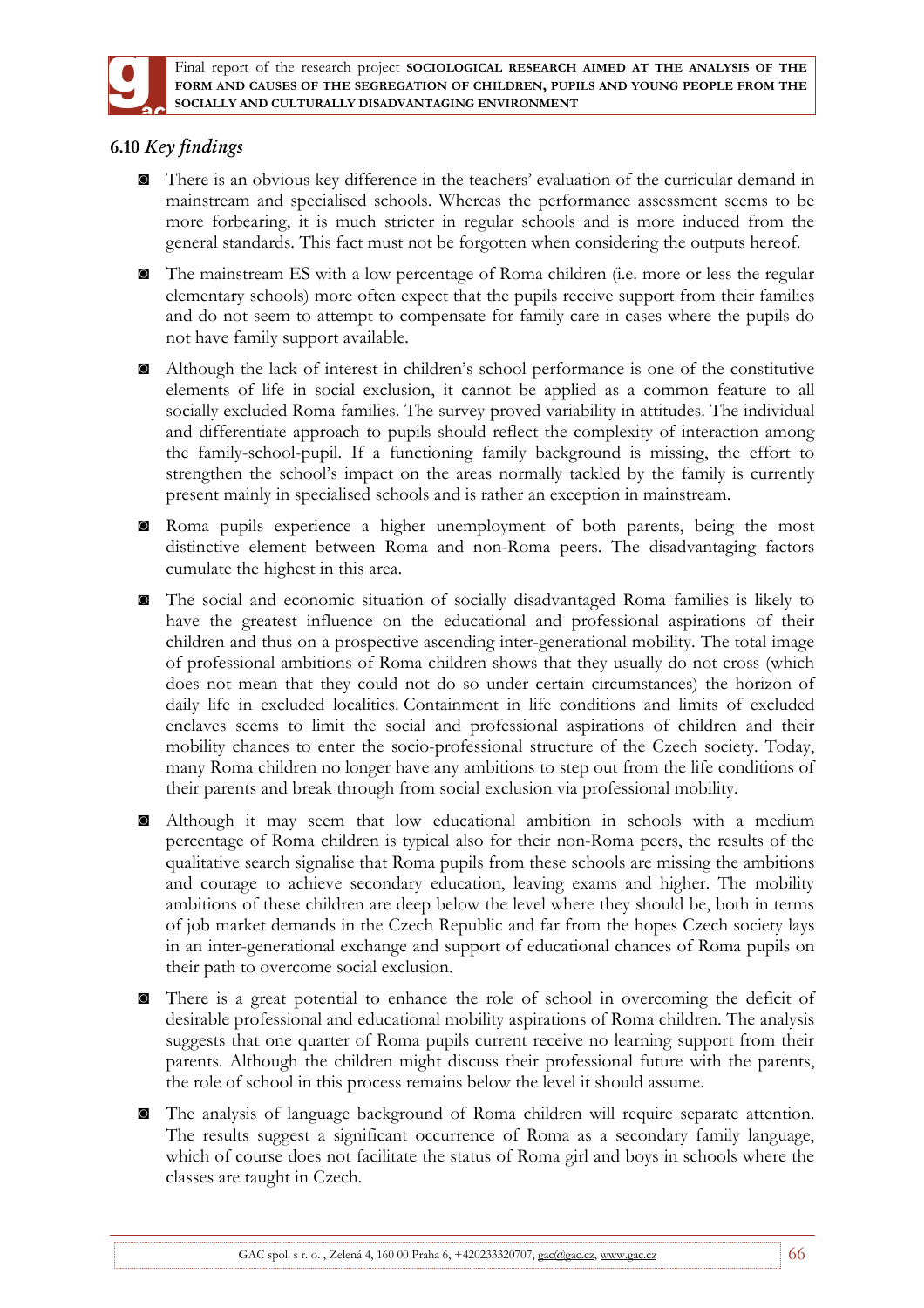## 6.10 *Key findings*

- There is an obvious key difference in the teachers' evaluation of the curricular demand in mainstream and specialised schools. Whereas the performance assessment seems to be more forbearing, it is much stricter in regular schools and is more induced from the general standards. This fact must not be forgotten when considering the outputs hereof.

- The mainstream ES with a low percentage of Roma children (i.e. more or less the regular elementary schools) more often expect that the pupils receive support from their families and do not seem to attempt to compensate for family care in cases where the pupils do not have family support available.

- Although the lack of interest in children's school performance is one of the constitutive elements of life in social exclusion, it cannot be applied as a common feature to all socially excluded Roma families. The survey proved variability in attitudes. The individual and differentiate approach to pupils should reflect the complexity of interaction among the family-school-pupil. If a functioning family background is missing, the effort to strengthen the school's impact on the areas normally tackled by the family is currently present mainly in specialised schools and is rather an exception in mainstream.

- Roma pupils experience a higher unemployment of both parents, being the most distinctive element between Roma and non-Roma peers. The disadvantaging factors cumulate the highest in this area.

- The social and economic situation of socially disadvantaged Roma families is likely to have the greatest influence on the educational and professional aspirations of their children and thus on a prospective ascending inter-generational mobility. The total image of professional ambitions of Roma children shows that they usually do not cross (which does not mean that they could not do so under certain circumstances) the horizon of daily life in excluded localities. Containment in life conditions and limits of excluded enclaves seems to limit the social and professional aspirations of children and their mobility chances to enter the socio-professional structure of the Czech society. Today, many Roma children no longer have any ambitions to step out from the life conditions of their parents and break through from social exclusion via professional mobility.

- Although it may seem that low educational ambition in schools with a medium percentage of Roma children is typical also for their non-Roma peers, the results of the qualitative search signalise that Roma pupils from these schools are missing the ambitions and courage to achieve secondary education, leaving exams and higher. The mobility ambitions of these children are deep below the level where they should be, both in terms of job market demands in the Czech Republic and far from the hopes Czech society lays in an inter-generational exchange and support of educational chances of Roma pupils on their path to overcome social exclusion.

- There is a great potential to enhance the role of school in overcoming the deficit of desirable professional and educational mobility aspirations of Roma children. The analysis suggests that one quarter of Roma pupils current receive no learning support from their parents. Although the children might discuss their professional future with the parents, the role of school in this process remains below the level it should assume.

- The analysis of language background of Roma children will require separate attention. The results suggest a significant occurrence of Roma as a secondary family language, which of course does not facilitate the status of Roma girl and boys in schools where the classes are taught in Czech.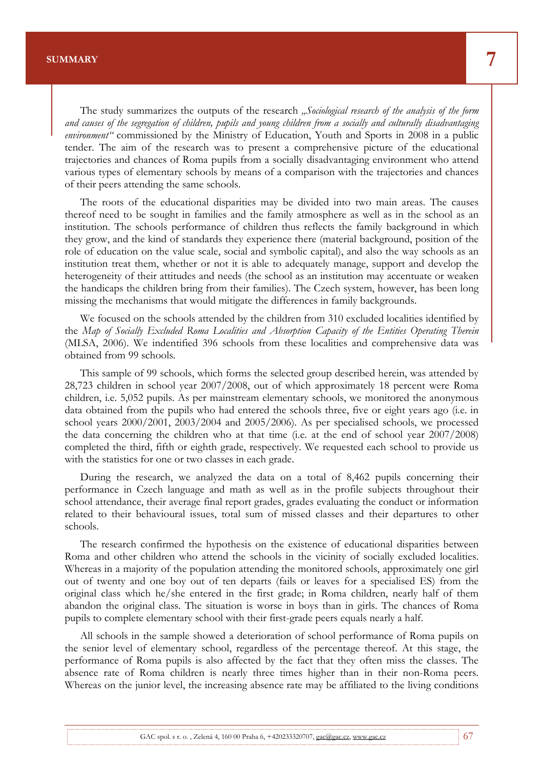# 7 SUMMARY

The study summarizes the outputs of the research *„Sociological research of the analysis of the form and causes of the segregation of children, pupils and young children from a socially and culturally disadvantaging environment"* commissioned by the Ministry of Education, Youth and Sports in 2008 in a public tender. The aim of the research was to present a comprehensive picture of the educational trajectories and chances of Roma pupils from a socially disadvantaging environment who attend various types of elementary schools by means of a comparison with the trajectories and chances of their peers attending the same schools.

The roots of the educational disparities may be divided into two main areas. The causes thereof need to be sought in families and the family atmosphere as well as in the school as an institution. The schools performance of children thus reflects the family background in which they grow, and the kind of standards they experience there (material background, position of the role of education on the value scale, social and symbolic capital), and also the way schools as an institution treat them, whether or not it is able to adequately manage, support and develop the heterogeneity of their attitudes and needs (the school as an institution may accentuate or weaken the handicaps the children bring from their families). The Czech system, however, has been long missing the mechanisms that would mitigate the differences in family backgrounds.

We focused on the schools attended by the children from 310 excluded localities identified by the *Map of Socially Excluded Roma Localities and Absorption Capacity of the Entities Operating Therein* (MLSA, 2006). We indentified 396 schools from these localities and comprehensive data was obtained from 99 schools.

This sample of 99 schools, which forms the selected group described herein, was attended by 28,723 children in school year 2007/2008, out of which approximately 18 percent were Roma children, i.e. 5,052 pupils. As per mainstream elementary schools, we monitored the anonymous data obtained from the pupils who had entered the schools three, five or eight years ago (i.e. in school years 2000/2001, 2003/2004 and 2005/2006). As per specialised schools, we processed the data concerning the children who at that time (i.e. at the end of school year 2007/2008) completed the third, fifth or eighth grade, respectively. We requested each school to provide us with the statistics for one or two classes in each grade.

During the research, we analyzed the data on a total of 8,462 pupils concerning their performance in Czech language and math as well as in the profile subjects throughout their school attendance, their average final report grades, grades evaluating the conduct or information related to their behavioural issues, total sum of missed classes and their departures to other schools.

The research confirmed the hypothesis on the existence of educational disparities between Roma and other children who attend the schools in the vicinity of socially excluded localities. Whereas in a majority of the population attending the monitored schools, approximately one girl out of twenty and one boy out of ten departs (fails or leaves for a specialised ES) from the original class which he/she entered in the first grade; in Roma children, nearly half of them abandon the original class. The situation is worse in boys than in girls. The chances of Roma pupils to complete elementary school with their first-grade peers equals nearly a half.

All schools in the sample showed a deterioration of school performance of Roma pupils on the senior level of elementary school, regardless of the percentage thereof. At this stage, the performance of Roma pupils is also affected by the fact that they often miss the classes. The absence rate of Roma children is nearly three times higher than in their non-Roma peers. Whereas on the junior level, the increasing absence rate may be affiliated to the living conditions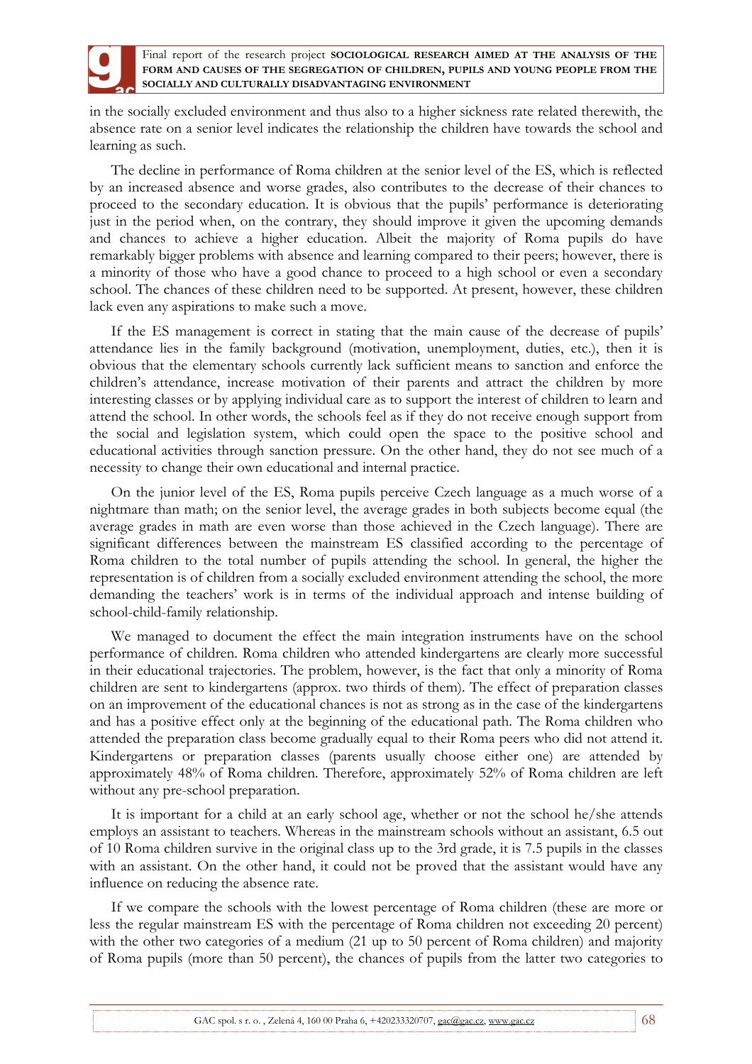in the socially excluded environment and thus also to a higher sickness rate related therewith, the absence rate on a senior level indicates the relationship the children have towards the school and learning as such.

The decline in performance of Roma children at the senior level of the ES, which is reflected by an increased absence and worse grades, also contributes to the decrease of their chances to proceed to the secondary education. It is obvious that the pupils' performance is deteriorating just in the period when, on the contrary, they should improve it given the upcoming demands and chances to achieve a higher education. Albeit the majority of Roma pupils do have remarkably bigger problems with absence and learning compared to their peers; however, there is a minority of those who have a good chance to proceed to a high school or even a secondary school. The chances of these children need to be supported. At present, however, these children lack even any aspirations to make such a move.

If the ES management is correct in stating that the main cause of the decrease of pupils' attendance lies in the family background (motivation, unemployment, duties, etc.), then it is obvious that the elementary schools currently lack sufficient means to sanction and enforce the children's attendance, increase motivation of their parents and attract the children by more interesting classes or by applying individual care as to support the interest of children to learn and attend the school. In other words, the schools feel as if they do not receive enough support from the social and legislation system, which could open the space to the positive school and educational activities through sanction pressure. On the other hand, they do not see much of a necessity to change their own educational and internal practice.

On the junior level of the ES, Roma pupils perceive Czech language as a much worse of a nightmare than math; on the senior level, the average grades in both subjects become equal (the average grades in math are even worse than those achieved in the Czech language). There are significant differences between the mainstream ES classified according to the percentage of Roma children to the total number of pupils attending the school. In general, the higher the representation is of children from a socially excluded environment attending the school, the more demanding the teachers' work is in terms of the individual approach and intense building of school-child-family relationship.

We managed to document the effect the main integration instruments have on the school performance of children. Roma children who attended kindergartens are clearly more successful in their educational trajectories. The problem, however, is the fact that only a minority of Roma children are sent to kindergartens (approx. two thirds of them). The effect of preparation classes on an improvement of the educational chances is not as strong as in the case of the kindergartens and has a positive effect only at the beginning of the educational path. The Roma children who attended the preparation class become gradually equal to their Roma peers who did not attend it. Kindergartens or preparation classes (parents usually choose either one) are attended by approximately 48% of Roma children. Therefore, approximately 52% of Roma children are left without any pre-school preparation.

It is important for a child at an early school age, whether or not the school he/she attends employs an assistant to teachers. Whereas in the mainstream schools without an assistant, 6.5 out of 10 Roma children survive in the original class up to the 3rd grade, it is 7.5 pupils in the classes with an assistant. On the other hand, it could not be proved that the assistant would have any influence on reducing the absence rate.

If we compare the schools with the lowest percentage of Roma children (these are more or less the regular mainstream ES with the percentage of Roma children not exceeding 20 percent) with the other two categories of a medium (21 up to 50 percent of Roma children) and majority of Roma pupils (more than 50 percent), the chances of pupils from the latter two categories to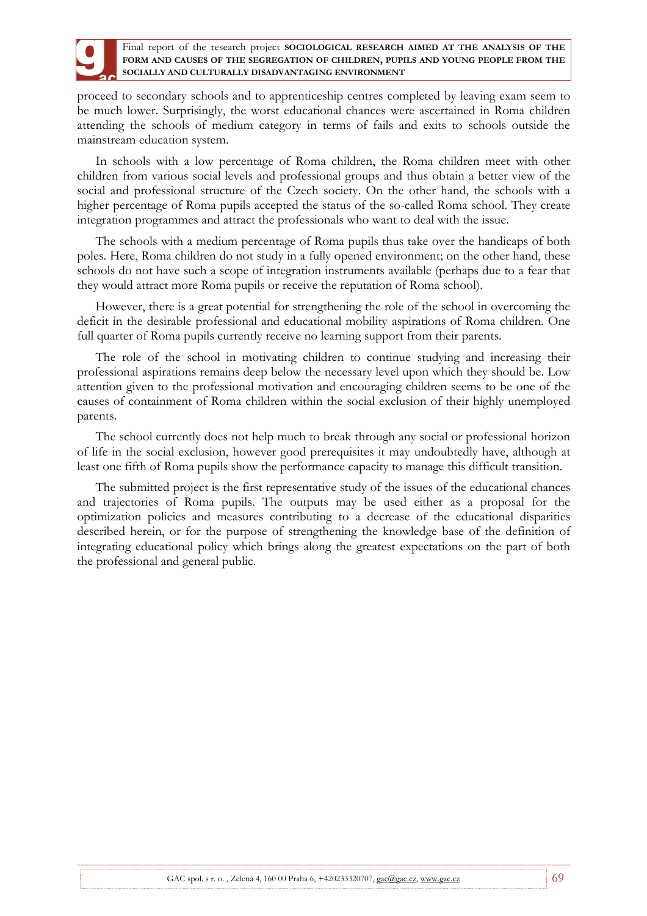proceed to secondary schools and to apprenticeship centres completed by leaving exam seem to be much lower. Surprisingly, the worst educational chances were ascertained in Roma children attending the schools of medium category in terms of fails and exits to schools outside the mainstream education system.

In schools with a low percentage of Roma children, the Roma children meet with other children from various social levels and professional groups and thus obtain a better view of the social and professional structure of the Czech society. On the other hand, the schools with a higher percentage of Roma pupils accepted the status of the so-called Roma school. They create integration programmes and attract the professionals who want to deal with the issue.

The schools with a medium percentage of Roma pupils thus take over the handicaps of both poles. Here, Roma children do not study in a fully opened environment; on the other hand, these schools do not have such a scope of integration instruments available (perhaps due to a fear that they would attract more Roma pupils or receive the reputation of Roma school).

However, there is a great potential for strengthening the role of the school in overcoming the deficit in the desirable professional and educational mobility aspirations of Roma children. One full quarter of Roma pupils currently receive no learning support from their parents.

The role of the school in motivating children to continue studying and increasing their professional aspirations remains deep below the necessary level upon which they should be. Low attention given to the professional motivation and encouraging children seems to be one of the causes of containment of Roma children within the social exclusion of their highly unemployed parents.

The school currently does not help much to break through any social or professional horizon of life in the social exclusion, however good prerequisites it may undoubtedly have, although at least one fifth of Roma pupils show the performance capacity to manage this difficult transition.

The submitted project is the first representative study of the issues of the educational chances and trajectories of Roma pupils. The outputs may be used either as a proposal for the optimization policies and measures contributing to a decrease of the educational disparities described herein, or for the purpose of strengthening the knowledge base of the definition of integrating educational policy which brings along the greatest expectations on the part of both the professional and general public.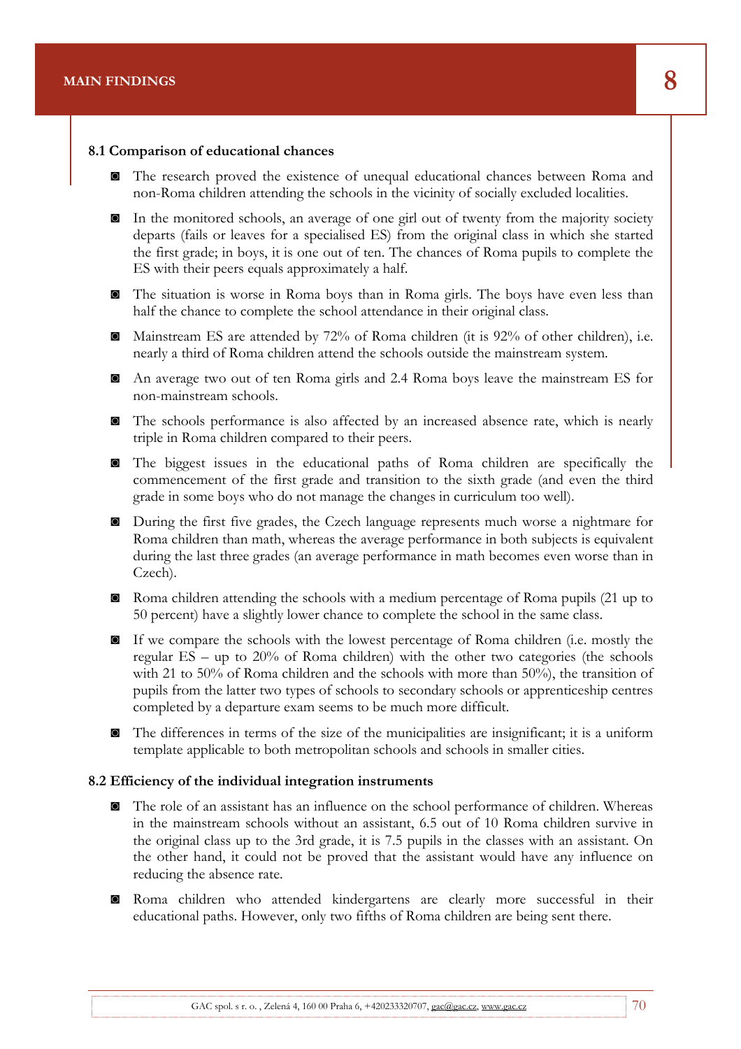# 8 MAIN FINDINGS

## 8.1 Comparison of educational chances

- The research proved the existence of unequal educational chances between Roma and non-Roma children attending the schools in the vicinity of socially excluded localities.
- In the monitored schools, an average of one girl out of twenty from the majority society departs (fails or leaves for a specialised ES) from the original class in which she started the first grade; in boys, it is one out of ten. The chances of Roma pupils to complete the ES with their peers equals approximately a half.
- The situation is worse in Roma boys than in Roma girls. The boys have even less than half the chance to complete the school attendance in their original class.
- Mainstream ES are attended by 72% of Roma children (it is 92% of other children), i.e. nearly a third of Roma children attend the schools outside the mainstream system.
- An average two out of ten Roma girls and 2.4 Roma boys leave the mainstream ES for non-mainstream schools.
- The schools performance is also affected by an increased absence rate, which is nearly triple in Roma children compared to their peers.
- The biggest issues in the educational paths of Roma children are specifically the commencement of the first grade and transition to the sixth grade (and even the third grade in some boys who do not manage the changes in curriculum too well).
- During the first five grades, the Czech language represents much worse a nightmare for Roma children than math, whereas the average performance in both subjects is equivalent during the last three grades (an average performance in math becomes even worse than in Czech).
- Roma children attending the schools with a medium percentage of Roma pupils (21 up to 50 percent) have a slightly lower chance to complete the school in the same class.
- If we compare the schools with the lowest percentage of Roma children (i.e. mostly the regular ES – up to 20% of Roma children) with the other two categories (the schools with 21 to 50% of Roma children and the schools with more than 50%), the transition of pupils from the latter two types of schools to secondary schools or apprenticeship centres completed by a departure exam seems to be much more difficult.
- The differences in terms of the size of the municipalities are insignificant; it is a uniform template applicable to both metropolitan schools and schools in smaller cities.

## 8.2 Efficiency of the individual integration instruments

- The role of an assistant has an influence on the school performance of children. Whereas in the mainstream schools without an assistant, 6.5 out of 10 Roma children survive in the original class up to the 3rd grade, it is 7.5 pupils in the classes with an assistant. On the other hand, it could not be proved that the assistant would have any influence on reducing the absence rate.
- Roma children who attended kindergartens are clearly more successful in their educational paths. However, only two fifths of Roma children are being sent there.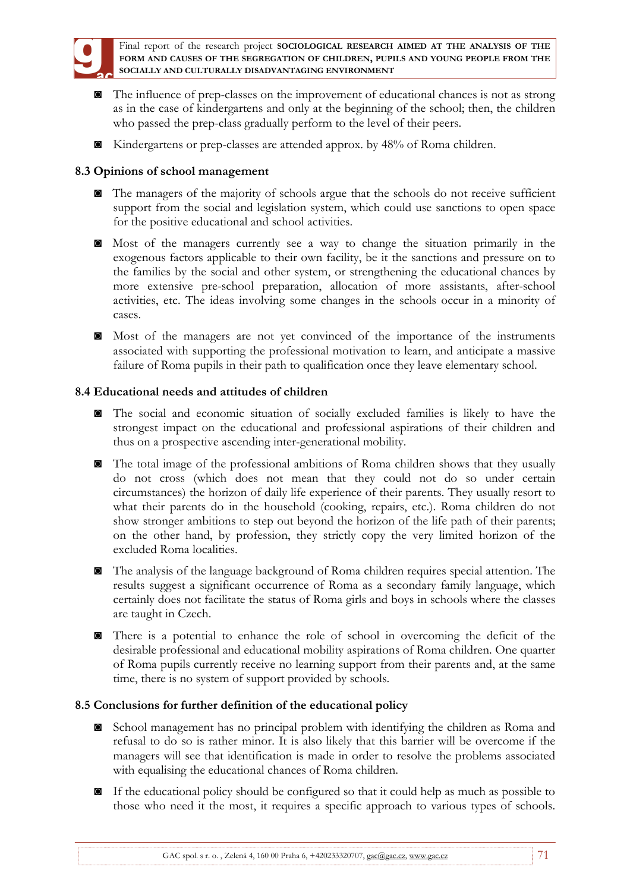- The influence of prep-classes on the improvement of educational chances is not as strong as in the case of kindergartens and only at the beginning of the school; then, the children who passed the prep-class gradually perform to the level of their peers.
- Kindergartens or prep-classes are attended approx. by 48% of Roma children.

### 8.3 Opinions of school management

- The managers of the majority of schools argue that the schools do not receive sufficient support from the social and legislation system, which could use sanctions to open space for the positive educational and school activities.
- Most of the managers currently see a way to change the situation primarily in the exogenous factors applicable to their own facility, be it the sanctions and pressure on to the families by the social and other system, or strengthening the educational chances by more extensive pre-school preparation, allocation of more assistants, after-school activities, etc. The ideas involving some changes in the schools occur in a minority of cases.
- Most of the managers are not yet convinced of the importance of the instruments associated with supporting the professional motivation to learn, and anticipate a massive failure of Roma pupils in their path to qualification once they leave elementary school.

### 8.4 Educational needs and attitudes of children

- The social and economic situation of socially excluded families is likely to have the strongest impact on the educational and professional aspirations of their children and thus on a prospective ascending inter-generational mobility.
- The total image of the professional ambitions of Roma children shows that they usually do not cross (which does not mean that they could not do so under certain circumstances) the horizon of daily life experience of their parents. They usually resort to what their parents do in the household (cooking, repairs, etc.). Roma children do not show stronger ambitions to step out beyond the horizon of the life path of their parents; on the other hand, by profession, they strictly copy the very limited horizon of the excluded Roma localities.
- The analysis of the language background of Roma children requires special attention. The results suggest a significant occurrence of Roma as a secondary family language, which certainly does not facilitate the status of Roma girls and boys in schools where the classes are taught in Czech.
- There is a potential to enhance the role of school in overcoming the deficit of the desirable professional and educational mobility aspirations of Roma children. One quarter of Roma pupils currently receive no learning support from their parents and, at the same time, there is no system of support provided by schools.

### 8.5 Conclusions for further definition of the educational policy

- School management has no principal problem with identifying the children as Roma and refusal to do so is rather minor. It is also likely that this barrier will be overcome if the managers will see that identification is made in order to resolve the problems associated with equalising the educational chances of Roma children.
- If the educational policy should be configured so that it could help as much as possible to those who need it the most, it requires a specific approach to various types of schools.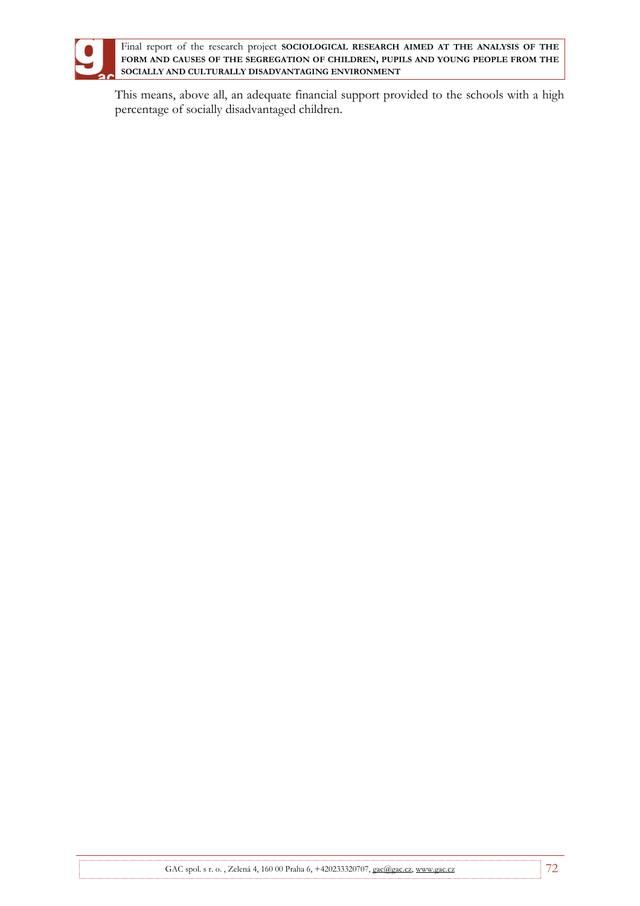This means, above all, an adequate financial support provided to the schools with a high percentage of socially disadvantaged children.